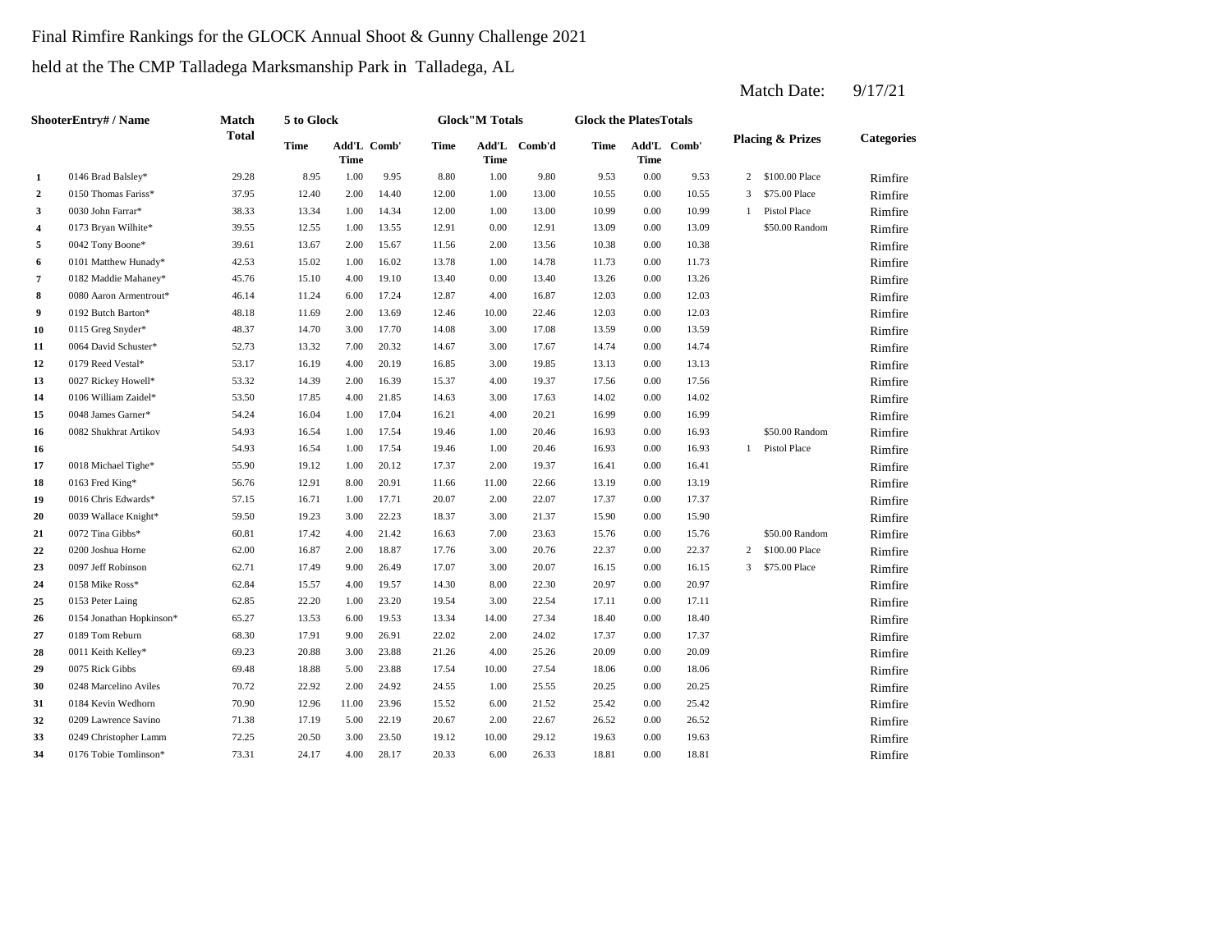Final Rimfire Rankings for the GLOCK Annual Shoot & Gunny Challenge 2021

held at the The CMP Talladega Marksmanship Park in Talladega, AL

Match Date: 9/17/21

| | ShooterEntry# / Name | Match Total | 5 to Glock | | | Glock"M Totals | | | Glock the PlatesTotals | | | Placing & Prizes | | Categories |
|---|---|---|---|---|---|---|---|---|---|---|---|---|---|---|
| | | | Time | Add'L Time | Comb' | Time | Add'L Time | Comb'd | Time | Add'L Time | Comb' | | | |
| 1 | 0146 Brad Balsley* | 29.28 | 8.95 | 1.00 | 9.95 | 8.80 | 1.00 | 9.80 | 9.53 | 0.00 | 9.53 | 2 | $100.00 Place | Rimfire |
| 2 | 0150 Thomas Fariss* | 37.95 | 12.40 | 2.00 | 14.40 | 12.00 | 1.00 | 13.00 | 10.55 | 0.00 | 10.55 | 3 | $75.00 Place | Rimfire |
| 3 | 0030 John Farrar* | 38.33 | 13.34 | 1.00 | 14.34 | 12.00 | 1.00 | 13.00 | 10.99 | 0.00 | 10.99 | 1 | Pistol Place | Rimfire |
| 4 | 0173 Bryan Wilhite* | 39.55 | 12.55 | 1.00 | 13.55 | 12.91 | 0.00 | 12.91 | 13.09 | 0.00 | 13.09 | | $50.00 Random | Rimfire |
| 5 | 0042 Tony Boone* | 39.61 | 13.67 | 2.00 | 15.67 | 11.56 | 2.00 | 13.56 | 10.38 | 0.00 | 10.38 | | | Rimfire |
| 6 | 0101 Matthew Hunady* | 42.53 | 15.02 | 1.00 | 16.02 | 13.78 | 1.00 | 14.78 | 11.73 | 0.00 | 11.73 | | | Rimfire |
| 7 | 0182 Maddie Mahaney* | 45.76 | 15.10 | 4.00 | 19.10 | 13.40 | 0.00 | 13.40 | 13.26 | 0.00 | 13.26 | | | Rimfire |
| 8 | 0080 Aaron Armentrout* | 46.14 | 11.24 | 6.00 | 17.24 | 12.87 | 4.00 | 16.87 | 12.03 | 0.00 | 12.03 | | | Rimfire |
| 9 | 0192 Butch Barton* | 48.18 | 11.69 | 2.00 | 13.69 | 12.46 | 10.00 | 22.46 | 12.03 | 0.00 | 12.03 | | | Rimfire |
| 10 | 0115 Greg Snyder* | 48.37 | 14.70 | 3.00 | 17.70 | 14.08 | 3.00 | 17.08 | 13.59 | 0.00 | 13.59 | | | Rimfire |
| 11 | 0064 David Schuster* | 52.73 | 13.32 | 7.00 | 20.32 | 14.67 | 3.00 | 17.67 | 14.74 | 0.00 | 14.74 | | | Rimfire |
| 12 | 0179 Reed Vestal* | 53.17 | 16.19 | 4.00 | 20.19 | 16.85 | 3.00 | 19.85 | 13.13 | 0.00 | 13.13 | | | Rimfire |
| 13 | 0027 Rickey Howell* | 53.32 | 14.39 | 2.00 | 16.39 | 15.37 | 4.00 | 19.37 | 17.56 | 0.00 | 17.56 | | | Rimfire |
| 14 | 0106 William Zaidel* | 53.50 | 17.85 | 4.00 | 21.85 | 14.63 | 3.00 | 17.63 | 14.02 | 0.00 | 14.02 | | | Rimfire |
| 15 | 0048 James Garner* | 54.24 | 16.04 | 1.00 | 17.04 | 16.21 | 4.00 | 20.21 | 16.99 | 0.00 | 16.99 | | | Rimfire |
| 16 | 0082 Shukhrat Artikov | 54.93 | 16.54 | 1.00 | 17.54 | 19.46 | 1.00 | 20.46 | 16.93 | 0.00 | 16.93 | | $50.00 Random | Rimfire |
| 16 | | 54.93 | 16.54 | 1.00 | 17.54 | 19.46 | 1.00 | 20.46 | 16.93 | 0.00 | 16.93 | 1 | Pistol Place | Rimfire |
| 17 | 0018 Michael Tighe* | 55.90 | 19.12 | 1.00 | 20.12 | 17.37 | 2.00 | 19.37 | 16.41 | 0.00 | 16.41 | | | Rimfire |
| 18 | 0163 Fred King* | 56.76 | 12.91 | 8.00 | 20.91 | 11.66 | 11.00 | 22.66 | 13.19 | 0.00 | 13.19 | | | Rimfire |
| 19 | 0016 Chris Edwards* | 57.15 | 16.71 | 1.00 | 17.71 | 20.07 | 2.00 | 22.07 | 17.37 | 0.00 | 17.37 | | | Rimfire |
| 20 | 0039 Wallace Knight* | 59.50 | 19.23 | 3.00 | 22.23 | 18.37 | 3.00 | 21.37 | 15.90 | 0.00 | 15.90 | | | Rimfire |
| 21 | 0072 Tina Gibbs* | 60.81 | 17.42 | 4.00 | 21.42 | 16.63 | 7.00 | 23.63 | 15.76 | 0.00 | 15.76 | | $50.00 Random | Rimfire |
| 22 | 0200 Joshua Horne | 62.00 | 16.87 | 2.00 | 18.87 | 17.76 | 3.00 | 20.76 | 22.37 | 0.00 | 22.37 | 2 | $100.00 Place | Rimfire |
| 23 | 0097 Jeff Robinson | 62.71 | 17.49 | 9.00 | 26.49 | 17.07 | 3.00 | 20.07 | 16.15 | 0.00 | 16.15 | 3 | $75.00 Place | Rimfire |
| 24 | 0158 Mike Ross* | 62.84 | 15.57 | 4.00 | 19.57 | 14.30 | 8.00 | 22.30 | 20.97 | 0.00 | 20.97 | | | Rimfire |
| 25 | 0153 Peter Laing | 62.85 | 22.20 | 1.00 | 23.20 | 19.54 | 3.00 | 22.54 | 17.11 | 0.00 | 17.11 | | | Rimfire |
| 26 | 0154 Jonathan Hopkinson* | 65.27 | 13.53 | 6.00 | 19.53 | 13.34 | 14.00 | 27.34 | 18.40 | 0.00 | 18.40 | | | Rimfire |
| 27 | 0189 Tom Reburn | 68.30 | 17.91 | 9.00 | 26.91 | 22.02 | 2.00 | 24.02 | 17.37 | 0.00 | 17.37 | | | Rimfire |
| 28 | 0011 Keith Kelley* | 69.23 | 20.88 | 3.00 | 23.88 | 21.26 | 4.00 | 25.26 | 20.09 | 0.00 | 20.09 | | | Rimfire |
| 29 | 0075 Rick Gibbs | 69.48 | 18.88 | 5.00 | 23.88 | 17.54 | 10.00 | 27.54 | 18.06 | 0.00 | 18.06 | | | Rimfire |
| 30 | 0248 Marcelino Aviles | 70.72 | 22.92 | 2.00 | 24.92 | 24.55 | 1.00 | 25.55 | 20.25 | 0.00 | 20.25 | | | Rimfire |
| 31 | 0184 Kevin Wedhorn | 70.90 | 12.96 | 11.00 | 23.96 | 15.52 | 6.00 | 21.52 | 25.42 | 0.00 | 25.42 | | | Rimfire |
| 32 | 0209 Lawrence Savino | 71.38 | 17.19 | 5.00 | 22.19 | 20.67 | 2.00 | 22.67 | 26.52 | 0.00 | 26.52 | | | Rimfire |
| 33 | 0249 Christopher Lamm | 72.25 | 20.50 | 3.00 | 23.50 | 19.12 | 10.00 | 29.12 | 19.63 | 0.00 | 19.63 | | | Rimfire |
| 34 | 0176 Tobie Tomlinson* | 73.31 | 24.17 | 4.00 | 28.17 | 20.33 | 6.00 | 26.33 | 18.81 | 0.00 | 18.81 | | | Rimfire |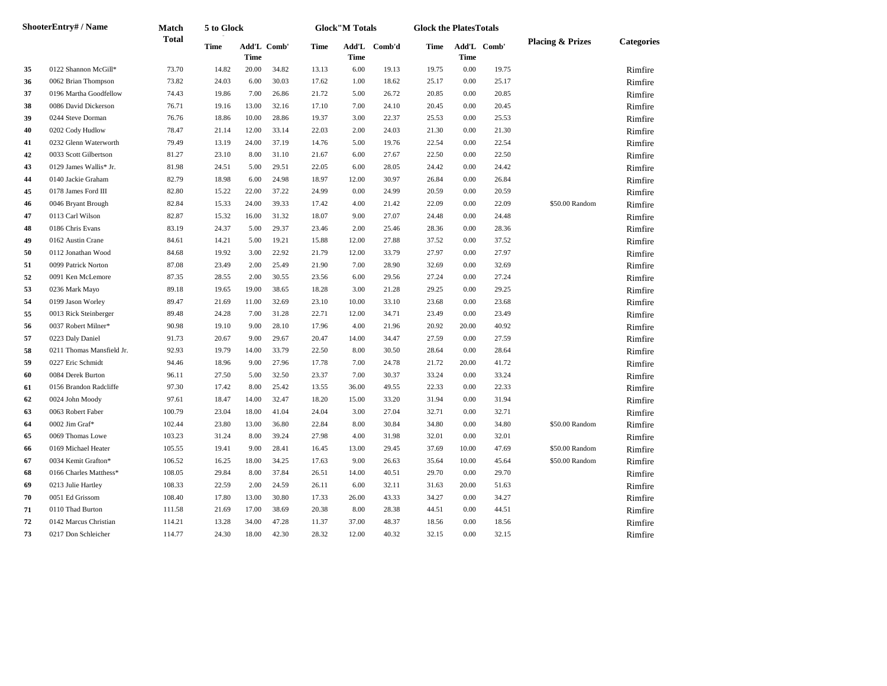| Shooter | Entry# / Name | Match Total | 5 to Glock | | | Glock"M Totals | | | Glock the Plates Totals | | | Placing & Prizes | Categories |
|---|---|---|---|---|---|---|---|---|---|---|---|---|---|
| | | | Time | Add'L Time | Comb' | Time | Add'L Time | Comb'd | Time | Add'L Time | Comb' | | |
| 35 | 0122 Shannon McGill* | 73.70 | 14.82 | 20.00 | 34.82 | 13.13 | 6.00 | 19.13 | 19.75 | 0.00 | 19.75 | | Rimfire |
| 36 | 0062 Brian Thompson | 73.82 | 24.03 | 6.00 | 30.03 | 17.62 | 1.00 | 18.62 | 25.17 | 0.00 | 25.17 | | Rimfire |
| 37 | 0196 Martha Goodfellow | 74.43 | 19.86 | 7.00 | 26.86 | 21.72 | 5.00 | 26.72 | 20.85 | 0.00 | 20.85 | | Rimfire |
| 38 | 0086 David Dickerson | 76.71 | 19.16 | 13.00 | 32.16 | 17.10 | 7.00 | 24.10 | 20.45 | 0.00 | 20.45 | | Rimfire |
| 39 | 0244 Steve Dorman | 76.76 | 18.86 | 10.00 | 28.86 | 19.37 | 3.00 | 22.37 | 25.53 | 0.00 | 25.53 | | Rimfire |
| 40 | 0202 Cody Hudlow | 78.47 | 21.14 | 12.00 | 33.14 | 22.03 | 2.00 | 24.03 | 21.30 | 0.00 | 21.30 | | Rimfire |
| 41 | 0232 Glenn Waterworth | 79.49 | 13.19 | 24.00 | 37.19 | 14.76 | 5.00 | 19.76 | 22.54 | 0.00 | 22.54 | | Rimfire |
| 42 | 0033 Scott Gilbertson | 81.27 | 23.10 | 8.00 | 31.10 | 21.67 | 6.00 | 27.67 | 22.50 | 0.00 | 22.50 | | Rimfire |
| 43 | 0129 James Wallis* Jr. | 81.98 | 24.51 | 5.00 | 29.51 | 22.05 | 6.00 | 28.05 | 24.42 | 0.00 | 24.42 | | Rimfire |
| 44 | 0140 Jackie Graham | 82.79 | 18.98 | 6.00 | 24.98 | 18.97 | 12.00 | 30.97 | 26.84 | 0.00 | 26.84 | | Rimfire |
| 45 | 0178 James Ford III | 82.80 | 15.22 | 22.00 | 37.22 | 24.99 | 0.00 | 24.99 | 20.59 | 0.00 | 20.59 | | Rimfire |
| 46 | 0046 Bryant Brough | 82.84 | 15.33 | 24.00 | 39.33 | 17.42 | 4.00 | 21.42 | 22.09 | 0.00 | 22.09 | $50.00 Random | Rimfire |
| 47 | 0113 Carl Wilson | 82.87 | 15.32 | 16.00 | 31.32 | 18.07 | 9.00 | 27.07 | 24.48 | 0.00 | 24.48 | | Rimfire |
| 48 | 0186 Chris Evans | 83.19 | 24.37 | 5.00 | 29.37 | 23.46 | 2.00 | 25.46 | 28.36 | 0.00 | 28.36 | | Rimfire |
| 49 | 0162 Austin Crane | 84.61 | 14.21 | 5.00 | 19.21 | 15.88 | 12.00 | 27.88 | 37.52 | 0.00 | 37.52 | | Rimfire |
| 50 | 0112 Jonathan Wood | 84.68 | 19.92 | 3.00 | 22.92 | 21.79 | 12.00 | 33.79 | 27.97 | 0.00 | 27.97 | | Rimfire |
| 51 | 0099 Patrick Norton | 87.08 | 23.49 | 2.00 | 25.49 | 21.90 | 7.00 | 28.90 | 32.69 | 0.00 | 32.69 | | Rimfire |
| 52 | 0091 Ken McLemore | 87.35 | 28.55 | 2.00 | 30.55 | 23.56 | 6.00 | 29.56 | 27.24 | 0.00 | 27.24 | | Rimfire |
| 53 | 0236 Mark Mayo | 89.18 | 19.65 | 19.00 | 38.65 | 18.28 | 3.00 | 21.28 | 29.25 | 0.00 | 29.25 | | Rimfire |
| 54 | 0199 Jason Worley | 89.47 | 21.69 | 11.00 | 32.69 | 23.10 | 10.00 | 33.10 | 23.68 | 0.00 | 23.68 | | Rimfire |
| 55 | 0013 Rick Steinberger | 89.48 | 24.28 | 7.00 | 31.28 | 22.71 | 12.00 | 34.71 | 23.49 | 0.00 | 23.49 | | Rimfire |
| 56 | 0037 Robert Milner* | 90.98 | 19.10 | 9.00 | 28.10 | 17.96 | 4.00 | 21.96 | 20.92 | 20.00 | 40.92 | | Rimfire |
| 57 | 0223 Daly Daniel | 91.73 | 20.67 | 9.00 | 29.67 | 20.47 | 14.00 | 34.47 | 27.59 | 0.00 | 27.59 | | Rimfire |
| 58 | 0211 Thomas Mansfield Jr. | 92.93 | 19.79 | 14.00 | 33.79 | 22.50 | 8.00 | 30.50 | 28.64 | 0.00 | 28.64 | | Rimfire |
| 59 | 0227 Eric Schmidt | 94.46 | 18.96 | 9.00 | 27.96 | 17.78 | 7.00 | 24.78 | 21.72 | 20.00 | 41.72 | | Rimfire |
| 60 | 0084 Derek Burton | 96.11 | 27.50 | 5.00 | 32.50 | 23.37 | 7.00 | 30.37 | 33.24 | 0.00 | 33.24 | | Rimfire |
| 61 | 0156 Brandon Radcliffe | 97.30 | 17.42 | 8.00 | 25.42 | 13.55 | 36.00 | 49.55 | 22.33 | 0.00 | 22.33 | | Rimfire |
| 62 | 0024 John Moody | 97.61 | 18.47 | 14.00 | 32.47 | 18.20 | 15.00 | 33.20 | 31.94 | 0.00 | 31.94 | | Rimfire |
| 63 | 0063 Robert Faber | 100.79 | 23.04 | 18.00 | 41.04 | 24.04 | 3.00 | 27.04 | 32.71 | 0.00 | 32.71 | | Rimfire |
| 64 | 0002 Jim Graf* | 102.44 | 23.80 | 13.00 | 36.80 | 22.84 | 8.00 | 30.84 | 34.80 | 0.00 | 34.80 | $50.00 Random | Rimfire |
| 65 | 0069 Thomas Lowe | 103.23 | 31.24 | 8.00 | 39.24 | 27.98 | 4.00 | 31.98 | 32.01 | 0.00 | 32.01 | | Rimfire |
| 66 | 0169 Michael Heater | 105.55 | 19.41 | 9.00 | 28.41 | 16.45 | 13.00 | 29.45 | 37.69 | 10.00 | 47.69 | $50.00 Random | Rimfire |
| 67 | 0034 Kemit Grafton* | 106.52 | 16.25 | 18.00 | 34.25 | 17.63 | 9.00 | 26.63 | 35.64 | 10.00 | 45.64 | $50.00 Random | Rimfire |
| 68 | 0166 Charles Matthess* | 108.05 | 29.84 | 8.00 | 37.84 | 26.51 | 14.00 | 40.51 | 29.70 | 0.00 | 29.70 | | Rimfire |
| 69 | 0213 Julie Hartley | 108.33 | 22.59 | 2.00 | 24.59 | 26.11 | 6.00 | 32.11 | 31.63 | 20.00 | 51.63 | | Rimfire |
| 70 | 0051 Ed Grissom | 108.40 | 17.80 | 13.00 | 30.80 | 17.33 | 26.00 | 43.33 | 34.27 | 0.00 | 34.27 | | Rimfire |
| 71 | 0110 Thad Burton | 111.58 | 21.69 | 17.00 | 38.69 | 20.38 | 8.00 | 28.38 | 44.51 | 0.00 | 44.51 | | Rimfire |
| 72 | 0142 Marcus Christian | 114.21 | 13.28 | 34.00 | 47.28 | 11.37 | 37.00 | 48.37 | 18.56 | 0.00 | 18.56 | | Rimfire |
| 73 | 0217 Don Schleicher | 114.77 | 24.30 | 18.00 | 42.30 | 28.32 | 12.00 | 40.32 | 32.15 | 0.00 | 32.15 | | Rimfire |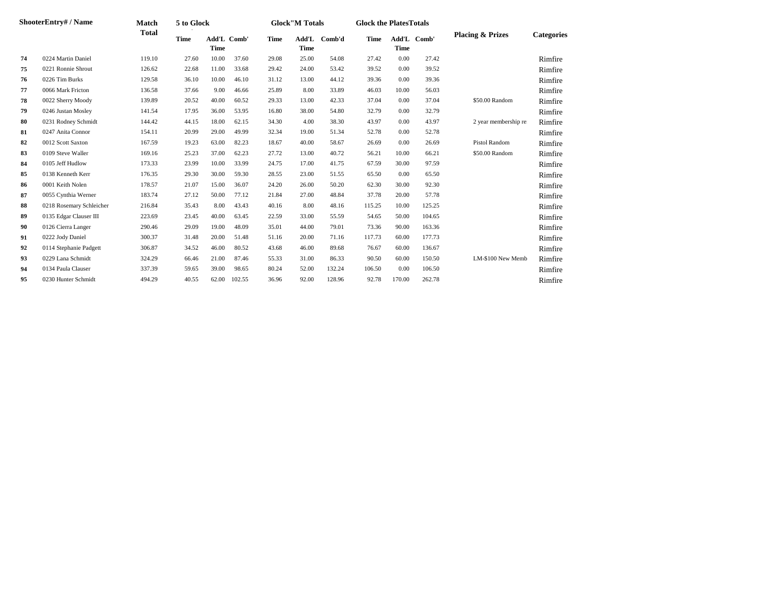| Shooter | Entry# / Name | Match Total | 5 to Glock | | | Glock"M Totals | | | Glock the Plates Totals | | | Placing & Prizes | Categories |
|---|---|---|---|---|---|---|---|---|---|---|---|---|---|
| | | | Time | Add'L Time | Comb' | Time | Add'L Time | Comb'd | Time | Add'L Time | Comb' | | |
| 74 | 0224 Martin Daniel | 119.10 | 27.60 | 10.00 | 37.60 | 29.08 | 25.00 | 54.08 | 27.42 | 0.00 | 27.42 | | Rimfire |
| 75 | 0221 Ronnie Shrout | 126.62 | 22.68 | 11.00 | 33.68 | 29.42 | 24.00 | 53.42 | 39.52 | 0.00 | 39.52 | | Rimfire |
| 76 | 0226 Tim Burks | 129.58 | 36.10 | 10.00 | 46.10 | 31.12 | 13.00 | 44.12 | 39.36 | 0.00 | 39.36 | | Rimfire |
| 77 | 0066 Mark Fricton | 136.58 | 37.66 | 9.00 | 46.66 | 25.89 | 8.00 | 33.89 | 46.03 | 10.00 | 56.03 | | Rimfire |
| 78 | 0022 Sherry Moody | 139.89 | 20.52 | 40.00 | 60.52 | 29.33 | 13.00 | 42.33 | 37.04 | 0.00 | 37.04 | $50.00 Random | Rimfire |
| 79 | 0246 Justan Mosley | 141.54 | 17.95 | 36.00 | 53.95 | 16.80 | 38.00 | 54.80 | 32.79 | 0.00 | 32.79 | | Rimfire |
| 80 | 0231 Rodney Schmidt | 144.42 | 44.15 | 18.00 | 62.15 | 34.30 | 4.00 | 38.30 | 43.97 | 0.00 | 43.97 | 2 year membership re | Rimfire |
| 81 | 0247 Anita Connor | 154.11 | 20.99 | 29.00 | 49.99 | 32.34 | 19.00 | 51.34 | 52.78 | 0.00 | 52.78 | | Rimfire |
| 82 | 0012 Scott Saxton | 167.59 | 19.23 | 63.00 | 82.23 | 18.67 | 40.00 | 58.67 | 26.69 | 0.00 | 26.69 | Pistol Random | Rimfire |
| 83 | 0109 Steve Waller | 169.16 | 25.23 | 37.00 | 62.23 | 27.72 | 13.00 | 40.72 | 56.21 | 10.00 | 66.21 | $50.00 Random | Rimfire |
| 84 | 0105 Jeff Hudlow | 173.33 | 23.99 | 10.00 | 33.99 | 24.75 | 17.00 | 41.75 | 67.59 | 30.00 | 97.59 | | Rimfire |
| 85 | 0138 Kenneth Kerr | 176.35 | 29.30 | 30.00 | 59.30 | 28.55 | 23.00 | 51.55 | 65.50 | 0.00 | 65.50 | | Rimfire |
| 86 | 0001 Keith Nolen | 178.57 | 21.07 | 15.00 | 36.07 | 24.20 | 26.00 | 50.20 | 62.30 | 30.00 | 92.30 | | Rimfire |
| 87 | 0055 Cynthia Werner | 183.74 | 27.12 | 50.00 | 77.12 | 21.84 | 27.00 | 48.84 | 37.78 | 20.00 | 57.78 | | Rimfire |
| 88 | 0218 Rosemary Schleicher | 216.84 | 35.43 | 8.00 | 43.43 | 40.16 | 8.00 | 48.16 | 115.25 | 10.00 | 125.25 | | Rimfire |
| 89 | 0135 Edgar Clauser III | 223.69 | 23.45 | 40.00 | 63.45 | 22.59 | 33.00 | 55.59 | 54.65 | 50.00 | 104.65 | | Rimfire |
| 90 | 0126 Cierra Langer | 290.46 | 29.09 | 19.00 | 48.09 | 35.01 | 44.00 | 79.01 | 73.36 | 90.00 | 163.36 | | Rimfire |
| 91 | 0222 Jody Daniel | 300.37 | 31.48 | 20.00 | 51.48 | 51.16 | 20.00 | 71.16 | 117.73 | 60.00 | 177.73 | | Rimfire |
| 92 | 0114 Stephanie Padgett | 306.87 | 34.52 | 46.00 | 80.52 | 43.68 | 46.00 | 89.68 | 76.67 | 60.00 | 136.67 | | Rimfire |
| 93 | 0229 Lana Schmidt | 324.29 | 66.46 | 21.00 | 87.46 | 55.33 | 31.00 | 86.33 | 90.50 | 60.00 | 150.50 | LM-$100 New Memb | Rimfire |
| 94 | 0134 Paula Clauser | 337.39 | 59.65 | 39.00 | 98.65 | 80.24 | 52.00 | 132.24 | 106.50 | 0.00 | 106.50 | | Rimfire |
| 95 | 0230 Hunter Schmidt | 494.29 | 40.55 | 62.00 | 102.55 | 36.96 | 92.00 | 128.96 | 92.78 | 170.00 | 262.78 | | Rimfire |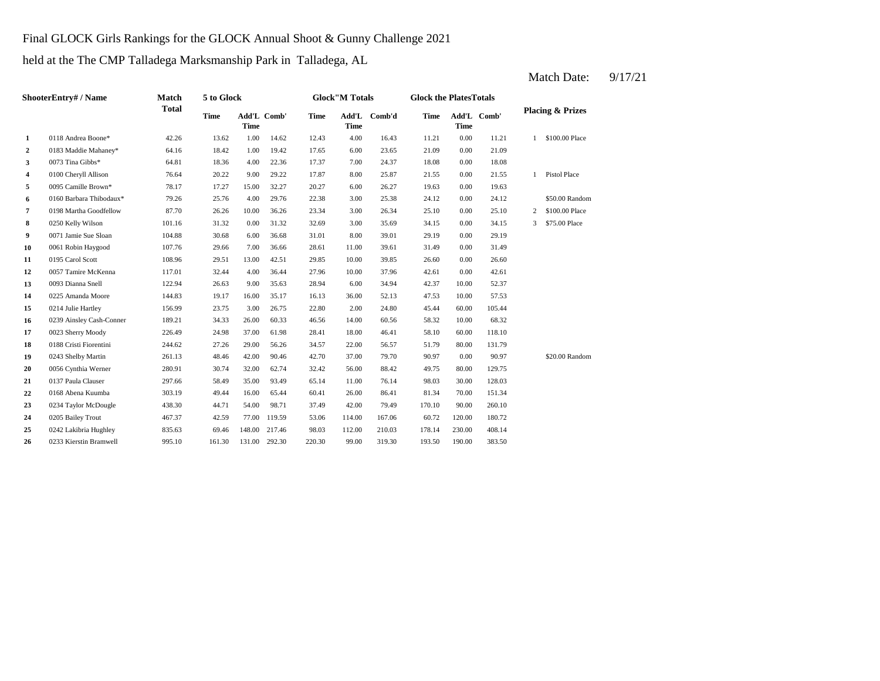Final GLOCK Girls Rankings for the GLOCK Annual Shoot & Gunny Challenge 2021

held at the The CMP Talladega Marksmanship Park in Talladega, AL

Match Date: 9/17/21

| Shooter | Entry# / Name | Match Total | 5 to Glock | | | Glock"M Totals | | | Glock the Plates Totals | | | Placing & Prizes | |
|---|---|---|---|---|---|---|---|---|---|---|---|---|---|
| | | | Time | Add'L Time | Comb' | Time | Add'L Time | Comb'd | Time | Add'L Time | Comb' | | |
| 1 | 0118 Andrea Boone* | 42.26 | 13.62 | 1.00 | 14.62 | 12.43 | 4.00 | 16.43 | 11.21 | 0.00 | 11.21 | 1 | $100.00 Place |
| 2 | 0183 Maddie Mahaney* | 64.16 | 18.42 | 1.00 | 19.42 | 17.65 | 6.00 | 23.65 | 21.09 | 0.00 | 21.09 | | |
| 3 | 0073 Tina Gibbs* | 64.81 | 18.36 | 4.00 | 22.36 | 17.37 | 7.00 | 24.37 | 18.08 | 0.00 | 18.08 | | |
| 4 | 0100 Cheryll Allison | 76.64 | 20.22 | 9.00 | 29.22 | 17.87 | 8.00 | 25.87 | 21.55 | 0.00 | 21.55 | 1 | Pistol Place |
| 5 | 0095 Camille Brown* | 78.17 | 17.27 | 15.00 | 32.27 | 20.27 | 6.00 | 26.27 | 19.63 | 0.00 | 19.63 | | |
| 6 | 0160 Barbara Thibodaux* | 79.26 | 25.76 | 4.00 | 29.76 | 22.38 | 3.00 | 25.38 | 24.12 | 0.00 | 24.12 | | $50.00 Random |
| 7 | 0198 Martha Goodfellow | 87.70 | 26.26 | 10.00 | 36.26 | 23.34 | 3.00 | 26.34 | 25.10 | 0.00 | 25.10 | 2 | $100.00 Place |
| 8 | 0250 Kelly Wilson | 101.16 | 31.32 | 0.00 | 31.32 | 32.69 | 3.00 | 35.69 | 34.15 | 0.00 | 34.15 | 3 | $75.00 Place |
| 9 | 0071 Jamie Sue Sloan | 104.88 | 30.68 | 6.00 | 36.68 | 31.01 | 8.00 | 39.01 | 29.19 | 0.00 | 29.19 | | |
| 10 | 0061 Robin Haygood | 107.76 | 29.66 | 7.00 | 36.66 | 28.61 | 11.00 | 39.61 | 31.49 | 0.00 | 31.49 | | |
| 11 | 0195 Carol Scott | 108.96 | 29.51 | 13.00 | 42.51 | 29.85 | 10.00 | 39.85 | 26.60 | 0.00 | 26.60 | | |
| 12 | 0057 Tamire McKenna | 117.01 | 32.44 | 4.00 | 36.44 | 27.96 | 10.00 | 37.96 | 42.61 | 0.00 | 42.61 | | |
| 13 | 0093 Dianna Snell | 122.94 | 26.63 | 9.00 | 35.63 | 28.94 | 6.00 | 34.94 | 42.37 | 10.00 | 52.37 | | |
| 14 | 0225 Amanda Moore | 144.83 | 19.17 | 16.00 | 35.17 | 16.13 | 36.00 | 52.13 | 47.53 | 10.00 | 57.53 | | |
| 15 | 0214 Julie Hartley | 156.99 | 23.75 | 3.00 | 26.75 | 22.80 | 2.00 | 24.80 | 45.44 | 60.00 | 105.44 | | |
| 16 | 0239 Ainsley Cash-Conner | 189.21 | 34.33 | 26.00 | 60.33 | 46.56 | 14.00 | 60.56 | 58.32 | 10.00 | 68.32 | | |
| 17 | 0023 Sherry Moody | 226.49 | 24.98 | 37.00 | 61.98 | 28.41 | 18.00 | 46.41 | 58.10 | 60.00 | 118.10 | | |
| 18 | 0188 Cristi Fiorentini | 244.62 | 27.26 | 29.00 | 56.26 | 34.57 | 22.00 | 56.57 | 51.79 | 80.00 | 131.79 | | |
| 19 | 0243 Shelby Martin | 261.13 | 48.46 | 42.00 | 90.46 | 42.70 | 37.00 | 79.70 | 90.97 | 0.00 | 90.97 | | $20.00 Random |
| 20 | 0056 Cynthia Werner | 280.91 | 30.74 | 32.00 | 62.74 | 32.42 | 56.00 | 88.42 | 49.75 | 80.00 | 129.75 | | |
| 21 | 0137 Paula Clauser | 297.66 | 58.49 | 35.00 | 93.49 | 65.14 | 11.00 | 76.14 | 98.03 | 30.00 | 128.03 | | |
| 22 | 0168 Abena Kuumba | 303.19 | 49.44 | 16.00 | 65.44 | 60.41 | 26.00 | 86.41 | 81.34 | 70.00 | 151.34 | | |
| 23 | 0234 Taylor McDougle | 438.30 | 44.71 | 54.00 | 98.71 | 37.49 | 42.00 | 79.49 | 170.10 | 90.00 | 260.10 | | |
| 24 | 0205 Bailey Trout | 467.37 | 42.59 | 77.00 | 119.59 | 53.06 | 114.00 | 167.06 | 60.72 | 120.00 | 180.72 | | |
| 25 | 0242 Lakibria Hughley | 835.63 | 69.46 | 148.00 | 217.46 | 98.03 | 112.00 | 210.03 | 178.14 | 230.00 | 408.14 | | |
| 26 | 0233 Kierstin Bramwell | 995.10 | 161.30 | 131.00 | 292.30 | 220.30 | 99.00 | 319.30 | 193.50 | 190.00 | 383.50 | | |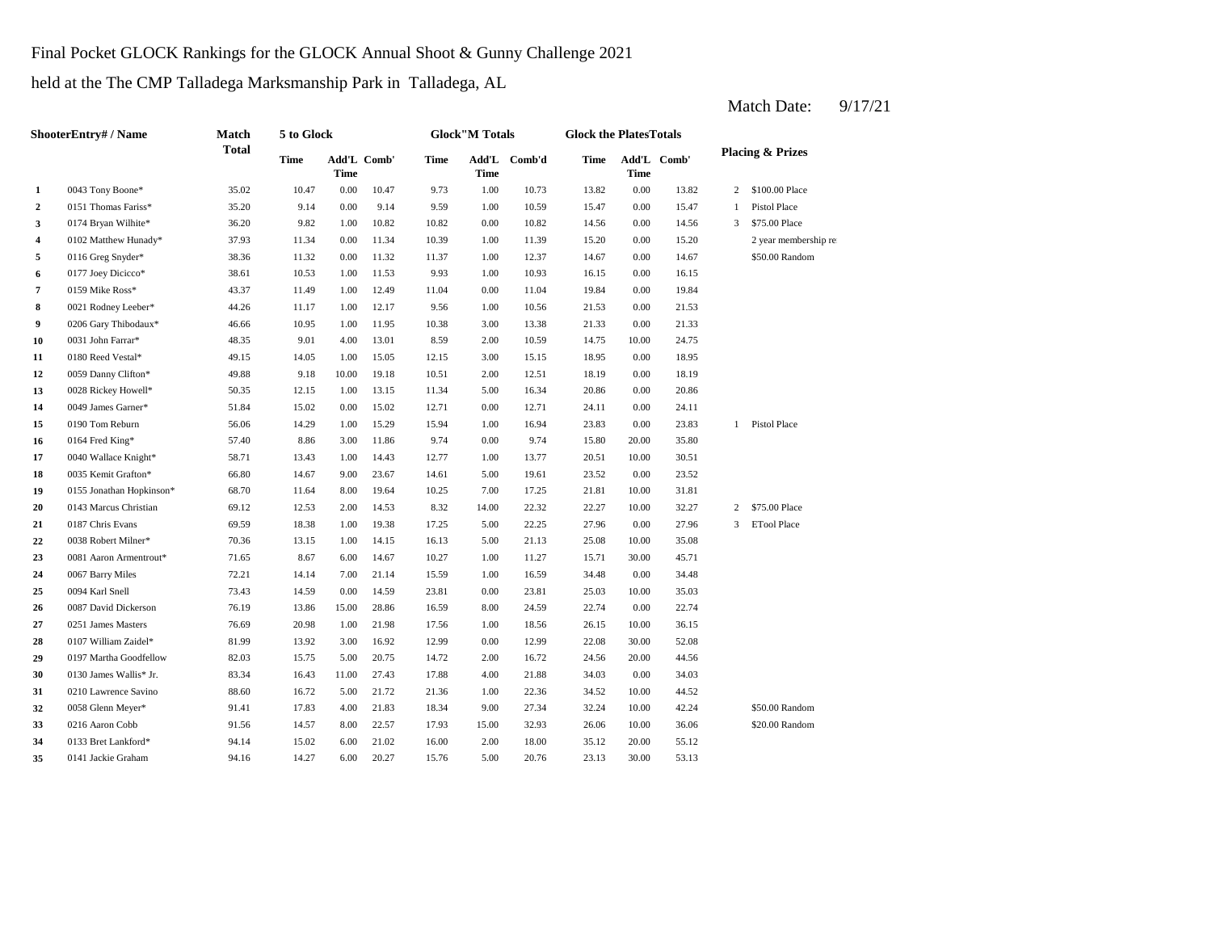Final Pocket GLOCK Rankings for the GLOCK Annual Shoot & Gunny Challenge 2021

held at the The CMP Talladega Marksmanship Park in Talladega, AL

Match Date: 9/17/21

| | ShooterEntry# / Name | Match Total | 5 to Glock | | | Glock"M Totals | | | Glock the PlatesTotals | | | Placing & Prizes | |
|---|---|---|---|---|---|---|---|---|---|---|---|---|---|
| | | | Time | Add'L Time | Comb' | Time | Add'L Time | Comb'd | Time | Add'L Time | Comb' | | |
| 1 | 0043 Tony Boone* | 35.02 | 10.47 | 0.00 | 10.47 | 9.73 | 1.00 | 10.73 | 13.82 | 0.00 | 13.82 | 2 | $100.00 Place |
| 2 | 0151 Thomas Fariss* | 35.20 | 9.14 | 0.00 | 9.14 | 9.59 | 1.00 | 10.59 | 15.47 | 0.00 | 15.47 | 1 | Pistol Place |
| 3 | 0174 Bryan Wilhite* | 36.20 | 9.82 | 1.00 | 10.82 | 10.82 | 0.00 | 10.82 | 14.56 | 0.00 | 14.56 | 3 | $75.00 Place |
| 4 | 0102 Matthew Hunady* | 37.93 | 11.34 | 0.00 | 11.34 | 10.39 | 1.00 | 11.39 | 15.20 | 0.00 | 15.20 | | 2 year membership re |
| 5 | 0116 Greg Snyder* | 38.36 | 11.32 | 0.00 | 11.32 | 11.37 | 1.00 | 12.37 | 14.67 | 0.00 | 14.67 | | $50.00 Random |
| 6 | 0177 Joey Dicicco* | 38.61 | 10.53 | 1.00 | 11.53 | 9.93 | 1.00 | 10.93 | 16.15 | 0.00 | 16.15 | | |
| 7 | 0159 Mike Ross* | 43.37 | 11.49 | 1.00 | 12.49 | 11.04 | 0.00 | 11.04 | 19.84 | 0.00 | 19.84 | | |
| 8 | 0021 Rodney Leeber* | 44.26 | 11.17 | 1.00 | 12.17 | 9.56 | 1.00 | 10.56 | 21.53 | 0.00 | 21.53 | | |
| 9 | 0206 Gary Thibodaux* | 46.66 | 10.95 | 1.00 | 11.95 | 10.38 | 3.00 | 13.38 | 21.33 | 0.00 | 21.33 | | |
| 10 | 0031 John Farrar* | 48.35 | 9.01 | 4.00 | 13.01 | 8.59 | 2.00 | 10.59 | 14.75 | 10.00 | 24.75 | | |
| 11 | 0180 Reed Vestal* | 49.15 | 14.05 | 1.00 | 15.05 | 12.15 | 3.00 | 15.15 | 18.95 | 0.00 | 18.95 | | |
| 12 | 0059 Danny Clifton* | 49.88 | 9.18 | 10.00 | 19.18 | 10.51 | 2.00 | 12.51 | 18.19 | 0.00 | 18.19 | | |
| 13 | 0028 Rickey Howell* | 50.35 | 12.15 | 1.00 | 13.15 | 11.34 | 5.00 | 16.34 | 20.86 | 0.00 | 20.86 | | |
| 14 | 0049 James Garner* | 51.84 | 15.02 | 0.00 | 15.02 | 12.71 | 0.00 | 12.71 | 24.11 | 0.00 | 24.11 | | |
| 15 | 0190 Tom Reburn | 56.06 | 14.29 | 1.00 | 15.29 | 15.94 | 1.00 | 16.94 | 23.83 | 0.00 | 23.83 | 1 | Pistol Place |
| 16 | 0164 Fred King* | 57.40 | 8.86 | 3.00 | 11.86 | 9.74 | 0.00 | 9.74 | 15.80 | 20.00 | 35.80 | | |
| 17 | 0040 Wallace Knight* | 58.71 | 13.43 | 1.00 | 14.43 | 12.77 | 1.00 | 13.77 | 20.51 | 10.00 | 30.51 | | |
| 18 | 0035 Kemit Grafton* | 66.80 | 14.67 | 9.00 | 23.67 | 14.61 | 5.00 | 19.61 | 23.52 | 0.00 | 23.52 | | |
| 19 | 0155 Jonathan Hopkinson* | 68.70 | 11.64 | 8.00 | 19.64 | 10.25 | 7.00 | 17.25 | 21.81 | 10.00 | 31.81 | | |
| 20 | 0143 Marcus Christian | 69.12 | 12.53 | 2.00 | 14.53 | 8.32 | 14.00 | 22.32 | 22.27 | 10.00 | 32.27 | 2 | $75.00 Place |
| 21 | 0187 Chris Evans | 69.59 | 18.38 | 1.00 | 19.38 | 17.25 | 5.00 | 22.25 | 27.96 | 0.00 | 27.96 | 3 | ETool Place |
| 22 | 0038 Robert Milner* | 70.36 | 13.15 | 1.00 | 14.15 | 16.13 | 5.00 | 21.13 | 25.08 | 10.00 | 35.08 | | |
| 23 | 0081 Aaron Armentrout* | 71.65 | 8.67 | 6.00 | 14.67 | 10.27 | 1.00 | 11.27 | 15.71 | 30.00 | 45.71 | | |
| 24 | 0067 Barry Miles | 72.21 | 14.14 | 7.00 | 21.14 | 15.59 | 1.00 | 16.59 | 34.48 | 0.00 | 34.48 | | |
| 25 | 0094 Karl Snell | 73.43 | 14.59 | 0.00 | 14.59 | 23.81 | 0.00 | 23.81 | 25.03 | 10.00 | 35.03 | | |
| 26 | 0087 David Dickerson | 76.19 | 13.86 | 15.00 | 28.86 | 16.59 | 8.00 | 24.59 | 22.74 | 0.00 | 22.74 | | |
| 27 | 0251 James Masters | 76.69 | 20.98 | 1.00 | 21.98 | 17.56 | 1.00 | 18.56 | 26.15 | 10.00 | 36.15 | | |
| 28 | 0107 William Zaidel* | 81.99 | 13.92 | 3.00 | 16.92 | 12.99 | 0.00 | 12.99 | 22.08 | 30.00 | 52.08 | | |
| 29 | 0197 Martha Goodfellow | 82.03 | 15.75 | 5.00 | 20.75 | 14.72 | 2.00 | 16.72 | 24.56 | 20.00 | 44.56 | | |
| 30 | 0130 James Wallis* Jr. | 83.34 | 16.43 | 11.00 | 27.43 | 17.88 | 4.00 | 21.88 | 34.03 | 0.00 | 34.03 | | |
| 31 | 0210 Lawrence Savino | 88.60 | 16.72 | 5.00 | 21.72 | 21.36 | 1.00 | 22.36 | 34.52 | 10.00 | 44.52 | | |
| 32 | 0058 Glenn Meyer* | 91.41 | 17.83 | 4.00 | 21.83 | 18.34 | 9.00 | 27.34 | 32.24 | 10.00 | 42.24 | | $50.00 Random |
| 33 | 0216 Aaron Cobb | 91.56 | 14.57 | 8.00 | 22.57 | 17.93 | 15.00 | 32.93 | 26.06 | 10.00 | 36.06 | | $20.00 Random |
| 34 | 0133 Bret Lankford* | 94.14 | 15.02 | 6.00 | 21.02 | 16.00 | 2.00 | 18.00 | 35.12 | 20.00 | 55.12 | | |
| 35 | 0141 Jackie Graham | 94.16 | 14.27 | 6.00 | 20.27 | 15.76 | 5.00 | 20.76 | 23.13 | 30.00 | 53.13 | | |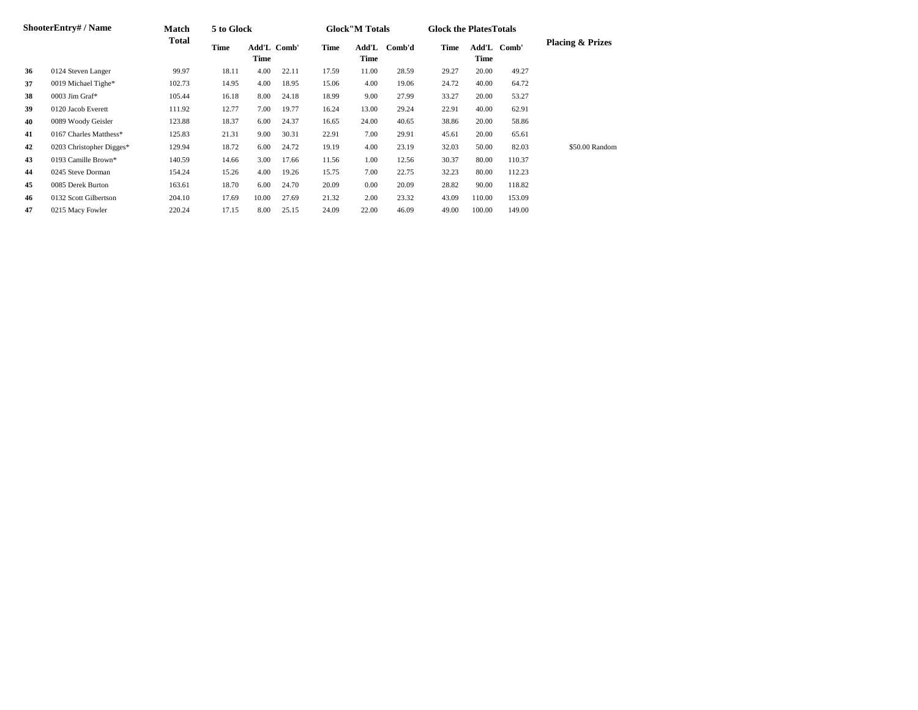| Shooter | Entry# / Name | Match Total | 5 to Glock | | | Glock"M Totals | | | Glock the PlatesTotals | | | Placing & Prizes |
|---|---|---|---|---|---|---|---|---|---|---|---|---|
| | | | Time | Add'L Time | Comb' | Time | Add'L Time | Comb'd | Time | Add'L Time | Comb' | |
| **36** | 0124 Steven Langer | 99.97 | 18.11 | 4.00 | 22.11 | 17.59 | 11.00 | 28.59 | 29.27 | 20.00 | 49.27 | |
| **37** | 0019 Michael Tighe* | 102.73 | 14.95 | 4.00 | 18.95 | 15.06 | 4.00 | 19.06 | 24.72 | 40.00 | 64.72 | |
| **38** | 0003 Jim Graf* | 105.44 | 16.18 | 8.00 | 24.18 | 18.99 | 9.00 | 27.99 | 33.27 | 20.00 | 53.27 | |
| **39** | 0120 Jacob Everett | 111.92 | 12.77 | 7.00 | 19.77 | 16.24 | 13.00 | 29.24 | 22.91 | 40.00 | 62.91 | |
| **40** | 0089 Woody Geisler | 123.88 | 18.37 | 6.00 | 24.37 | 16.65 | 24.00 | 40.65 | 38.86 | 20.00 | 58.86 | |
| **41** | 0167 Charles Matthess* | 125.83 | 21.31 | 9.00 | 30.31 | 22.91 | 7.00 | 29.91 | 45.61 | 20.00 | 65.61 | |
| **42** | 0203 Christopher Digges* | 129.94 | 18.72 | 6.00 | 24.72 | 19.19 | 4.00 | 23.19 | 32.03 | 50.00 | 82.03 | $50.00 Random |
| **43** | 0193 Camille Brown* | 140.59 | 14.66 | 3.00 | 17.66 | 11.56 | 1.00 | 12.56 | 30.37 | 80.00 | 110.37 | |
| **44** | 0245 Steve Dorman | 154.24 | 15.26 | 4.00 | 19.26 | 15.75 | 7.00 | 22.75 | 32.23 | 80.00 | 112.23 | |
| **45** | 0085 Derek Burton | 163.61 | 18.70 | 6.00 | 24.70 | 20.09 | 0.00 | 20.09 | 28.82 | 90.00 | 118.82 | |
| **46** | 0132 Scott Gilbertson | 204.10 | 17.69 | 10.00 | 27.69 | 21.32 | 2.00 | 23.32 | 43.09 | 110.00 | 153.09 | |
| **47** | 0215 Macy Fowler | 220.24 | 17.15 | 8.00 | 25.15 | 24.09 | 22.00 | 46.09 | 49.00 | 100.00 | 149.00 | |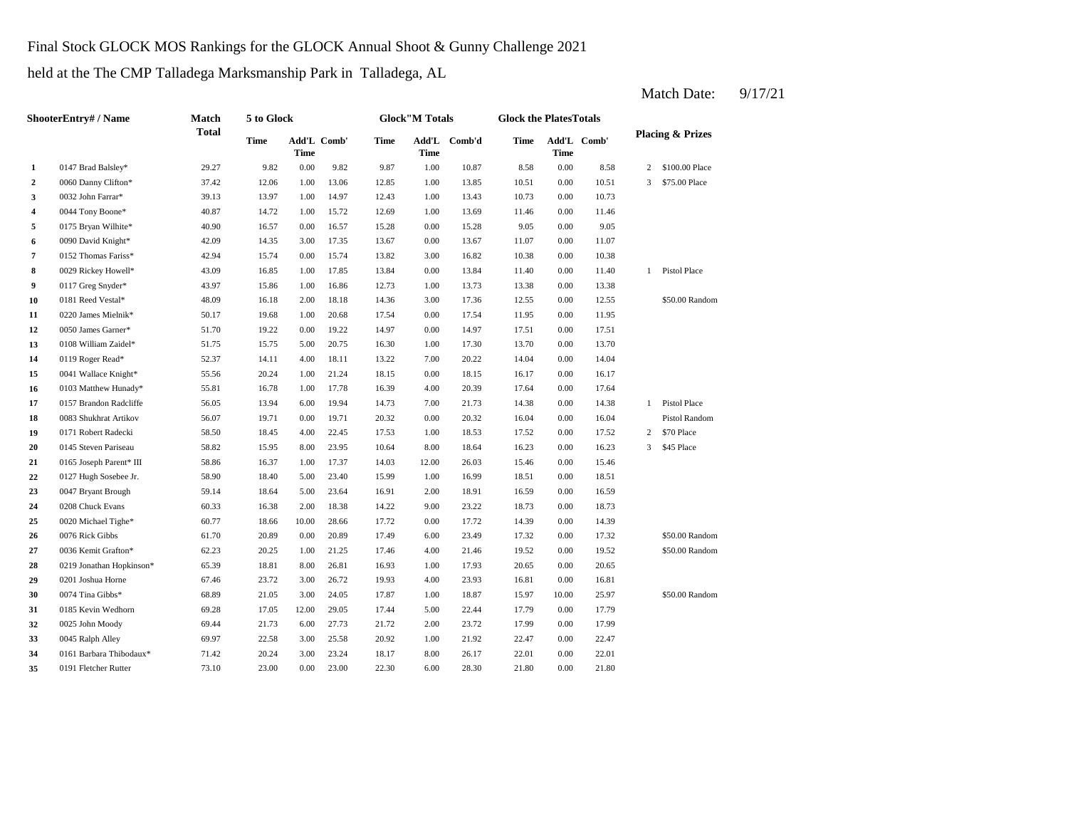Final Stock GLOCK MOS Rankings for the GLOCK Annual Shoot & Gunny Challenge 2021

held at the The CMP Talladega Marksmanship Park in Talladega, AL

Match Date: 9/17/21

| | ShooterEntry# / Name | Match Total | 5 to Glock | | | Glock"M Totals | | | Glock the PlatesTotals | | | Placing & Prizes | |
|---|---|---|---|---|---|---|---|---|---|---|---|---|---|
| | | | Time | Add'L Time | Comb' | Time | Add'L Time | Comb'd | Time | Add'L Time | Comb' | | |
| 1 | 0147 Brad Balsley* | 29.27 | 9.82 | 0.00 | 9.82 | 9.87 | 1.00 | 10.87 | 8.58 | 0.00 | 8.58 | 2 | $100.00 Place |
| 2 | 0060 Danny Clifton* | 37.42 | 12.06 | 1.00 | 13.06 | 12.85 | 1.00 | 13.85 | 10.51 | 0.00 | 10.51 | 3 | $75.00 Place |
| 3 | 0032 John Farrar* | 39.13 | 13.97 | 1.00 | 14.97 | 12.43 | 1.00 | 13.43 | 10.73 | 0.00 | 10.73 | | |
| 4 | 0044 Tony Boone* | 40.87 | 14.72 | 1.00 | 15.72 | 12.69 | 1.00 | 13.69 | 11.46 | 0.00 | 11.46 | | |
| 5 | 0175 Bryan Wilhite* | 40.90 | 16.57 | 0.00 | 16.57 | 15.28 | 0.00 | 15.28 | 9.05 | 0.00 | 9.05 | | |
| 6 | 0090 David Knight* | 42.09 | 14.35 | 3.00 | 17.35 | 13.67 | 0.00 | 13.67 | 11.07 | 0.00 | 11.07 | | |
| 7 | 0152 Thomas Fariss* | 42.94 | 15.74 | 0.00 | 15.74 | 13.82 | 3.00 | 16.82 | 10.38 | 0.00 | 10.38 | | |
| 8 | 0029 Rickey Howell* | 43.09 | 16.85 | 1.00 | 17.85 | 13.84 | 0.00 | 13.84 | 11.40 | 0.00 | 11.40 | 1 | Pistol Place |
| 9 | 0117 Greg Snyder* | 43.97 | 15.86 | 1.00 | 16.86 | 12.73 | 1.00 | 13.73 | 13.38 | 0.00 | 13.38 | | |
| 10 | 0181 Reed Vestal* | 48.09 | 16.18 | 2.00 | 18.18 | 14.36 | 3.00 | 17.36 | 12.55 | 0.00 | 12.55 | | $50.00 Random |
| 11 | 0220 James Mielnik* | 50.17 | 19.68 | 1.00 | 20.68 | 17.54 | 0.00 | 17.54 | 11.95 | 0.00 | 11.95 | | |
| 12 | 0050 James Garner* | 51.70 | 19.22 | 0.00 | 19.22 | 14.97 | 0.00 | 14.97 | 17.51 | 0.00 | 17.51 | | |
| 13 | 0108 William Zaidel* | 51.75 | 15.75 | 5.00 | 20.75 | 16.30 | 1.00 | 17.30 | 13.70 | 0.00 | 13.70 | | |
| 14 | 0119 Roger Read* | 52.37 | 14.11 | 4.00 | 18.11 | 13.22 | 7.00 | 20.22 | 14.04 | 0.00 | 14.04 | | |
| 15 | 0041 Wallace Knight* | 55.56 | 20.24 | 1.00 | 21.24 | 18.15 | 0.00 | 18.15 | 16.17 | 0.00 | 16.17 | | |
| 16 | 0103 Matthew Hunady* | 55.81 | 16.78 | 1.00 | 17.78 | 16.39 | 4.00 | 20.39 | 17.64 | 0.00 | 17.64 | | |
| 17 | 0157 Brandon Radcliffe | 56.05 | 13.94 | 6.00 | 19.94 | 14.73 | 7.00 | 21.73 | 14.38 | 0.00 | 14.38 | 1 | Pistol Place |
| 18 | 0083 Shukhrat Artikov | 56.07 | 19.71 | 0.00 | 19.71 | 20.32 | 0.00 | 20.32 | 16.04 | 0.00 | 16.04 | | Pistol Random |
| 19 | 0171 Robert Radecki | 58.50 | 18.45 | 4.00 | 22.45 | 17.53 | 1.00 | 18.53 | 17.52 | 0.00 | 17.52 | 2 | $70 Place |
| 20 | 0145 Steven Pariseau | 58.82 | 15.95 | 8.00 | 23.95 | 10.64 | 8.00 | 18.64 | 16.23 | 0.00 | 16.23 | 3 | $45 Place |
| 21 | 0165 Joseph Parent* III | 58.86 | 16.37 | 1.00 | 17.37 | 14.03 | 12.00 | 26.03 | 15.46 | 0.00 | 15.46 | | |
| 22 | 0127 Hugh Sosebee Jr. | 58.90 | 18.40 | 5.00 | 23.40 | 15.99 | 1.00 | 16.99 | 18.51 | 0.00 | 18.51 | | |
| 23 | 0047 Bryant Brough | 59.14 | 18.64 | 5.00 | 23.64 | 16.91 | 2.00 | 18.91 | 16.59 | 0.00 | 16.59 | | |
| 24 | 0208 Chuck Evans | 60.33 | 16.38 | 2.00 | 18.38 | 14.22 | 9.00 | 23.22 | 18.73 | 0.00 | 18.73 | | |
| 25 | 0020 Michael Tighe* | 60.77 | 18.66 | 10.00 | 28.66 | 17.72 | 0.00 | 17.72 | 14.39 | 0.00 | 14.39 | | |
| 26 | 0076 Rick Gibbs | 61.70 | 20.89 | 0.00 | 20.89 | 17.49 | 6.00 | 23.49 | 17.32 | 0.00 | 17.32 | | $50.00 Random |
| 27 | 0036 Kemit Grafton* | 62.23 | 20.25 | 1.00 | 21.25 | 17.46 | 4.00 | 21.46 | 19.52 | 0.00 | 19.52 | | $50.00 Random |
| 28 | 0219 Jonathan Hopkinson* | 65.39 | 18.81 | 8.00 | 26.81 | 16.93 | 1.00 | 17.93 | 20.65 | 0.00 | 20.65 | | |
| 29 | 0201 Joshua Horne | 67.46 | 23.72 | 3.00 | 26.72 | 19.93 | 4.00 | 23.93 | 16.81 | 0.00 | 16.81 | | |
| 30 | 0074 Tina Gibbs* | 68.89 | 21.05 | 3.00 | 24.05 | 17.87 | 1.00 | 18.87 | 15.97 | 10.00 | 25.97 | | $50.00 Random |
| 31 | 0185 Kevin Wedhorn | 69.28 | 17.05 | 12.00 | 29.05 | 17.44 | 5.00 | 22.44 | 17.79 | 0.00 | 17.79 | | |
| 32 | 0025 John Moody | 69.44 | 21.73 | 6.00 | 27.73 | 21.72 | 2.00 | 23.72 | 17.99 | 0.00 | 17.99 | | |
| 33 | 0045 Ralph Alley | 69.97 | 22.58 | 3.00 | 25.58 | 20.92 | 1.00 | 21.92 | 22.47 | 0.00 | 22.47 | | |
| 34 | 0161 Barbara Thibodaux* | 71.42 | 20.24 | 3.00 | 23.24 | 18.17 | 8.00 | 26.17 | 22.01 | 0.00 | 22.01 | | |
| 35 | 0191 Fletcher Rutter | 73.10 | 23.00 | 0.00 | 23.00 | 22.30 | 6.00 | 28.30 | 21.80 | 0.00 | 21.80 | | |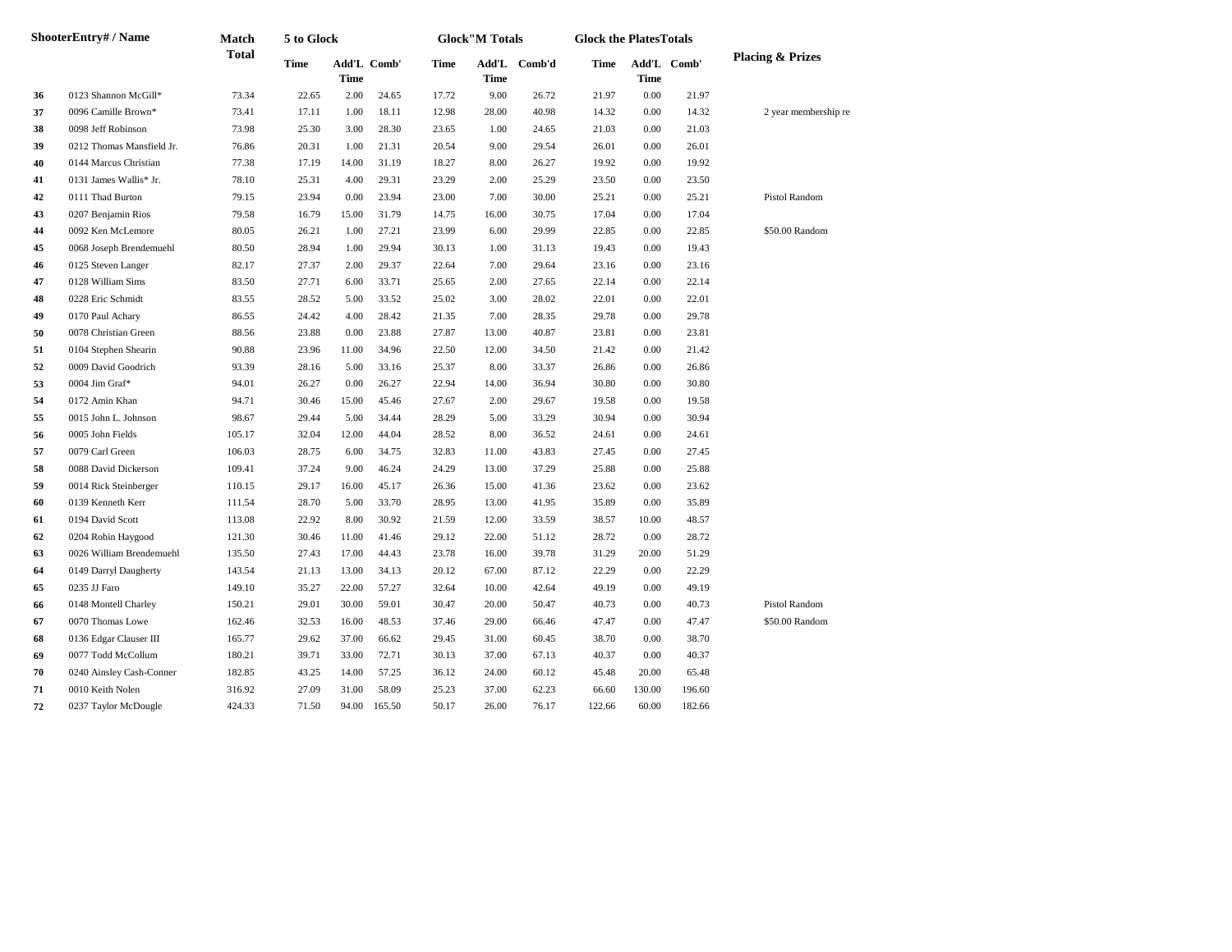| Shooter | Entry# / Name | Match Total | 5 to Glock Time | 5 to Glock Add'L Time | 5 to Glock Comb' | Glock"M Totals Time | Glock"M Totals Add'L Time | Glock"M Totals Comb'd | Glock the PlatesTotals Time | Glock the PlatesTotals Add'L Time | Glock the PlatesTotals Comb' | Placing & Prizes |
|---|---|---|---|---|---|---|---|---|---|---|---|---|
| 36 | 0123 Shannon McGill* | 73.34 | 22.65 | 2.00 | 24.65 | 17.72 | 9.00 | 26.72 | 21.97 | 0.00 | 21.97 | |
| 37 | 0096 Camille Brown* | 73.41 | 17.11 | 1.00 | 18.11 | 12.98 | 28.00 | 40.98 | 14.32 | 0.00 | 14.32 | 2 year membership re |
| 38 | 0098 Jeff Robinson | 73.98 | 25.30 | 3.00 | 28.30 | 23.65 | 1.00 | 24.65 | 21.03 | 0.00 | 21.03 | |
| 39 | 0212 Thomas Mansfield Jr. | 76.86 | 20.31 | 1.00 | 21.31 | 20.54 | 9.00 | 29.54 | 26.01 | 0.00 | 26.01 | |
| 40 | 0144 Marcus Christian | 77.38 | 17.19 | 14.00 | 31.19 | 18.27 | 8.00 | 26.27 | 19.92 | 0.00 | 19.92 | |
| 41 | 0131 James Wallis* Jr. | 78.10 | 25.31 | 4.00 | 29.31 | 23.29 | 2.00 | 25.29 | 23.50 | 0.00 | 23.50 | |
| 42 | 0111 Thad Burton | 79.15 | 23.94 | 0.00 | 23.94 | 23.00 | 7.00 | 30.00 | 25.21 | 0.00 | 25.21 | Pistol Random |
| 43 | 0207 Benjamin Rios | 79.58 | 16.79 | 15.00 | 31.79 | 14.75 | 16.00 | 30.75 | 17.04 | 0.00 | 17.04 | |
| 44 | 0092 Ken McLemore | 80.05 | 26.21 | 1.00 | 27.21 | 23.99 | 6.00 | 29.99 | 22.85 | 0.00 | 22.85 | $50.00 Random |
| 45 | 0068 Joseph Brendemuehl | 80.50 | 28.94 | 1.00 | 29.94 | 30.13 | 1.00 | 31.13 | 19.43 | 0.00 | 19.43 | |
| 46 | 0125 Steven Langer | 82.17 | 27.37 | 2.00 | 29.37 | 22.64 | 7.00 | 29.64 | 23.16 | 0.00 | 23.16 | |
| 47 | 0128 William Sims | 83.50 | 27.71 | 6.00 | 33.71 | 25.65 | 2.00 | 27.65 | 22.14 | 0.00 | 22.14 | |
| 48 | 0228 Eric Schmidt | 83.55 | 28.52 | 5.00 | 33.52 | 25.02 | 3.00 | 28.02 | 22.01 | 0.00 | 22.01 | |
| 49 | 0170 Paul Achary | 86.55 | 24.42 | 4.00 | 28.42 | 21.35 | 7.00 | 28.35 | 29.78 | 0.00 | 29.78 | |
| 50 | 0078 Christian Green | 88.56 | 23.88 | 0.00 | 23.88 | 27.87 | 13.00 | 40.87 | 23.81 | 0.00 | 23.81 | |
| 51 | 0104 Stephen Shearin | 90.88 | 23.96 | 11.00 | 34.96 | 22.50 | 12.00 | 34.50 | 21.42 | 0.00 | 21.42 | |
| 52 | 0009 David Goodrich | 93.39 | 28.16 | 5.00 | 33.16 | 25.37 | 8.00 | 33.37 | 26.86 | 0.00 | 26.86 | |
| 53 | 0004 Jim Graf* | 94.01 | 26.27 | 0.00 | 26.27 | 22.94 | 14.00 | 36.94 | 30.80 | 0.00 | 30.80 | |
| 54 | 0172 Amin Khan | 94.71 | 30.46 | 15.00 | 45.46 | 27.67 | 2.00 | 29.67 | 19.58 | 0.00 | 19.58 | |
| 55 | 0015 John L. Johnson | 98.67 | 29.44 | 5.00 | 34.44 | 28.29 | 5.00 | 33.29 | 30.94 | 0.00 | 30.94 | |
| 56 | 0005 John Fields | 105.17 | 32.04 | 12.00 | 44.04 | 28.52 | 8.00 | 36.52 | 24.61 | 0.00 | 24.61 | |
| 57 | 0079 Carl Green | 106.03 | 28.75 | 6.00 | 34.75 | 32.83 | 11.00 | 43.83 | 27.45 | 0.00 | 27.45 | |
| 58 | 0088 David Dickerson | 109.41 | 37.24 | 9.00 | 46.24 | 24.29 | 13.00 | 37.29 | 25.88 | 0.00 | 25.88 | |
| 59 | 0014 Rick Steinberger | 110.15 | 29.17 | 16.00 | 45.17 | 26.36 | 15.00 | 41.36 | 23.62 | 0.00 | 23.62 | |
| 60 | 0139 Kenneth Kerr | 111.54 | 28.70 | 5.00 | 33.70 | 28.95 | 13.00 | 41.95 | 35.89 | 0.00 | 35.89 | |
| 61 | 0194 David Scott | 113.08 | 22.92 | 8.00 | 30.92 | 21.59 | 12.00 | 33.59 | 38.57 | 10.00 | 48.57 | |
| 62 | 0204 Robin Haygood | 121.30 | 30.46 | 11.00 | 41.46 | 29.12 | 22.00 | 51.12 | 28.72 | 0.00 | 28.72 | |
| 63 | 0026 William Brendemuehl | 135.50 | 27.43 | 17.00 | 44.43 | 23.78 | 16.00 | 39.78 | 31.29 | 20.00 | 51.29 | |
| 64 | 0149 Darryl Daugherty | 143.54 | 21.13 | 13.00 | 34.13 | 20.12 | 67.00 | 87.12 | 22.29 | 0.00 | 22.29 | |
| 65 | 0235 JJ Faro | 149.10 | 35.27 | 22.00 | 57.27 | 32.64 | 10.00 | 42.64 | 49.19 | 0.00 | 49.19 | |
| 66 | 0148 Montell Charley | 150.21 | 29.01 | 30.00 | 59.01 | 30.47 | 20.00 | 50.47 | 40.73 | 0.00 | 40.73 | Pistol Random |
| 67 | 0070 Thomas Lowe | 162.46 | 32.53 | 16.00 | 48.53 | 37.46 | 29.00 | 66.46 | 47.47 | 0.00 | 47.47 | $50.00 Random |
| 68 | 0136 Edgar Clauser III | 165.77 | 29.62 | 37.00 | 66.62 | 29.45 | 31.00 | 60.45 | 38.70 | 0.00 | 38.70 | |
| 69 | 0077 Todd McCollum | 180.21 | 39.71 | 33.00 | 72.71 | 30.13 | 37.00 | 67.13 | 40.37 | 0.00 | 40.37 | |
| 70 | 0240 Ainsley Cash-Conner | 182.85 | 43.25 | 14.00 | 57.25 | 36.12 | 24.00 | 60.12 | 45.48 | 20.00 | 65.48 | |
| 71 | 0010 Keith Nolen | 316.92 | 27.09 | 31.00 | 58.09 | 25.23 | 37.00 | 62.23 | 66.60 | 130.00 | 196.60 | |
| 72 | 0237 Taylor McDougle | 424.33 | 71.50 | 94.00 | 165.50 | 50.17 | 26.00 | 76.17 | 122.66 | 60.00 | 182.66 | |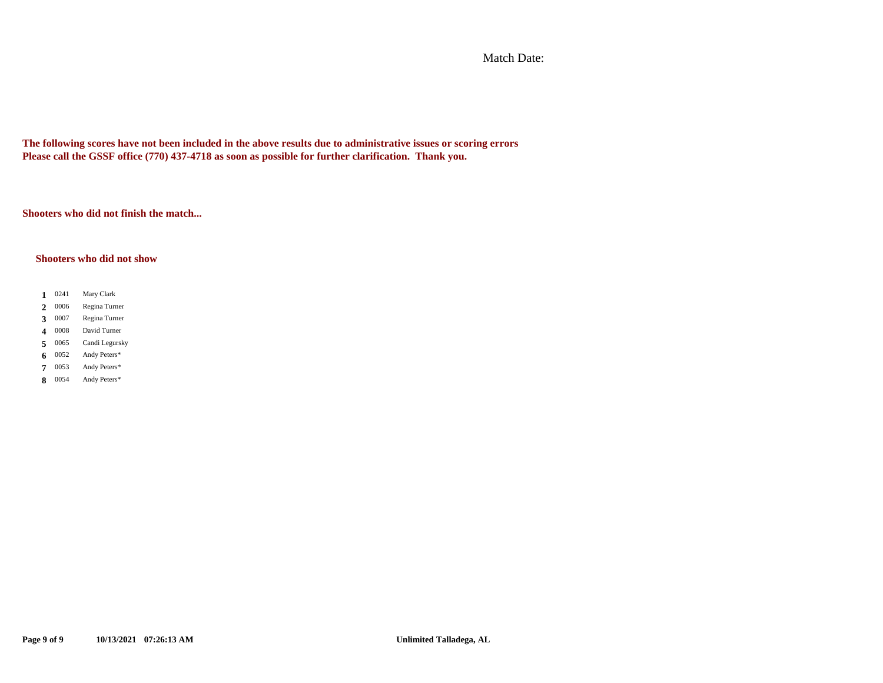Match Date:

**The following scores have not been included in the above results due to administrative issues or scoring errors**
**Please call the GSSF office (770) 437-4718 as soon as possible for further clarification.  Thank you.**

**Shooters who did not finish the match...**

**Shooters who did not show**

| | | |
|---|---|---|
| **1** | 0241 | Mary Clark |
| **2** | 0006 | Regina Turner |
| **3** | 0007 | Regina Turner |
| **4** | 0008 | David Turner |
| **5** | 0065 | Candi Legursky |
| **6** | 0052 | Andy Peters* |
| **7** | 0053 | Andy Peters* |
| **8** | 0054 | Andy Peters* |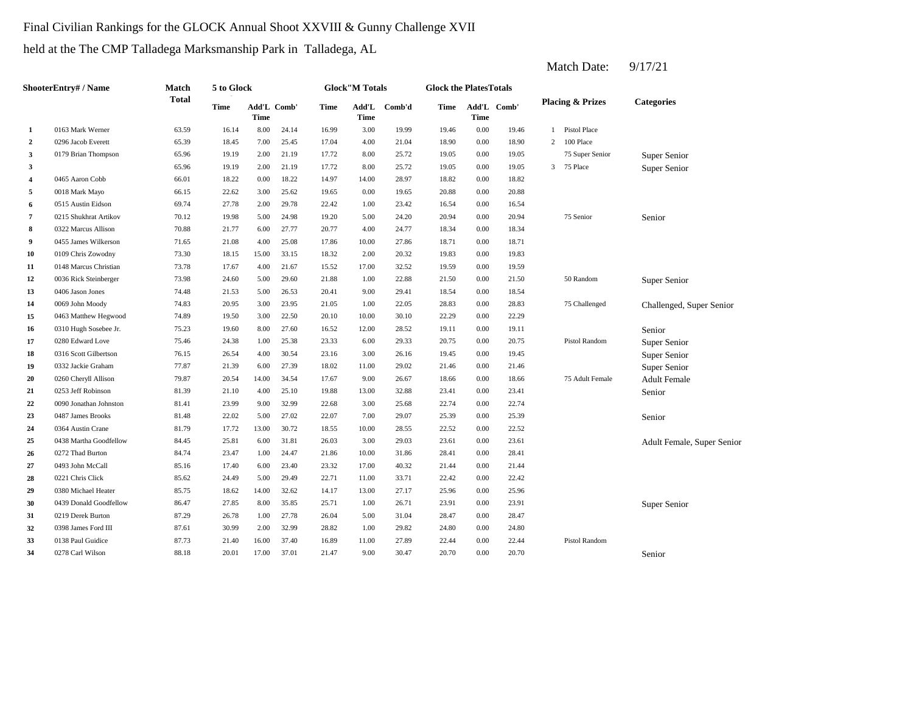Final Civilian Rankings for the GLOCK Annual Shoot XXVIII & Gunny Challenge XVII

held at the The CMP Talladega Marksmanship Park in Talladega, AL

Match Date: 9/17/21

| ShooterEntry# / Name | | Match Total | 5 to Glock | | | Glock"M Totals | | | Glock the Plates Totals | | | Placing & Prizes | | Categories |
|---|---|---|---|---|---|---|---|---|---|---|---|---|---|---|
| | | | Time | Add'L Time | Comb' | Time | Add'L Time | Comb'd | Time | Add'L Time | Comb' | | | |
| 1 | 0163 Mark Werner | 63.59 | 16.14 | 8.00 | 24.14 | 16.99 | 3.00 | 19.99 | 19.46 | 0.00 | 19.46 | 1 | Pistol Place | |
| 2 | 0296 Jacob Everett | 65.39 | 18.45 | 7.00 | 25.45 | 17.04 | 4.00 | 21.04 | 18.90 | 0.00 | 18.90 | 2 | 100 Place | |
| 3 | 0179 Brian Thompson | 65.96 | 19.19 | 2.00 | 21.19 | 17.72 | 8.00 | 25.72 | 19.05 | 0.00 | 19.05 | | 75 Super Senior | Super Senior |
| 3 | | 65.96 | 19.19 | 2.00 | 21.19 | 17.72 | 8.00 | 25.72 | 19.05 | 0.00 | 19.05 | 3 | 75 Place | Super Senior |
| 4 | 0465 Aaron Cobb | 66.01 | 18.22 | 0.00 | 18.22 | 14.97 | 14.00 | 28.97 | 18.82 | 0.00 | 18.82 | | | |
| 5 | 0018 Mark Mayo | 66.15 | 22.62 | 3.00 | 25.62 | 19.65 | 0.00 | 19.65 | 20.88 | 0.00 | 20.88 | | | |
| 6 | 0515 Austin Eidson | 69.74 | 27.78 | 2.00 | 29.78 | 22.42 | 1.00 | 23.42 | 16.54 | 0.00 | 16.54 | | | |
| 7 | 0215 Shukhrat Artikov | 70.12 | 19.98 | 5.00 | 24.98 | 19.20 | 5.00 | 24.20 | 20.94 | 0.00 | 20.94 | | 75 Senior | Senior |
| 8 | 0322 Marcus Allison | 70.88 | 21.77 | 6.00 | 27.77 | 20.77 | 4.00 | 24.77 | 18.34 | 0.00 | 18.34 | | | |
| 9 | 0455 James Wilkerson | 71.65 | 21.08 | 4.00 | 25.08 | 17.86 | 10.00 | 27.86 | 18.71 | 0.00 | 18.71 | | | |
| 10 | 0109 Chris Zowodny | 73.30 | 18.15 | 15.00 | 33.15 | 18.32 | 2.00 | 20.32 | 19.83 | 0.00 | 19.83 | | | |
| 11 | 0148 Marcus Christian | 73.78 | 17.67 | 4.00 | 21.67 | 15.52 | 17.00 | 32.52 | 19.59 | 0.00 | 19.59 | | | |
| 12 | 0036 Rick Steinberger | 73.98 | 24.60 | 5.00 | 29.60 | 21.88 | 1.00 | 22.88 | 21.50 | 0.00 | 21.50 | | 50 Random | Super Senior |
| 13 | 0406 Jason Jones | 74.48 | 21.53 | 5.00 | 26.53 | 20.41 | 9.00 | 29.41 | 18.54 | 0.00 | 18.54 | | | |
| 14 | 0069 John Moody | 74.83 | 20.95 | 3.00 | 23.95 | 21.05 | 1.00 | 22.05 | 28.83 | 0.00 | 28.83 | | 75 Challenged | Challenged, Super Senior |
| 15 | 0463 Matthew Hegwood | 74.89 | 19.50 | 3.00 | 22.50 | 20.10 | 10.00 | 30.10 | 22.29 | 0.00 | 22.29 | | | |
| 16 | 0310 Hugh Sosebee Jr. | 75.23 | 19.60 | 8.00 | 27.60 | 16.52 | 12.00 | 28.52 | 19.11 | 0.00 | 19.11 | | | Senior |
| 17 | 0280 Edward Love | 75.46 | 24.38 | 1.00 | 25.38 | 23.33 | 6.00 | 29.33 | 20.75 | 0.00 | 20.75 | | Pistol Random | Super Senior |
| 18 | 0316 Scott Gilbertson | 76.15 | 26.54 | 4.00 | 30.54 | 23.16 | 3.00 | 26.16 | 19.45 | 0.00 | 19.45 | | | Super Senior |
| 19 | 0332 Jackie Graham | 77.87 | 21.39 | 6.00 | 27.39 | 18.02 | 11.00 | 29.02 | 21.46 | 0.00 | 21.46 | | | Super Senior |
| 20 | 0260 Cheryll Allison | 79.87 | 20.54 | 14.00 | 34.54 | 17.67 | 9.00 | 26.67 | 18.66 | 0.00 | 18.66 | | 75 Adult Female | Adult Female |
| 21 | 0253 Jeff Robinson | 81.39 | 21.10 | 4.00 | 25.10 | 19.88 | 13.00 | 32.88 | 23.41 | 0.00 | 23.41 | | | Senior |
| 22 | 0090 Jonathan Johnston | 81.41 | 23.99 | 9.00 | 32.99 | 22.68 | 3.00 | 25.68 | 22.74 | 0.00 | 22.74 | | | |
| 23 | 0487 James Brooks | 81.48 | 22.02 | 5.00 | 27.02 | 22.07 | 7.00 | 29.07 | 25.39 | 0.00 | 25.39 | | | Senior |
| 24 | 0364 Austin Crane | 81.79 | 17.72 | 13.00 | 30.72 | 18.55 | 10.00 | 28.55 | 22.52 | 0.00 | 22.52 | | | |
| 25 | 0438 Martha Goodfellow | 84.45 | 25.81 | 6.00 | 31.81 | 26.03 | 3.00 | 29.03 | 23.61 | 0.00 | 23.61 | | | Adult Female, Super Senior |
| 26 | 0272 Thad Burton | 84.74 | 23.47 | 1.00 | 24.47 | 21.86 | 10.00 | 31.86 | 28.41 | 0.00 | 28.41 | | | |
| 27 | 0493 John McCall | 85.16 | 17.40 | 6.00 | 23.40 | 23.32 | 17.00 | 40.32 | 21.44 | 0.00 | 21.44 | | | |
| 28 | 0221 Chris Click | 85.62 | 24.49 | 5.00 | 29.49 | 22.71 | 11.00 | 33.71 | 22.42 | 0.00 | 22.42 | | | |
| 29 | 0380 Michael Heater | 85.75 | 18.62 | 14.00 | 32.62 | 14.17 | 13.00 | 27.17 | 25.96 | 0.00 | 25.96 | | | |
| 30 | 0439 Donald Goodfellow | 86.47 | 27.85 | 8.00 | 35.85 | 25.71 | 1.00 | 26.71 | 23.91 | 0.00 | 23.91 | | | Super Senior |
| 31 | 0219 Derek Burton | 87.29 | 26.78 | 1.00 | 27.78 | 26.04 | 5.00 | 31.04 | 28.47 | 0.00 | 28.47 | | | |
| 32 | 0398 James Ford III | 87.61 | 30.99 | 2.00 | 32.99 | 28.82 | 1.00 | 29.82 | 24.80 | 0.00 | 24.80 | | | |
| 33 | 0138 Paul Guidice | 87.73 | 21.40 | 16.00 | 37.40 | 16.89 | 11.00 | 27.89 | 22.44 | 0.00 | 22.44 | | Pistol Random | |
| 34 | 0278 Carl Wilson | 88.18 | 20.01 | 17.00 | 37.01 | 21.47 | 9.00 | 30.47 | 20.70 | 0.00 | 20.70 | | | Senior |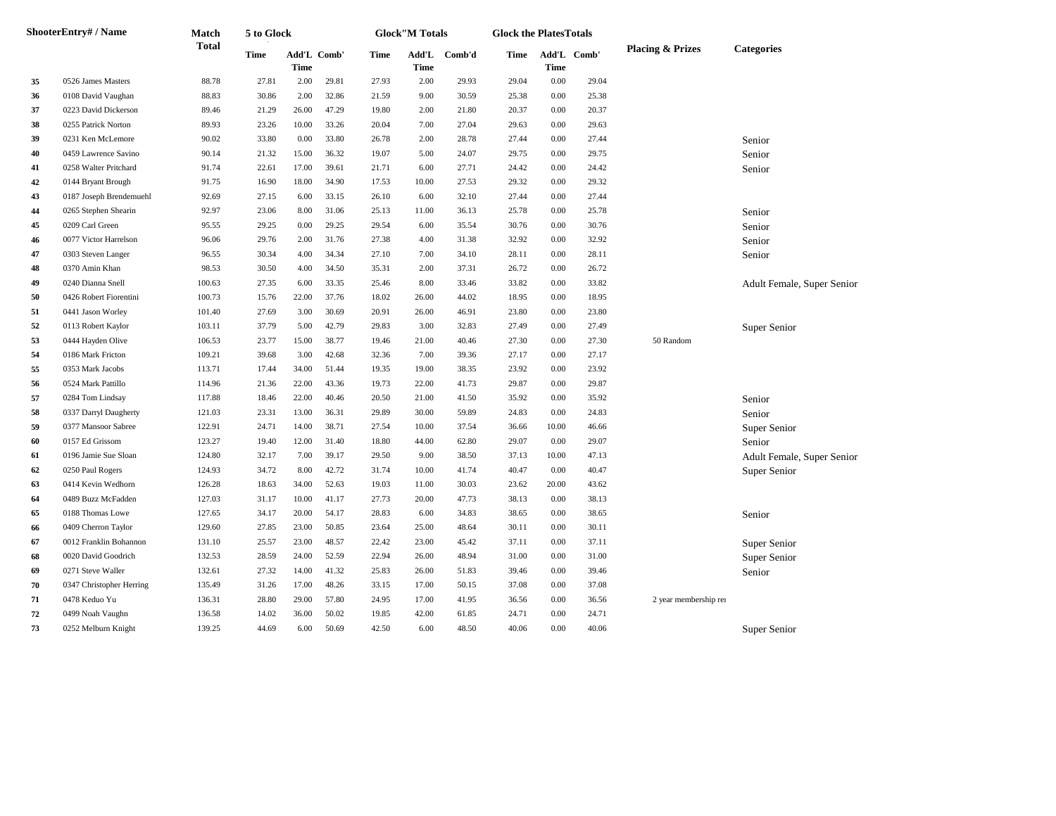| | ShooterEntry# / Name | Match Total | 5 to Glock Time | Add'L Time | Comb' | Glock"M Totals Time | Add'L Time | Comb'd | Glock the PlatesTotals Time | Add'L Time | Comb' | Placing & Prizes | Categories |
|---|---|---|---|---|---|---|---|---|---|---|---|---|---|
| 35 | 0526 James Masters | 88.78 | 27.81 | 2.00 | 29.81 | 27.93 | 2.00 | 29.93 | 29.04 | 0.00 | 29.04 | | |
| 36 | 0108 David Vaughan | 88.83 | 30.86 | 2.00 | 32.86 | 21.59 | 9.00 | 30.59 | 25.38 | 0.00 | 25.38 | | |
| 37 | 0223 David Dickerson | 89.46 | 21.29 | 26.00 | 47.29 | 19.80 | 2.00 | 21.80 | 20.37 | 0.00 | 20.37 | | |
| 38 | 0255 Patrick Norton | 89.93 | 23.26 | 10.00 | 33.26 | 20.04 | 7.00 | 27.04 | 29.63 | 0.00 | 29.63 | | |
| 39 | 0231 Ken McLemore | 90.02 | 33.80 | 0.00 | 33.80 | 26.78 | 2.00 | 28.78 | 27.44 | 0.00 | 27.44 | | Senior |
| 40 | 0459 Lawrence Savino | 90.14 | 21.32 | 15.00 | 36.32 | 19.07 | 5.00 | 24.07 | 29.75 | 0.00 | 29.75 | | Senior |
| 41 | 0258 Walter Pritchard | 91.74 | 22.61 | 17.00 | 39.61 | 21.71 | 6.00 | 27.71 | 24.42 | 0.00 | 24.42 | | Senior |
| 42 | 0144 Bryant Brough | 91.75 | 16.90 | 18.00 | 34.90 | 17.53 | 10.00 | 27.53 | 29.32 | 0.00 | 29.32 | | |
| 43 | 0187 Joseph Brendemuehl | 92.69 | 27.15 | 6.00 | 33.15 | 26.10 | 6.00 | 32.10 | 27.44 | 0.00 | 27.44 | | |
| 44 | 0265 Stephen Shearin | 92.97 | 23.06 | 8.00 | 31.06 | 25.13 | 11.00 | 36.13 | 25.78 | 0.00 | 25.78 | | Senior |
| 45 | 0209 Carl Green | 95.55 | 29.25 | 0.00 | 29.25 | 29.54 | 6.00 | 35.54 | 30.76 | 0.00 | 30.76 | | Senior |
| 46 | 0077 Victor Harrelson | 96.06 | 29.76 | 2.00 | 31.76 | 27.38 | 4.00 | 31.38 | 32.92 | 0.00 | 32.92 | | Senior |
| 47 | 0303 Steven Langer | 96.55 | 30.34 | 4.00 | 34.34 | 27.10 | 7.00 | 34.10 | 28.11 | 0.00 | 28.11 | | Senior |
| 48 | 0370 Amin Khan | 98.53 | 30.50 | 4.00 | 34.50 | 35.31 | 2.00 | 37.31 | 26.72 | 0.00 | 26.72 | | |
| 49 | 0240 Dianna Snell | 100.63 | 27.35 | 6.00 | 33.35 | 25.46 | 8.00 | 33.46 | 33.82 | 0.00 | 33.82 | | Adult Female, Super Senior |
| 50 | 0426 Robert Fiorentini | 100.73 | 15.76 | 22.00 | 37.76 | 18.02 | 26.00 | 44.02 | 18.95 | 0.00 | 18.95 | | |
| 51 | 0441 Jason Worley | 101.40 | 27.69 | 3.00 | 30.69 | 20.91 | 26.00 | 46.91 | 23.80 | 0.00 | 23.80 | | |
| 52 | 0113 Robert Kaylor | 103.11 | 37.79 | 5.00 | 42.79 | 29.83 | 3.00 | 32.83 | 27.49 | 0.00 | 27.49 | | Super Senior |
| 53 | 0444 Hayden Olive | 106.53 | 23.77 | 15.00 | 38.77 | 19.46 | 21.00 | 40.46 | 27.30 | 0.00 | 27.30 | 50 Random | |
| 54 | 0186 Mark Fricton | 109.21 | 39.68 | 3.00 | 42.68 | 32.36 | 7.00 | 39.36 | 27.17 | 0.00 | 27.17 | | |
| 55 | 0353 Mark Jacobs | 113.71 | 17.44 | 34.00 | 51.44 | 19.35 | 19.00 | 38.35 | 23.92 | 0.00 | 23.92 | | |
| 56 | 0524 Mark Pattillo | 114.96 | 21.36 | 22.00 | 43.36 | 19.73 | 22.00 | 41.73 | 29.87 | 0.00 | 29.87 | | |
| 57 | 0284 Tom Lindsay | 117.88 | 18.46 | 22.00 | 40.46 | 20.50 | 21.00 | 41.50 | 35.92 | 0.00 | 35.92 | | Senior |
| 58 | 0337 Darryl Daugherty | 121.03 | 23.31 | 13.00 | 36.31 | 29.89 | 30.00 | 59.89 | 24.83 | 0.00 | 24.83 | | Senior |
| 59 | 0377 Mansoor Sabree | 122.91 | 24.71 | 14.00 | 38.71 | 27.54 | 10.00 | 37.54 | 36.66 | 10.00 | 46.66 | | Super Senior |
| 60 | 0157 Ed Grissom | 123.27 | 19.40 | 12.00 | 31.40 | 18.80 | 44.00 | 62.80 | 29.07 | 0.00 | 29.07 | | Senior |
| 61 | 0196 Jamie Sue Sloan | 124.80 | 32.17 | 7.00 | 39.17 | 29.50 | 9.00 | 38.50 | 37.13 | 10.00 | 47.13 | | Adult Female, Super Senior |
| 62 | 0250 Paul Rogers | 124.93 | 34.72 | 8.00 | 42.72 | 31.74 | 10.00 | 41.74 | 40.47 | 0.00 | 40.47 | | Super Senior |
| 63 | 0414 Kevin Wedhorn | 126.28 | 18.63 | 34.00 | 52.63 | 19.03 | 11.00 | 30.03 | 23.62 | 20.00 | 43.62 | | |
| 64 | 0489 Buzz McFadden | 127.03 | 31.17 | 10.00 | 41.17 | 27.73 | 20.00 | 47.73 | 38.13 | 0.00 | 38.13 | | |
| 65 | 0188 Thomas Lowe | 127.65 | 34.17 | 20.00 | 54.17 | 28.83 | 6.00 | 34.83 | 38.65 | 0.00 | 38.65 | | Senior |
| 66 | 0409 Cherron Taylor | 129.60 | 27.85 | 23.00 | 50.85 | 23.64 | 25.00 | 48.64 | 30.11 | 0.00 | 30.11 | | |
| 67 | 0012 Franklin Bohannon | 131.10 | 25.57 | 23.00 | 48.57 | 22.42 | 23.00 | 45.42 | 37.11 | 0.00 | 37.11 | | Super Senior |
| 68 | 0020 David Goodrich | 132.53 | 28.59 | 24.00 | 52.59 | 22.94 | 26.00 | 48.94 | 31.00 | 0.00 | 31.00 | | Super Senior |
| 69 | 0271 Steve Waller | 132.61 | 27.32 | 14.00 | 41.32 | 25.83 | 26.00 | 51.83 | 39.46 | 0.00 | 39.46 | | Senior |
| 70 | 0347 Christopher Herring | 135.49 | 31.26 | 17.00 | 48.26 | 33.15 | 17.00 | 50.15 | 37.08 | 0.00 | 37.08 | | |
| 71 | 0478 Keduo Yu | 136.31 | 28.80 | 29.00 | 57.80 | 24.95 | 17.00 | 41.95 | 36.56 | 0.00 | 36.56 | 2 year membership re | |
| 72 | 0499 Noah Vaughn | 136.58 | 14.02 | 36.00 | 50.02 | 19.85 | 42.00 | 61.85 | 24.71 | 0.00 | 24.71 | | |
| 73 | 0252 Melburn Knight | 139.25 | 44.69 | 6.00 | 50.69 | 42.50 | 6.00 | 48.50 | 40.06 | 0.00 | 40.06 | | Super Senior |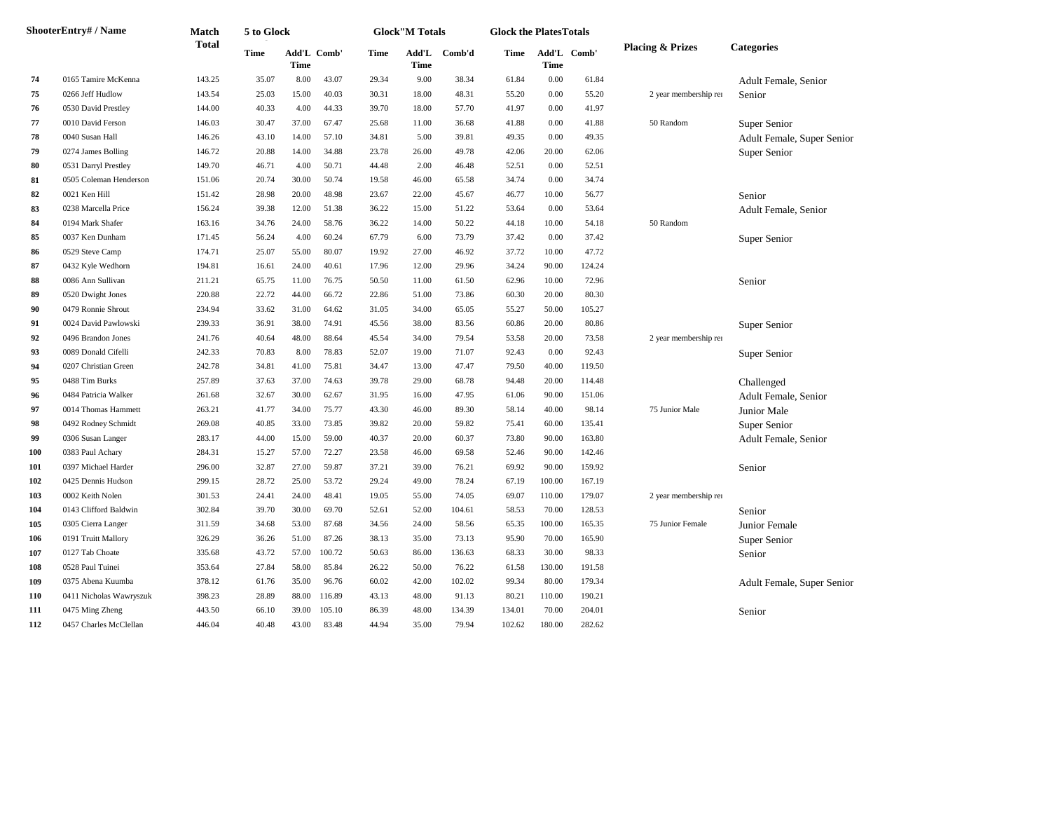| ShooterEntry# / Name | | Match Total | 5 to Glock | | | Glock"M Totals | | | Glock the PlatesTotals | | | Placing & Prizes | Categories |
|---|---|---|---|---|---|---|---|---|---|---|---|---|---|
| | | | Time | Add'L Time | Comb' | Time | Add'L Time | Comb'd | Time | Add'L Time | Comb' | | |
| 74 | 0165 Tamire McKenna | 143.25 | 35.07 | 8.00 | 43.07 | 29.34 | 9.00 | 38.34 | 61.84 | 0.00 | 61.84 | | Adult Female, Senior |
| 75 | 0266 Jeff Hudlow | 143.54 | 25.03 | 15.00 | 40.03 | 30.31 | 18.00 | 48.31 | 55.20 | 0.00 | 55.20 | 2 year membership re | Senior |
| 76 | 0530 David Prestley | 144.00 | 40.33 | 4.00 | 44.33 | 39.70 | 18.00 | 57.70 | 41.97 | 0.00 | 41.97 | | |
| 77 | 0010 David Ferson | 146.03 | 30.47 | 37.00 | 67.47 | 25.68 | 11.00 | 36.68 | 41.88 | 0.00 | 41.88 | 50 Random | Super Senior |
| 78 | 0040 Susan Hall | 146.26 | 43.10 | 14.00 | 57.10 | 34.81 | 5.00 | 39.81 | 49.35 | 0.00 | 49.35 | | Adult Female, Super Senior |
| 79 | 0274 James Bolling | 146.72 | 20.88 | 14.00 | 34.88 | 23.78 | 26.00 | 49.78 | 42.06 | 20.00 | 62.06 | | Super Senior |
| 80 | 0531 Darryl Prestley | 149.70 | 46.71 | 4.00 | 50.71 | 44.48 | 2.00 | 46.48 | 52.51 | 0.00 | 52.51 | | |
| 81 | 0505 Coleman Henderson | 151.06 | 20.74 | 30.00 | 50.74 | 19.58 | 46.00 | 65.58 | 34.74 | 0.00 | 34.74 | | |
| 82 | 0021 Ken Hill | 151.42 | 28.98 | 20.00 | 48.98 | 23.67 | 22.00 | 45.67 | 46.77 | 10.00 | 56.77 | | Senior |
| 83 | 0238 Marcella Price | 156.24 | 39.38 | 12.00 | 51.38 | 36.22 | 15.00 | 51.22 | 53.64 | 0.00 | 53.64 | | Adult Female, Senior |
| 84 | 0194 Mark Shafer | 163.16 | 34.76 | 24.00 | 58.76 | 36.22 | 14.00 | 50.22 | 44.18 | 10.00 | 54.18 | 50 Random | |
| 85 | 0037 Ken Dunham | 171.45 | 56.24 | 4.00 | 60.24 | 67.79 | 6.00 | 73.79 | 37.42 | 0.00 | 37.42 | | Super Senior |
| 86 | 0529 Steve Camp | 174.71 | 25.07 | 55.00 | 80.07 | 19.92 | 27.00 | 46.92 | 37.72 | 10.00 | 47.72 | | |
| 87 | 0432 Kyle Wedhorn | 194.81 | 16.61 | 24.00 | 40.61 | 17.96 | 12.00 | 29.96 | 34.24 | 90.00 | 124.24 | | |
| 88 | 0086 Ann Sullivan | 211.21 | 65.75 | 11.00 | 76.75 | 50.50 | 11.00 | 61.50 | 62.96 | 10.00 | 72.96 | | Senior |
| 89 | 0520 Dwight Jones | 220.88 | 22.72 | 44.00 | 66.72 | 22.86 | 51.00 | 73.86 | 60.30 | 20.00 | 80.30 | | |
| 90 | 0479 Ronnie Shrout | 234.94 | 33.62 | 31.00 | 64.62 | 31.05 | 34.00 | 65.05 | 55.27 | 50.00 | 105.27 | | |
| 91 | 0024 David Pawlowski | 239.33 | 36.91 | 38.00 | 74.91 | 45.56 | 38.00 | 83.56 | 60.86 | 20.00 | 80.86 | | Super Senior |
| 92 | 0496 Brandon Jones | 241.76 | 40.64 | 48.00 | 88.64 | 45.54 | 34.00 | 79.54 | 53.58 | 20.00 | 73.58 | 2 year membership re | |
| 93 | 0089 Donald Cifelli | 242.33 | 70.83 | 8.00 | 78.83 | 52.07 | 19.00 | 71.07 | 92.43 | 0.00 | 92.43 | | Super Senior |
| 94 | 0207 Christian Green | 242.78 | 34.81 | 41.00 | 75.81 | 34.47 | 13.00 | 47.47 | 79.50 | 40.00 | 119.50 | | |
| 95 | 0488 Tim Burks | 257.89 | 37.63 | 37.00 | 74.63 | 39.78 | 29.00 | 68.78 | 94.48 | 20.00 | 114.48 | | Challenged |
| 96 | 0484 Patricia Walker | 261.68 | 32.67 | 30.00 | 62.67 | 31.95 | 16.00 | 47.95 | 61.06 | 90.00 | 151.06 | | Adult Female, Senior |
| 97 | 0014 Thomas Hammett | 263.21 | 41.77 | 34.00 | 75.77 | 43.30 | 46.00 | 89.30 | 58.14 | 40.00 | 98.14 | 75 Junior Male | Junior Male |
| 98 | 0492 Rodney Schmidt | 269.08 | 40.85 | 33.00 | 73.85 | 39.82 | 20.00 | 59.82 | 75.41 | 60.00 | 135.41 | | Super Senior |
| 99 | 0306 Susan Langer | 283.17 | 44.00 | 15.00 | 59.00 | 40.37 | 20.00 | 60.37 | 73.80 | 90.00 | 163.80 | | Adult Female, Senior |
| 100 | 0383 Paul Achary | 284.31 | 15.27 | 57.00 | 72.27 | 23.58 | 46.00 | 69.58 | 52.46 | 90.00 | 142.46 | | |
| 101 | 0397 Michael Harder | 296.00 | 32.87 | 27.00 | 59.87 | 37.21 | 39.00 | 76.21 | 69.92 | 90.00 | 159.92 | | Senior |
| 102 | 0425 Dennis Hudson | 299.15 | 28.72 | 25.00 | 53.72 | 29.24 | 49.00 | 78.24 | 67.19 | 100.00 | 167.19 | | |
| 103 | 0002 Keith Nolen | 301.53 | 24.41 | 24.00 | 48.41 | 19.05 | 55.00 | 74.05 | 69.07 | 110.00 | 179.07 | 2 year membership re | |
| 104 | 0143 Clifford Baldwin | 302.84 | 39.70 | 30.00 | 69.70 | 52.61 | 52.00 | 104.61 | 58.53 | 70.00 | 128.53 | | Senior |
| 105 | 0305 Cierra Langer | 311.59 | 34.68 | 53.00 | 87.68 | 34.56 | 24.00 | 58.56 | 65.35 | 100.00 | 165.35 | 75 Junior Female | Junior Female |
| 106 | 0191 Truitt Mallory | 326.29 | 36.26 | 51.00 | 87.26 | 38.13 | 35.00 | 73.13 | 95.90 | 70.00 | 165.90 | | Super Senior |
| 107 | 0127 Tab Choate | 335.68 | 43.72 | 57.00 | 100.72 | 50.63 | 86.00 | 136.63 | 68.33 | 30.00 | 98.33 | | Senior |
| 108 | 0528 Paul Tuinei | 353.64 | 27.84 | 58.00 | 85.84 | 26.22 | 50.00 | 76.22 | 61.58 | 130.00 | 191.58 | | |
| 109 | 0375 Abena Kuumba | 378.12 | 61.76 | 35.00 | 96.76 | 60.02 | 42.00 | 102.02 | 99.34 | 80.00 | 179.34 | | Adult Female, Super Senior |
| 110 | 0411 Nicholas Wawryszuk | 398.23 | 28.89 | 88.00 | 116.89 | 43.13 | 48.00 | 91.13 | 80.21 | 110.00 | 190.21 | | |
| 111 | 0475 Ming Zheng | 443.50 | 66.10 | 39.00 | 105.10 | 86.39 | 48.00 | 134.39 | 134.01 | 70.00 | 204.01 | | Senior |
| 112 | 0457 Charles McClellan | 446.04 | 40.48 | 43.00 | 83.48 | 44.94 | 35.00 | 79.94 | 102.62 | 180.00 | 282.62 | | |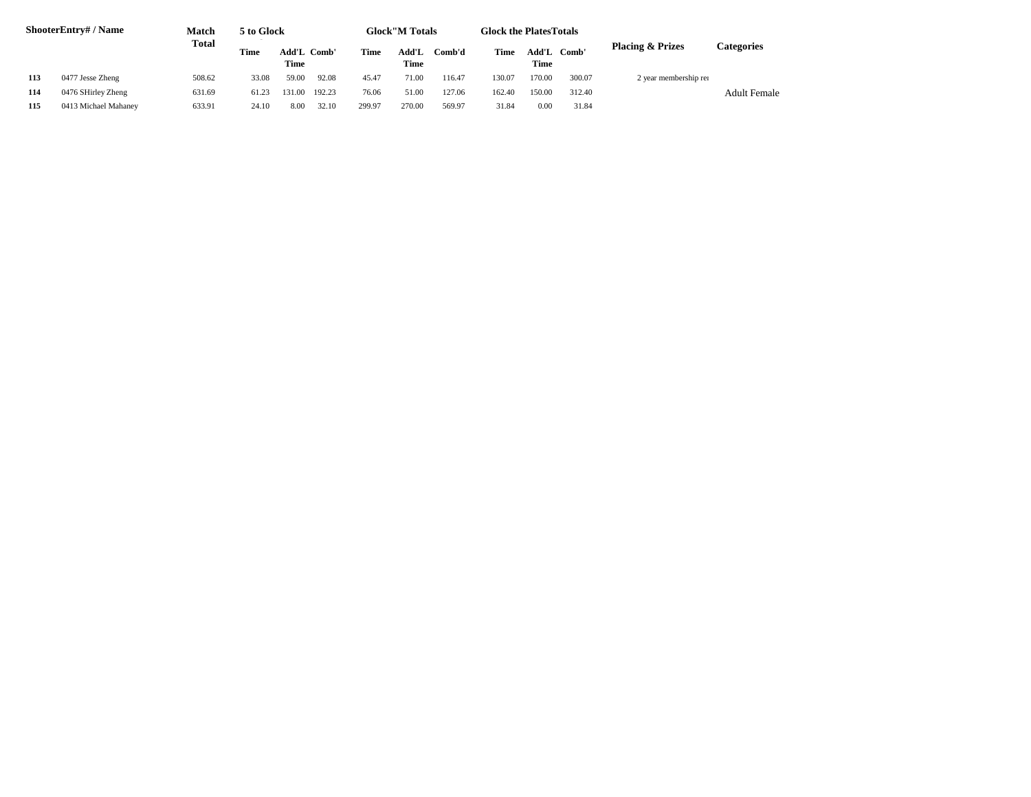| Shooter | Entry# / Name | Match Total | 5 to Glock | | | Glock"M Totals | | | Glock the Plates Totals | | | Placing & Prizes | Categories |
|---|---|---|---|---|---|---|---|---|---|---|---|---|---|
| | | | Time | Add'L Time | Comb' | Time | Add'L Time | Comb'd | Time | Add'L Time | Comb' | | |
| 113 | 0477 Jesse Zheng | 508.62 | 33.08 | 59.00 | 92.08 | 45.47 | 71.00 | 116.47 | 130.07 | 170.00 | 300.07 | 2 year membership re | |
| 114 | 0476 SHirley Zheng | 631.69 | 61.23 | 131.00 | 192.23 | 76.06 | 51.00 | 127.06 | 162.40 | 150.00 | 312.40 | | Adult Female |
| 115 | 0413 Michael Mahaney | 633.91 | 24.10 | 8.00 | 32.10 | 299.97 | 270.00 | 569.97 | 31.84 | 0.00 | 31.84 | | |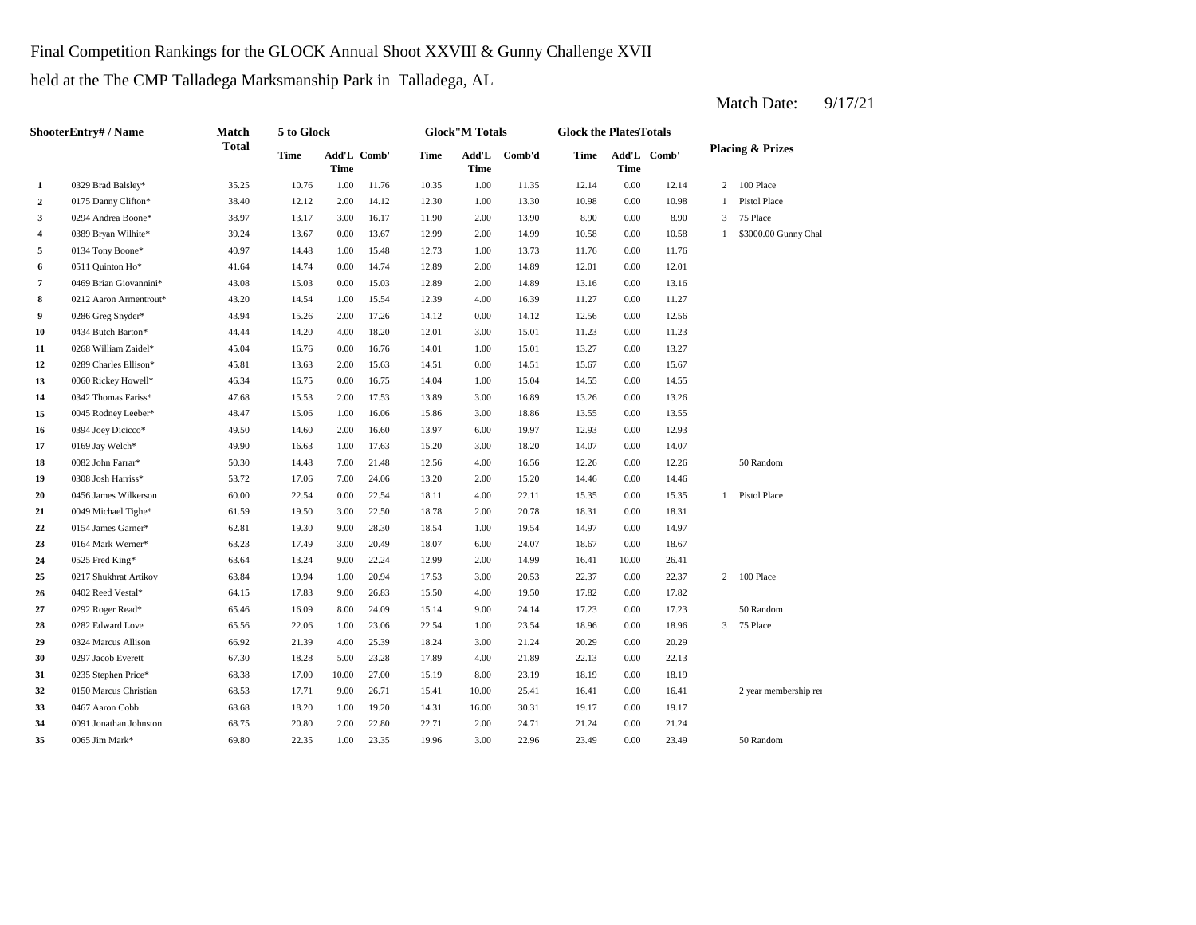Final Competition Rankings for the GLOCK Annual Shoot XXVIII & Gunny Challenge XVII

held at the The CMP Talladega Marksmanship Park in Talladega, AL

Match Date: 9/17/21

| | ShooterEntry# / Name | Match Total | 5 to Glock | | | Glock"M Totals | | | Glock the PlatesTotals | | | Placing & Prizes | |
|---|---|---|---|---|---|---|---|---|---|---|---|---|---|
| | | | Time | Add'L Time | Comb' | Time | Add'L Time | Comb'd | Time | Add'L Time | Comb' | | |
| 1 | 0329 Brad Balsley* | 35.25 | 10.76 | 1.00 | 11.76 | 10.35 | 1.00 | 11.35 | 12.14 | 0.00 | 12.14 | 2 | 100 Place |
| 2 | 0175 Danny Clifton* | 38.40 | 12.12 | 2.00 | 14.12 | 12.30 | 1.00 | 13.30 | 10.98 | 0.00 | 10.98 | 1 | Pistol Place |
| 3 | 0294 Andrea Boone* | 38.97 | 13.17 | 3.00 | 16.17 | 11.90 | 2.00 | 13.90 | 8.90 | 0.00 | 8.90 | 3 | 75 Place |
| 4 | 0389 Bryan Wilhite* | 39.24 | 13.67 | 0.00 | 13.67 | 12.99 | 2.00 | 14.99 | 10.58 | 0.00 | 10.58 | 1 | $3000.00 Gunny Chal |
| 5 | 0134 Tony Boone* | 40.97 | 14.48 | 1.00 | 15.48 | 12.73 | 1.00 | 13.73 | 11.76 | 0.00 | 11.76 | | |
| 6 | 0511 Quinton Ho* | 41.64 | 14.74 | 0.00 | 14.74 | 12.89 | 2.00 | 14.89 | 12.01 | 0.00 | 12.01 | | |
| 7 | 0469 Brian Giovannini* | 43.08 | 15.03 | 0.00 | 15.03 | 12.89 | 2.00 | 14.89 | 13.16 | 0.00 | 13.16 | | |
| 8 | 0212 Aaron Armentrout* | 43.20 | 14.54 | 1.00 | 15.54 | 12.39 | 4.00 | 16.39 | 11.27 | 0.00 | 11.27 | | |
| 9 | 0286 Greg Snyder* | 43.94 | 15.26 | 2.00 | 17.26 | 14.12 | 0.00 | 14.12 | 12.56 | 0.00 | 12.56 | | |
| 10 | 0434 Butch Barton* | 44.44 | 14.20 | 4.00 | 18.20 | 12.01 | 3.00 | 15.01 | 11.23 | 0.00 | 11.23 | | |
| 11 | 0268 William Zaidel* | 45.04 | 16.76 | 0.00 | 16.76 | 14.01 | 1.00 | 15.01 | 13.27 | 0.00 | 13.27 | | |
| 12 | 0289 Charles Ellison* | 45.81 | 13.63 | 2.00 | 15.63 | 14.51 | 0.00 | 14.51 | 15.67 | 0.00 | 15.67 | | |
| 13 | 0060 Rickey Howell* | 46.34 | 16.75 | 0.00 | 16.75 | 14.04 | 1.00 | 15.04 | 14.55 | 0.00 | 14.55 | | |
| 14 | 0342 Thomas Fariss* | 47.68 | 15.53 | 2.00 | 17.53 | 13.89 | 3.00 | 16.89 | 13.26 | 0.00 | 13.26 | | |
| 15 | 0045 Rodney Leeber* | 48.47 | 15.06 | 1.00 | 16.06 | 15.86 | 3.00 | 18.86 | 13.55 | 0.00 | 13.55 | | |
| 16 | 0394 Joey Dicicco* | 49.50 | 14.60 | 2.00 | 16.60 | 13.97 | 6.00 | 19.97 | 12.93 | 0.00 | 12.93 | | |
| 17 | 0169 Jay Welch* | 49.90 | 16.63 | 1.00 | 17.63 | 15.20 | 3.00 | 18.20 | 14.07 | 0.00 | 14.07 | | |
| 18 | 0082 John Farrar* | 50.30 | 14.48 | 7.00 | 21.48 | 12.56 | 4.00 | 16.56 | 12.26 | 0.00 | 12.26 | | 50 Random |
| 19 | 0308 Josh Harriss* | 53.72 | 17.06 | 7.00 | 24.06 | 13.20 | 2.00 | 15.20 | 14.46 | 0.00 | 14.46 | | |
| 20 | 0456 James Wilkerson | 60.00 | 22.54 | 0.00 | 22.54 | 18.11 | 4.00 | 22.11 | 15.35 | 0.00 | 15.35 | 1 | Pistol Place |
| 21 | 0049 Michael Tighe* | 61.59 | 19.50 | 3.00 | 22.50 | 18.78 | 2.00 | 20.78 | 18.31 | 0.00 | 18.31 | | |
| 22 | 0154 James Garner* | 62.81 | 19.30 | 9.00 | 28.30 | 18.54 | 1.00 | 19.54 | 14.97 | 0.00 | 14.97 | | |
| 23 | 0164 Mark Werner* | 63.23 | 17.49 | 3.00 | 20.49 | 18.07 | 6.00 | 24.07 | 18.67 | 0.00 | 18.67 | | |
| 24 | 0525 Fred King* | 63.64 | 13.24 | 9.00 | 22.24 | 12.99 | 2.00 | 14.99 | 16.41 | 10.00 | 26.41 | | |
| 25 | 0217 Shukhrat Artikov | 63.84 | 19.94 | 1.00 | 20.94 | 17.53 | 3.00 | 20.53 | 22.37 | 0.00 | 22.37 | 2 | 100 Place |
| 26 | 0402 Reed Vestal* | 64.15 | 17.83 | 9.00 | 26.83 | 15.50 | 4.00 | 19.50 | 17.82 | 0.00 | 17.82 | | |
| 27 | 0292 Roger Read* | 65.46 | 16.09 | 8.00 | 24.09 | 15.14 | 9.00 | 24.14 | 17.23 | 0.00 | 17.23 | | 50 Random |
| 28 | 0282 Edward Love | 65.56 | 22.06 | 1.00 | 23.06 | 22.54 | 1.00 | 23.54 | 18.96 | 0.00 | 18.96 | 3 | 75 Place |
| 29 | 0324 Marcus Allison | 66.92 | 21.39 | 4.00 | 25.39 | 18.24 | 3.00 | 21.24 | 20.29 | 0.00 | 20.29 | | |
| 30 | 0297 Jacob Everett | 67.30 | 18.28 | 5.00 | 23.28 | 17.89 | 4.00 | 21.89 | 22.13 | 0.00 | 22.13 | | |
| 31 | 0235 Stephen Price* | 68.38 | 17.00 | 10.00 | 27.00 | 15.19 | 8.00 | 23.19 | 18.19 | 0.00 | 18.19 | | |
| 32 | 0150 Marcus Christian | 68.53 | 17.71 | 9.00 | 26.71 | 15.41 | 10.00 | 25.41 | 16.41 | 0.00 | 16.41 | | 2 year membership rei |
| 33 | 0467 Aaron Cobb | 68.68 | 18.20 | 1.00 | 19.20 | 14.31 | 16.00 | 30.31 | 19.17 | 0.00 | 19.17 | | |
| 34 | 0091 Jonathan Johnston | 68.75 | 20.80 | 2.00 | 22.80 | 22.71 | 2.00 | 24.71 | 21.24 | 0.00 | 21.24 | | |
| 35 | 0065 Jim Mark* | 69.80 | 22.35 | 1.00 | 23.35 | 19.96 | 3.00 | 22.96 | 23.49 | 0.00 | 23.49 | | 50 Random |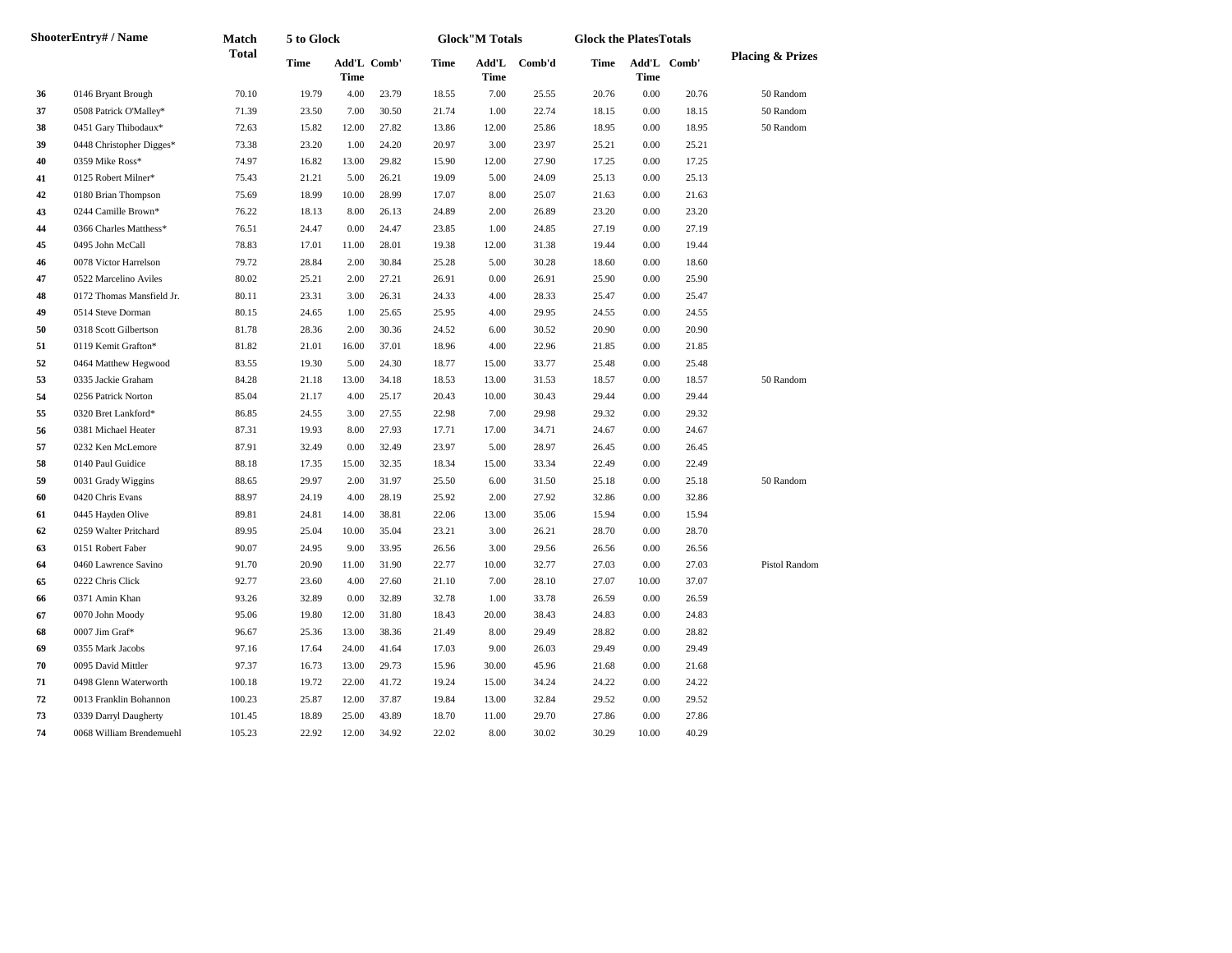| ShooterEntry# / Name | | Match Total | 5 to Glock | | | Glock"M Totals | | | Glock the PlatesTotals | | | Placing & Prizes |
|---|---|---|---|---|---|---|---|---|---|---|---|---|
| | | | Time | Add'L Time | Comb' | Time | Add'L Time | Comb'd | Time | Add'L Time | Comb' | |
| 36 | 0146 Bryant Brough | 70.10 | 19.79 | 4.00 | 23.79 | 18.55 | 7.00 | 25.55 | 20.76 | 0.00 | 20.76 | 50 Random |
| 37 | 0508 Patrick O'Malley* | 71.39 | 23.50 | 7.00 | 30.50 | 21.74 | 1.00 | 22.74 | 18.15 | 0.00 | 18.15 | 50 Random |
| 38 | 0451 Gary Thibodaux* | 72.63 | 15.82 | 12.00 | 27.82 | 13.86 | 12.00 | 25.86 | 18.95 | 0.00 | 18.95 | 50 Random |
| 39 | 0448 Christopher Digges* | 73.38 | 23.20 | 1.00 | 24.20 | 20.97 | 3.00 | 23.97 | 25.21 | 0.00 | 25.21 | |
| 40 | 0359 Mike Ross* | 74.97 | 16.82 | 13.00 | 29.82 | 15.90 | 12.00 | 27.90 | 17.25 | 0.00 | 17.25 | |
| 41 | 0125 Robert Milner* | 75.43 | 21.21 | 5.00 | 26.21 | 19.09 | 5.00 | 24.09 | 25.13 | 0.00 | 25.13 | |
| 42 | 0180 Brian Thompson | 75.69 | 18.99 | 10.00 | 28.99 | 17.07 | 8.00 | 25.07 | 21.63 | 0.00 | 21.63 | |
| 43 | 0244 Camille Brown* | 76.22 | 18.13 | 8.00 | 26.13 | 24.89 | 2.00 | 26.89 | 23.20 | 0.00 | 23.20 | |
| 44 | 0366 Charles Matthess* | 76.51 | 24.47 | 0.00 | 24.47 | 23.85 | 1.00 | 24.85 | 27.19 | 0.00 | 27.19 | |
| 45 | 0495 John McCall | 78.83 | 17.01 | 11.00 | 28.01 | 19.38 | 12.00 | 31.38 | 19.44 | 0.00 | 19.44 | |
| 46 | 0078 Victor Harrelson | 79.72 | 28.84 | 2.00 | 30.84 | 25.28 | 5.00 | 30.28 | 18.60 | 0.00 | 18.60 | |
| 47 | 0522 Marcelino Aviles | 80.02 | 25.21 | 2.00 | 27.21 | 26.91 | 0.00 | 26.91 | 25.90 | 0.00 | 25.90 | |
| 48 | 0172 Thomas Mansfield Jr. | 80.11 | 23.31 | 3.00 | 26.31 | 24.33 | 4.00 | 28.33 | 25.47 | 0.00 | 25.47 | |
| 49 | 0514 Steve Dorman | 80.15 | 24.65 | 1.00 | 25.65 | 25.95 | 4.00 | 29.95 | 24.55 | 0.00 | 24.55 | |
| 50 | 0318 Scott Gilbertson | 81.78 | 28.36 | 2.00 | 30.36 | 24.52 | 6.00 | 30.52 | 20.90 | 0.00 | 20.90 | |
| 51 | 0119 Kemit Grafton* | 81.82 | 21.01 | 16.00 | 37.01 | 18.96 | 4.00 | 22.96 | 21.85 | 0.00 | 21.85 | |
| 52 | 0464 Matthew Hegwood | 83.55 | 19.30 | 5.00 | 24.30 | 18.77 | 15.00 | 33.77 | 25.48 | 0.00 | 25.48 | |
| 53 | 0335 Jackie Graham | 84.28 | 21.18 | 13.00 | 34.18 | 18.53 | 13.00 | 31.53 | 18.57 | 0.00 | 18.57 | 50 Random |
| 54 | 0256 Patrick Norton | 85.04 | 21.17 | 4.00 | 25.17 | 20.43 | 10.00 | 30.43 | 29.44 | 0.00 | 29.44 | |
| 55 | 0320 Bret Lankford* | 86.85 | 24.55 | 3.00 | 27.55 | 22.98 | 7.00 | 29.98 | 29.32 | 0.00 | 29.32 | |
| 56 | 0381 Michael Heater | 87.31 | 19.93 | 8.00 | 27.93 | 17.71 | 17.00 | 34.71 | 24.67 | 0.00 | 24.67 | |
| 57 | 0232 Ken McLemore | 87.91 | 32.49 | 0.00 | 32.49 | 23.97 | 5.00 | 28.97 | 26.45 | 0.00 | 26.45 | |
| 58 | 0140 Paul Guidice | 88.18 | 17.35 | 15.00 | 32.35 | 18.34 | 15.00 | 33.34 | 22.49 | 0.00 | 22.49 | |
| 59 | 0031 Grady Wiggins | 88.65 | 29.97 | 2.00 | 31.97 | 25.50 | 6.00 | 31.50 | 25.18 | 0.00 | 25.18 | 50 Random |
| 60 | 0420 Chris Evans | 88.97 | 24.19 | 4.00 | 28.19 | 25.92 | 2.00 | 27.92 | 32.86 | 0.00 | 32.86 | |
| 61 | 0445 Hayden Olive | 89.81 | 24.81 | 14.00 | 38.81 | 22.06 | 13.00 | 35.06 | 15.94 | 0.00 | 15.94 | |
| 62 | 0259 Walter Pritchard | 89.95 | 25.04 | 10.00 | 35.04 | 23.21 | 3.00 | 26.21 | 28.70 | 0.00 | 28.70 | |
| 63 | 0151 Robert Faber | 90.07 | 24.95 | 9.00 | 33.95 | 26.56 | 3.00 | 29.56 | 26.56 | 0.00 | 26.56 | |
| 64 | 0460 Lawrence Savino | 91.70 | 20.90 | 11.00 | 31.90 | 22.77 | 10.00 | 32.77 | 27.03 | 0.00 | 27.03 | Pistol Random |
| 65 | 0222 Chris Click | 92.77 | 23.60 | 4.00 | 27.60 | 21.10 | 7.00 | 28.10 | 27.07 | 10.00 | 37.07 | |
| 66 | 0371 Amin Khan | 93.26 | 32.89 | 0.00 | 32.89 | 32.78 | 1.00 | 33.78 | 26.59 | 0.00 | 26.59 | |
| 67 | 0070 John Moody | 95.06 | 19.80 | 12.00 | 31.80 | 18.43 | 20.00 | 38.43 | 24.83 | 0.00 | 24.83 | |
| 68 | 0007 Jim Graf* | 96.67 | 25.36 | 13.00 | 38.36 | 21.49 | 8.00 | 29.49 | 28.82 | 0.00 | 28.82 | |
| 69 | 0355 Mark Jacobs | 97.16 | 17.64 | 24.00 | 41.64 | 17.03 | 9.00 | 26.03 | 29.49 | 0.00 | 29.49 | |
| 70 | 0095 David Mittler | 97.37 | 16.73 | 13.00 | 29.73 | 15.96 | 30.00 | 45.96 | 21.68 | 0.00 | 21.68 | |
| 71 | 0498 Glenn Waterworth | 100.18 | 19.72 | 22.00 | 41.72 | 19.24 | 15.00 | 34.24 | 24.22 | 0.00 | 24.22 | |
| 72 | 0013 Franklin Bohannon | 100.23 | 25.87 | 12.00 | 37.87 | 19.84 | 13.00 | 32.84 | 29.52 | 0.00 | 29.52 | |
| 73 | 0339 Darryl Daugherty | 101.45 | 18.89 | 25.00 | 43.89 | 18.70 | 11.00 | 29.70 | 27.86 | 0.00 | 27.86 | |
| 74 | 0068 William Brendemuehl | 105.23 | 22.92 | 12.00 | 34.92 | 22.02 | 8.00 | 30.02 | 30.29 | 10.00 | 40.29 | |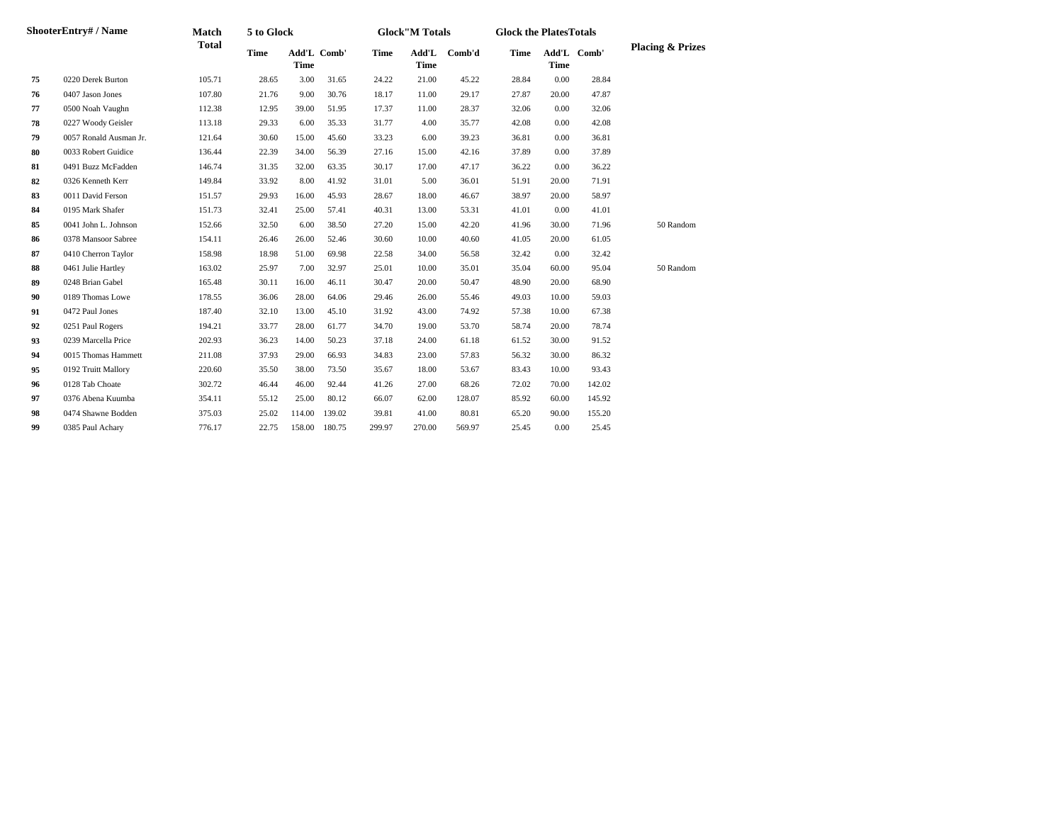| Shooter | Entry# / Name | Match Total | 5 to Glock | | | Glock"M Totals | | | Glock the Plates Totals | | | Placing & Prizes |
|---|---|---|---|---|---|---|---|---|---|---|---|---|
| | | | Time | Add'L Time | Comb' | Time | Add'L Time | Comb'd | Time | Add'L Time | Comb' | |
| 75 | 0220 Derek Burton | 105.71 | 28.65 | 3.00 | 31.65 | 24.22 | 21.00 | 45.22 | 28.84 | 0.00 | 28.84 | |
| 76 | 0407 Jason Jones | 107.80 | 21.76 | 9.00 | 30.76 | 18.17 | 11.00 | 29.17 | 27.87 | 20.00 | 47.87 | |
| 77 | 0500 Noah Vaughn | 112.38 | 12.95 | 39.00 | 51.95 | 17.37 | 11.00 | 28.37 | 32.06 | 0.00 | 32.06 | |
| 78 | 0227 Woody Geisler | 113.18 | 29.33 | 6.00 | 35.33 | 31.77 | 4.00 | 35.77 | 42.08 | 0.00 | 42.08 | |
| 79 | 0057 Ronald Ausman Jr. | 121.64 | 30.60 | 15.00 | 45.60 | 33.23 | 6.00 | 39.23 | 36.81 | 0.00 | 36.81 | |
| 80 | 0033 Robert Guidice | 136.44 | 22.39 | 34.00 | 56.39 | 27.16 | 15.00 | 42.16 | 37.89 | 0.00 | 37.89 | |
| 81 | 0491 Buzz McFadden | 146.74 | 31.35 | 32.00 | 63.35 | 30.17 | 17.00 | 47.17 | 36.22 | 0.00 | 36.22 | |
| 82 | 0326 Kenneth Kerr | 149.84 | 33.92 | 8.00 | 41.92 | 31.01 | 5.00 | 36.01 | 51.91 | 20.00 | 71.91 | |
| 83 | 0011 David Ferson | 151.57 | 29.93 | 16.00 | 45.93 | 28.67 | 18.00 | 46.67 | 38.97 | 20.00 | 58.97 | |
| 84 | 0195 Mark Shafer | 151.73 | 32.41 | 25.00 | 57.41 | 40.31 | 13.00 | 53.31 | 41.01 | 0.00 | 41.01 | |
| 85 | 0041 John L. Johnson | 152.66 | 32.50 | 6.00 | 38.50 | 27.20 | 15.00 | 42.20 | 41.96 | 30.00 | 71.96 | 50 Random |
| 86 | 0378 Mansoor Sabree | 154.11 | 26.46 | 26.00 | 52.46 | 30.60 | 10.00 | 40.60 | 41.05 | 20.00 | 61.05 | |
| 87 | 0410 Cherron Taylor | 158.98 | 18.98 | 51.00 | 69.98 | 22.58 | 34.00 | 56.58 | 32.42 | 0.00 | 32.42 | |
| 88 | 0461 Julie Hartley | 163.02 | 25.97 | 7.00 | 32.97 | 25.01 | 10.00 | 35.01 | 35.04 | 60.00 | 95.04 | 50 Random |
| 89 | 0248 Brian Gabel | 165.48 | 30.11 | 16.00 | 46.11 | 30.47 | 20.00 | 50.47 | 48.90 | 20.00 | 68.90 | |
| 90 | 0189 Thomas Lowe | 178.55 | 36.06 | 28.00 | 64.06 | 29.46 | 26.00 | 55.46 | 49.03 | 10.00 | 59.03 | |
| 91 | 0472 Paul Jones | 187.40 | 32.10 | 13.00 | 45.10 | 31.92 | 43.00 | 74.92 | 57.38 | 10.00 | 67.38 | |
| 92 | 0251 Paul Rogers | 194.21 | 33.77 | 28.00 | 61.77 | 34.70 | 19.00 | 53.70 | 58.74 | 20.00 | 78.74 | |
| 93 | 0239 Marcella Price | 202.93 | 36.23 | 14.00 | 50.23 | 37.18 | 24.00 | 61.18 | 61.52 | 30.00 | 91.52 | |
| 94 | 0015 Thomas Hammett | 211.08 | 37.93 | 29.00 | 66.93 | 34.83 | 23.00 | 57.83 | 56.32 | 30.00 | 86.32 | |
| 95 | 0192 Truitt Mallory | 220.60 | 35.50 | 38.00 | 73.50 | 35.67 | 18.00 | 53.67 | 83.43 | 10.00 | 93.43 | |
| 96 | 0128 Tab Choate | 302.72 | 46.44 | 46.00 | 92.44 | 41.26 | 27.00 | 68.26 | 72.02 | 70.00 | 142.02 | |
| 97 | 0376 Abena Kuumba | 354.11 | 55.12 | 25.00 | 80.12 | 66.07 | 62.00 | 128.07 | 85.92 | 60.00 | 145.92 | |
| 98 | 0474 Shawne Bodden | 375.03 | 25.02 | 114.00 | 139.02 | 39.81 | 41.00 | 80.81 | 65.20 | 90.00 | 155.20 | |
| 99 | 0385 Paul Achary | 776.17 | 22.75 | 158.00 | 180.75 | 299.97 | 270.00 | 569.97 | 25.45 | 0.00 | 25.45 | |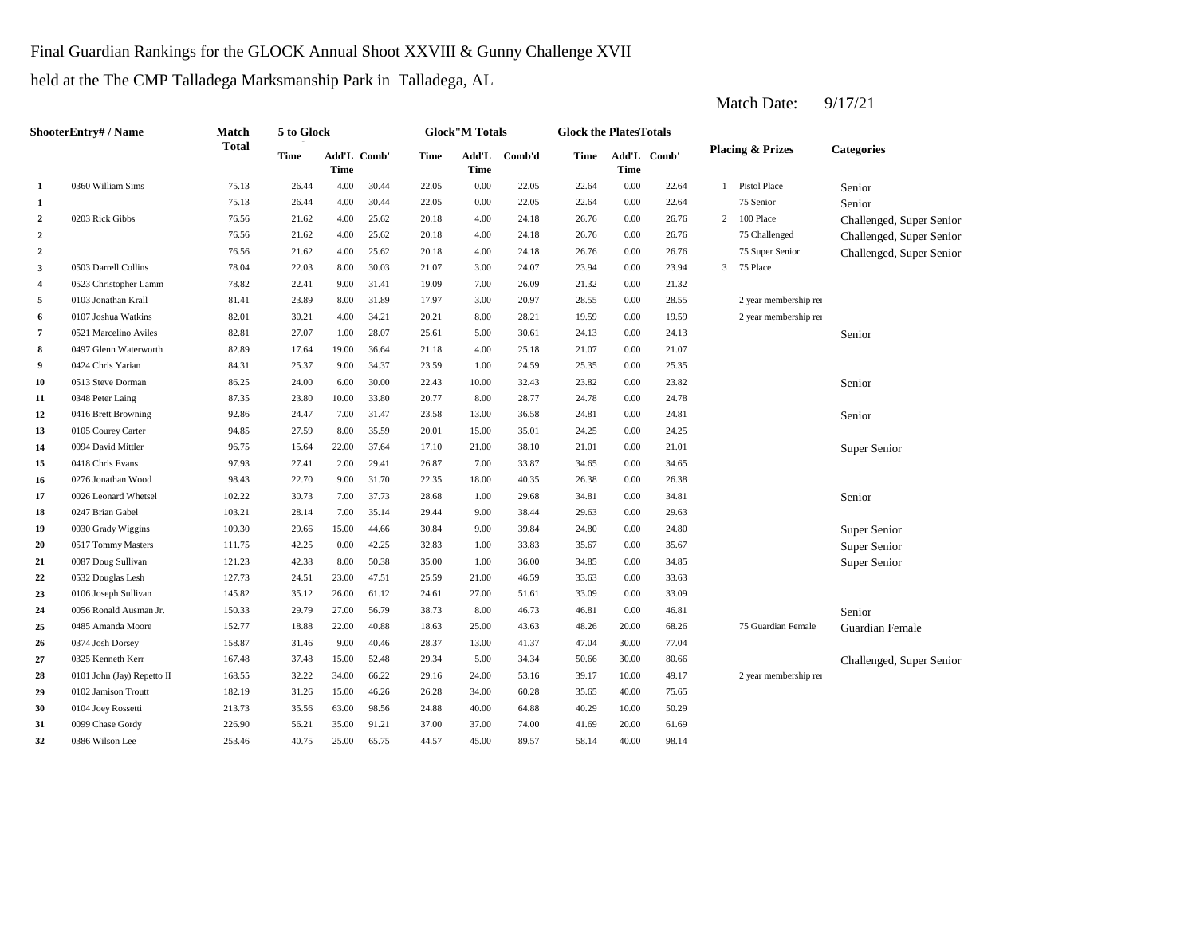Final Guardian Rankings for the GLOCK Annual Shoot XXVIII & Gunny Challenge XVII

held at the The CMP Talladega Marksmanship Park in Talladega, AL

Match Date: 9/17/21

| | ShooterEntry# / Name | Match Total | 5 to Glock Time | Add'L Time | Comb' | Glock"M Totals Time | Add'L Time | Comb'd | Glock the PlatesTotals Time | Add'L Time | Comb' | Placing & Prizes | | Categories |
|---|---|---|---|---|---|---|---|---|---|---|---|---|---|---|
| 1 | 0360 William Sims | 75.13 | 26.44 | 4.00 | 30.44 | 22.05 | 0.00 | 22.05 | 22.64 | 0.00 | 22.64 | 1 | Pistol Place | Senior |
| 1 | | 75.13 | 26.44 | 4.00 | 30.44 | 22.05 | 0.00 | 22.05 | 22.64 | 0.00 | 22.64 | | 75 Senior | Senior |
| 2 | 0203 Rick Gibbs | 76.56 | 21.62 | 4.00 | 25.62 | 20.18 | 4.00 | 24.18 | 26.76 | 0.00 | 26.76 | 2 | 100 Place | Challenged, Super Senior |
| 2 | | 76.56 | 21.62 | 4.00 | 25.62 | 20.18 | 4.00 | 24.18 | 26.76 | 0.00 | 26.76 | | 75 Challenged | Challenged, Super Senior |
| 2 | | 76.56 | 21.62 | 4.00 | 25.62 | 20.18 | 4.00 | 24.18 | 26.76 | 0.00 | 26.76 | | 75 Super Senior | Challenged, Super Senior |
| 3 | 0503 Darrell Collins | 78.04 | 22.03 | 8.00 | 30.03 | 21.07 | 3.00 | 24.07 | 23.94 | 0.00 | 23.94 | 3 | 75 Place | |
| 4 | 0523 Christopher Lamm | 78.82 | 22.41 | 9.00 | 31.41 | 19.09 | 7.00 | 26.09 | 21.32 | 0.00 | 21.32 | | | |
| 5 | 0103 Jonathan Krall | 81.41 | 23.89 | 8.00 | 31.89 | 17.97 | 3.00 | 20.97 | 28.55 | 0.00 | 28.55 | | 2 year membership rei | |
| 6 | 0107 Joshua Watkins | 82.01 | 30.21 | 4.00 | 34.21 | 20.21 | 8.00 | 28.21 | 19.59 | 0.00 | 19.59 | | 2 year membership rei | |
| 7 | 0521 Marcelino Aviles | 82.81 | 27.07 | 1.00 | 28.07 | 25.61 | 5.00 | 30.61 | 24.13 | 0.00 | 24.13 | | | Senior |
| 8 | 0497 Glenn Waterworth | 82.89 | 17.64 | 19.00 | 36.64 | 21.18 | 4.00 | 25.18 | 21.07 | 0.00 | 21.07 | | | |
| 9 | 0424 Chris Yarian | 84.31 | 25.37 | 9.00 | 34.37 | 23.59 | 1.00 | 24.59 | 25.35 | 0.00 | 25.35 | | | |
| 10 | 0513 Steve Dorman | 86.25 | 24.00 | 6.00 | 30.00 | 22.43 | 10.00 | 32.43 | 23.82 | 0.00 | 23.82 | | | Senior |
| 11 | 0348 Peter Laing | 87.35 | 23.80 | 10.00 | 33.80 | 20.77 | 8.00 | 28.77 | 24.78 | 0.00 | 24.78 | | | |
| 12 | 0416 Brett Browning | 92.86 | 24.47 | 7.00 | 31.47 | 23.58 | 13.00 | 36.58 | 24.81 | 0.00 | 24.81 | | | Senior |
| 13 | 0105 Courey Carter | 94.85 | 27.59 | 8.00 | 35.59 | 20.01 | 15.00 | 35.01 | 24.25 | 0.00 | 24.25 | | | |
| 14 | 0094 David Mittler | 96.75 | 15.64 | 22.00 | 37.64 | 17.10 | 21.00 | 38.10 | 21.01 | 0.00 | 21.01 | | | Super Senior |
| 15 | 0418 Chris Evans | 97.93 | 27.41 | 2.00 | 29.41 | 26.87 | 7.00 | 33.87 | 34.65 | 0.00 | 34.65 | | | |
| 16 | 0276 Jonathan Wood | 98.43 | 22.70 | 9.00 | 31.70 | 22.35 | 18.00 | 40.35 | 26.38 | 0.00 | 26.38 | | | |
| 17 | 0026 Leonard Whetsel | 102.22 | 30.73 | 7.00 | 37.73 | 28.68 | 1.00 | 29.68 | 34.81 | 0.00 | 34.81 | | | Senior |
| 18 | 0247 Brian Gabel | 103.21 | 28.14 | 7.00 | 35.14 | 29.44 | 9.00 | 38.44 | 29.63 | 0.00 | 29.63 | | | |
| 19 | 0030 Grady Wiggins | 109.30 | 29.66 | 15.00 | 44.66 | 30.84 | 9.00 | 39.84 | 24.80 | 0.00 | 24.80 | | | Super Senior |
| 20 | 0517 Tommy Masters | 111.75 | 42.25 | 0.00 | 42.25 | 32.83 | 1.00 | 33.83 | 35.67 | 0.00 | 35.67 | | | Super Senior |
| 21 | 0087 Doug Sullivan | 121.23 | 42.38 | 8.00 | 50.38 | 35.00 | 1.00 | 36.00 | 34.85 | 0.00 | 34.85 | | | Super Senior |
| 22 | 0532 Douglas Lesh | 127.73 | 24.51 | 23.00 | 47.51 | 25.59 | 21.00 | 46.59 | 33.63 | 0.00 | 33.63 | | | |
| 23 | 0106 Joseph Sullivan | 145.82 | 35.12 | 26.00 | 61.12 | 24.61 | 27.00 | 51.61 | 33.09 | 0.00 | 33.09 | | | |
| 24 | 0056 Ronald Ausman Jr. | 150.33 | 29.79 | 27.00 | 56.79 | 38.73 | 8.00 | 46.73 | 46.81 | 0.00 | 46.81 | | | Senior |
| 25 | 0485 Amanda Moore | 152.77 | 18.88 | 22.00 | 40.88 | 18.63 | 25.00 | 43.63 | 48.26 | 20.00 | 68.26 | | 75 Guardian Female | Guardian Female |
| 26 | 0374 Josh Dorsey | 158.87 | 31.46 | 9.00 | 40.46 | 28.37 | 13.00 | 41.37 | 47.04 | 30.00 | 77.04 | | | |
| 27 | 0325 Kenneth Kerr | 167.48 | 37.48 | 15.00 | 52.48 | 29.34 | 5.00 | 34.34 | 50.66 | 30.00 | 80.66 | | | Challenged, Super Senior |
| 28 | 0101 John (Jay) Repetto II | 168.55 | 32.22 | 34.00 | 66.22 | 29.16 | 24.00 | 53.16 | 39.17 | 10.00 | 49.17 | | 2 year membership rei | |
| 29 | 0102 Jamison Troutt | 182.19 | 31.26 | 15.00 | 46.26 | 26.28 | 34.00 | 60.28 | 35.65 | 40.00 | 75.65 | | | |
| 30 | 0104 Joey Rossetti | 213.73 | 35.56 | 63.00 | 98.56 | 24.88 | 40.00 | 64.88 | 40.29 | 10.00 | 50.29 | | | |
| 31 | 0099 Chase Gordy | 226.90 | 56.21 | 35.00 | 91.21 | 37.00 | 37.00 | 74.00 | 41.69 | 20.00 | 61.69 | | | |
| 32 | 0386 Wilson Lee | 253.46 | 40.75 | 25.00 | 65.75 | 44.57 | 45.00 | 89.57 | 58.14 | 40.00 | 98.14 | | | |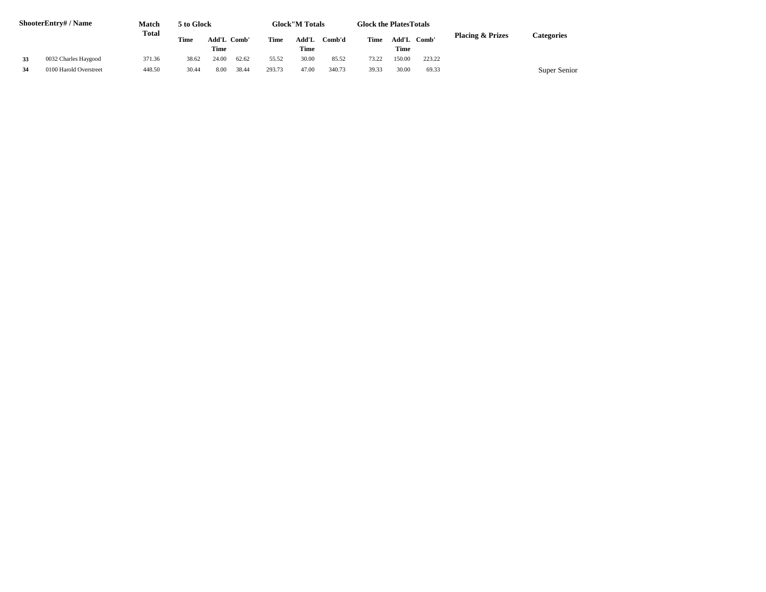| Shooter | Entry# / Name | Match Total | 5 to Glock | | | Glock"M Totals | | | Glock the Plates Totals | | | Placing & Prizes | Categories |
|---|---|---|---|---|---|---|---|---|---|---|---|---|---|
| | | | Time | Add'L Time | Comb' | Time | Add'L Time | Comb'd | Time | Add'L Time | Comb' | | |
| 33 | 0032 Charles Haygood | 371.36 | 38.62 | 24.00 | 62.62 | 55.52 | 30.00 | 85.52 | 73.22 | 150.00 | 223.22 | | |
| 34 | 0100 Harold Overstreet | 448.50 | 30.44 | 8.00 | 38.44 | 293.73 | 47.00 | 340.73 | 39.33 | 30.00 | 69.33 | | Super Senior |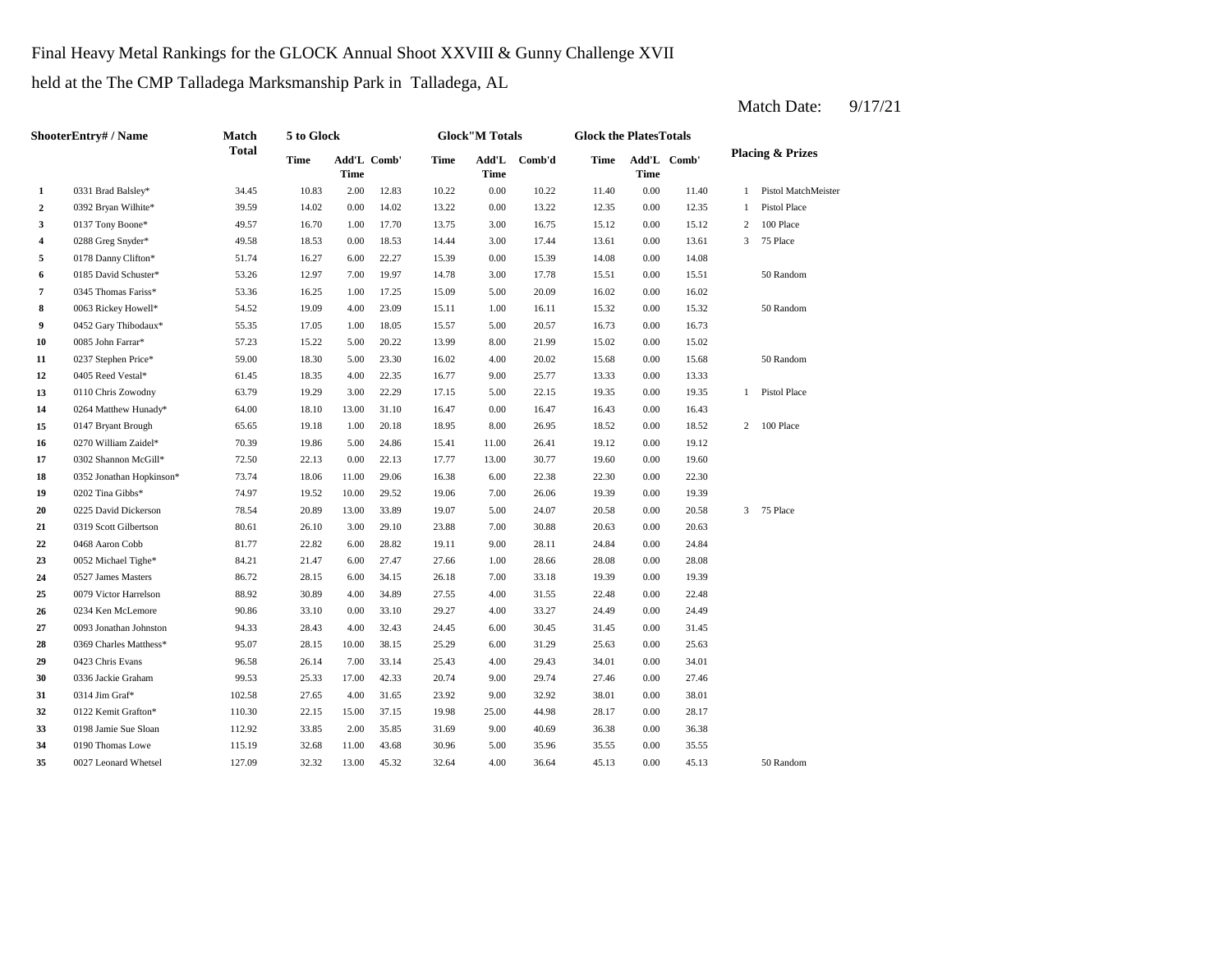Final Heavy Metal Rankings for the GLOCK Annual Shoot XXVIII & Gunny Challenge XVII

held at the The CMP Talladega Marksmanship Park in Talladega, AL

Match Date: 9/17/21

| | ShooterEntry# / Name | Match Total | 5 to Glock | | | Glock"M Totals | | | Glock the PlatesTotals | | | Placing & Prizes | |
|---|---|---|---|---|---|---|---|---|---|---|---|---|---|
| | | | Time | Add'L Time | Comb' | Time | Add'L Time | Comb'd | Time | Add'L Time | Comb' | | |
| 1 | 0331 Brad Balsley* | 34.45 | 10.83 | 2.00 | 12.83 | 10.22 | 0.00 | 10.22 | 11.40 | 0.00 | 11.40 | 1 | Pistol MatchMeister |
| 2 | 0392 Bryan Wilhite* | 39.59 | 14.02 | 0.00 | 14.02 | 13.22 | 0.00 | 13.22 | 12.35 | 0.00 | 12.35 | 1 | Pistol Place |
| 3 | 0137 Tony Boone* | 49.57 | 16.70 | 1.00 | 17.70 | 13.75 | 3.00 | 16.75 | 15.12 | 0.00 | 15.12 | 2 | 100 Place |
| 4 | 0288 Greg Snyder* | 49.58 | 18.53 | 0.00 | 18.53 | 14.44 | 3.00 | 17.44 | 13.61 | 0.00 | 13.61 | 3 | 75 Place |
| 5 | 0178 Danny Clifton* | 51.74 | 16.27 | 6.00 | 22.27 | 15.39 | 0.00 | 15.39 | 14.08 | 0.00 | 14.08 | | |
| 6 | 0185 David Schuster* | 53.26 | 12.97 | 7.00 | 19.97 | 14.78 | 3.00 | 17.78 | 15.51 | 0.00 | 15.51 | | 50 Random |
| 7 | 0345 Thomas Fariss* | 53.36 | 16.25 | 1.00 | 17.25 | 15.09 | 5.00 | 20.09 | 16.02 | 0.00 | 16.02 | | |
| 8 | 0063 Rickey Howell* | 54.52 | 19.09 | 4.00 | 23.09 | 15.11 | 1.00 | 16.11 | 15.32 | 0.00 | 15.32 | | 50 Random |
| 9 | 0452 Gary Thibodaux* | 55.35 | 17.05 | 1.00 | 18.05 | 15.57 | 5.00 | 20.57 | 16.73 | 0.00 | 16.73 | | |
| 10 | 0085 John Farrar* | 57.23 | 15.22 | 5.00 | 20.22 | 13.99 | 8.00 | 21.99 | 15.02 | 0.00 | 15.02 | | |
| 11 | 0237 Stephen Price* | 59.00 | 18.30 | 5.00 | 23.30 | 16.02 | 4.00 | 20.02 | 15.68 | 0.00 | 15.68 | | 50 Random |
| 12 | 0405 Reed Vestal* | 61.45 | 18.35 | 4.00 | 22.35 | 16.77 | 9.00 | 25.77 | 13.33 | 0.00 | 13.33 | | |
| 13 | 0110 Chris Zowodny | 63.79 | 19.29 | 3.00 | 22.29 | 17.15 | 5.00 | 22.15 | 19.35 | 0.00 | 19.35 | 1 | Pistol Place |
| 14 | 0264 Matthew Hunady* | 64.00 | 18.10 | 13.00 | 31.10 | 16.47 | 0.00 | 16.47 | 16.43 | 0.00 | 16.43 | | |
| 15 | 0147 Bryant Brough | 65.65 | 19.18 | 1.00 | 20.18 | 18.95 | 8.00 | 26.95 | 18.52 | 0.00 | 18.52 | 2 | 100 Place |
| 16 | 0270 William Zaidel* | 70.39 | 19.86 | 5.00 | 24.86 | 15.41 | 11.00 | 26.41 | 19.12 | 0.00 | 19.12 | | |
| 17 | 0302 Shannon McGill* | 72.50 | 22.13 | 0.00 | 22.13 | 17.77 | 13.00 | 30.77 | 19.60 | 0.00 | 19.60 | | |
| 18 | 0352 Jonathan Hopkinson* | 73.74 | 18.06 | 11.00 | 29.06 | 16.38 | 6.00 | 22.38 | 22.30 | 0.00 | 22.30 | | |
| 19 | 0202 Tina Gibbs* | 74.97 | 19.52 | 10.00 | 29.52 | 19.06 | 7.00 | 26.06 | 19.39 | 0.00 | 19.39 | | |
| 20 | 0225 David Dickerson | 78.54 | 20.89 | 13.00 | 33.89 | 19.07 | 5.00 | 24.07 | 20.58 | 0.00 | 20.58 | 3 | 75 Place |
| 21 | 0319 Scott Gilbertson | 80.61 | 26.10 | 3.00 | 29.10 | 23.88 | 7.00 | 30.88 | 20.63 | 0.00 | 20.63 | | |
| 22 | 0468 Aaron Cobb | 81.77 | 22.82 | 6.00 | 28.82 | 19.11 | 9.00 | 28.11 | 24.84 | 0.00 | 24.84 | | |
| 23 | 0052 Michael Tighe* | 84.21 | 21.47 | 6.00 | 27.47 | 27.66 | 1.00 | 28.66 | 28.08 | 0.00 | 28.08 | | |
| 24 | 0527 James Masters | 86.72 | 28.15 | 6.00 | 34.15 | 26.18 | 7.00 | 33.18 | 19.39 | 0.00 | 19.39 | | |
| 25 | 0079 Victor Harrelson | 88.92 | 30.89 | 4.00 | 34.89 | 27.55 | 4.00 | 31.55 | 22.48 | 0.00 | 22.48 | | |
| 26 | 0234 Ken McLemore | 90.86 | 33.10 | 0.00 | 33.10 | 29.27 | 4.00 | 33.27 | 24.49 | 0.00 | 24.49 | | |
| 27 | 0093 Jonathan Johnston | 94.33 | 28.43 | 4.00 | 32.43 | 24.45 | 6.00 | 30.45 | 31.45 | 0.00 | 31.45 | | |
| 28 | 0369 Charles Matthess* | 95.07 | 28.15 | 10.00 | 38.15 | 25.29 | 6.00 | 31.29 | 25.63 | 0.00 | 25.63 | | |
| 29 | 0423 Chris Evans | 96.58 | 26.14 | 7.00 | 33.14 | 25.43 | 4.00 | 29.43 | 34.01 | 0.00 | 34.01 | | |
| 30 | 0336 Jackie Graham | 99.53 | 25.33 | 17.00 | 42.33 | 20.74 | 9.00 | 29.74 | 27.46 | 0.00 | 27.46 | | |
| 31 | 0314 Jim Graf* | 102.58 | 27.65 | 4.00 | 31.65 | 23.92 | 9.00 | 32.92 | 38.01 | 0.00 | 38.01 | | |
| 32 | 0122 Kemit Grafton* | 110.30 | 22.15 | 15.00 | 37.15 | 19.98 | 25.00 | 44.98 | 28.17 | 0.00 | 28.17 | | |
| 33 | 0198 Jamie Sue Sloan | 112.92 | 33.85 | 2.00 | 35.85 | 31.69 | 9.00 | 40.69 | 36.38 | 0.00 | 36.38 | | |
| 34 | 0190 Thomas Lowe | 115.19 | 32.68 | 11.00 | 43.68 | 30.96 | 5.00 | 35.96 | 35.55 | 0.00 | 35.55 | | |
| 35 | 0027 Leonard Whetsel | 127.09 | 32.32 | 13.00 | 45.32 | 32.64 | 4.00 | 36.64 | 45.13 | 0.00 | 45.13 | | 50 Random |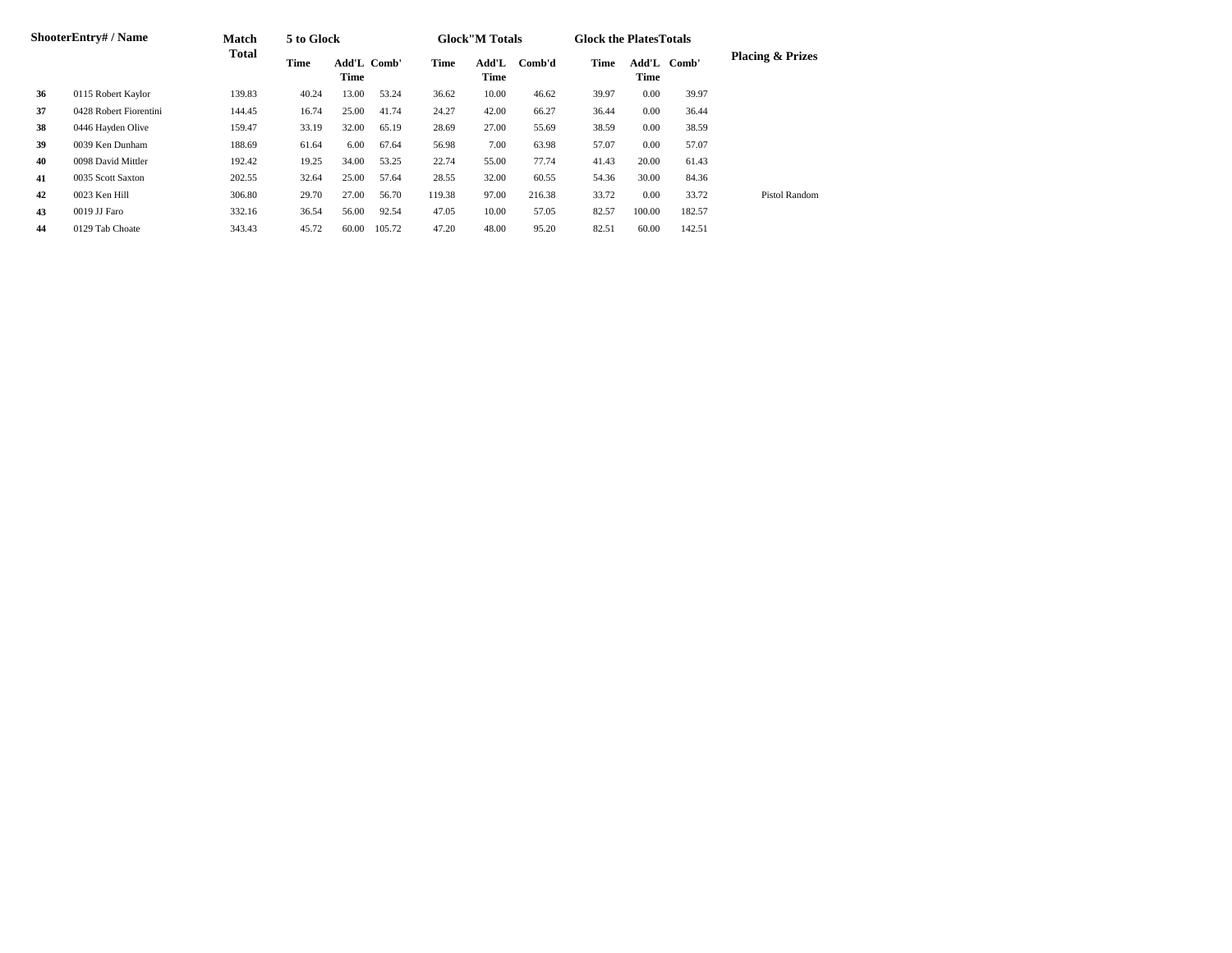| Shooter | Entry# / Name | Match Total | 5 to Glock | | | Glock"M Totals | | | Glock the Plates Totals | | | Placing & Prizes |
|---|---|---|---|---|---|---|---|---|---|---|---|---|
| | | | Time | Add'L Time | Comb' | Time | Add'L Time | Comb'd | Time | Add'L Time | Comb' | |
| 36 | 0115 Robert Kaylor | 139.83 | 40.24 | 13.00 | 53.24 | 36.62 | 10.00 | 46.62 | 39.97 | 0.00 | 39.97 | |
| 37 | 0428 Robert Fiorentini | 144.45 | 16.74 | 25.00 | 41.74 | 24.27 | 42.00 | 66.27 | 36.44 | 0.00 | 36.44 | |
| 38 | 0446 Hayden Olive | 159.47 | 33.19 | 32.00 | 65.19 | 28.69 | 27.00 | 55.69 | 38.59 | 0.00 | 38.59 | |
| 39 | 0039 Ken Dunham | 188.69 | 61.64 | 6.00 | 67.64 | 56.98 | 7.00 | 63.98 | 57.07 | 0.00 | 57.07 | |
| 40 | 0098 David Mittler | 192.42 | 19.25 | 34.00 | 53.25 | 22.74 | 55.00 | 77.74 | 41.43 | 20.00 | 61.43 | |
| 41 | 0035 Scott Saxton | 202.55 | 32.64 | 25.00 | 57.64 | 28.55 | 32.00 | 60.55 | 54.36 | 30.00 | 84.36 | |
| 42 | 0023 Ken Hill | 306.80 | 29.70 | 27.00 | 56.70 | 119.38 | 97.00 | 216.38 | 33.72 | 0.00 | 33.72 | Pistol Random |
| 43 | 0019 JJ Faro | 332.16 | 36.54 | 56.00 | 92.54 | 47.05 | 10.00 | 57.05 | 82.57 | 100.00 | 182.57 | |
| 44 | 0129 Tab Choate | 343.43 | 45.72 | 60.00 | 105.72 | 47.20 | 48.00 | 95.20 | 82.51 | 60.00 | 142.51 | |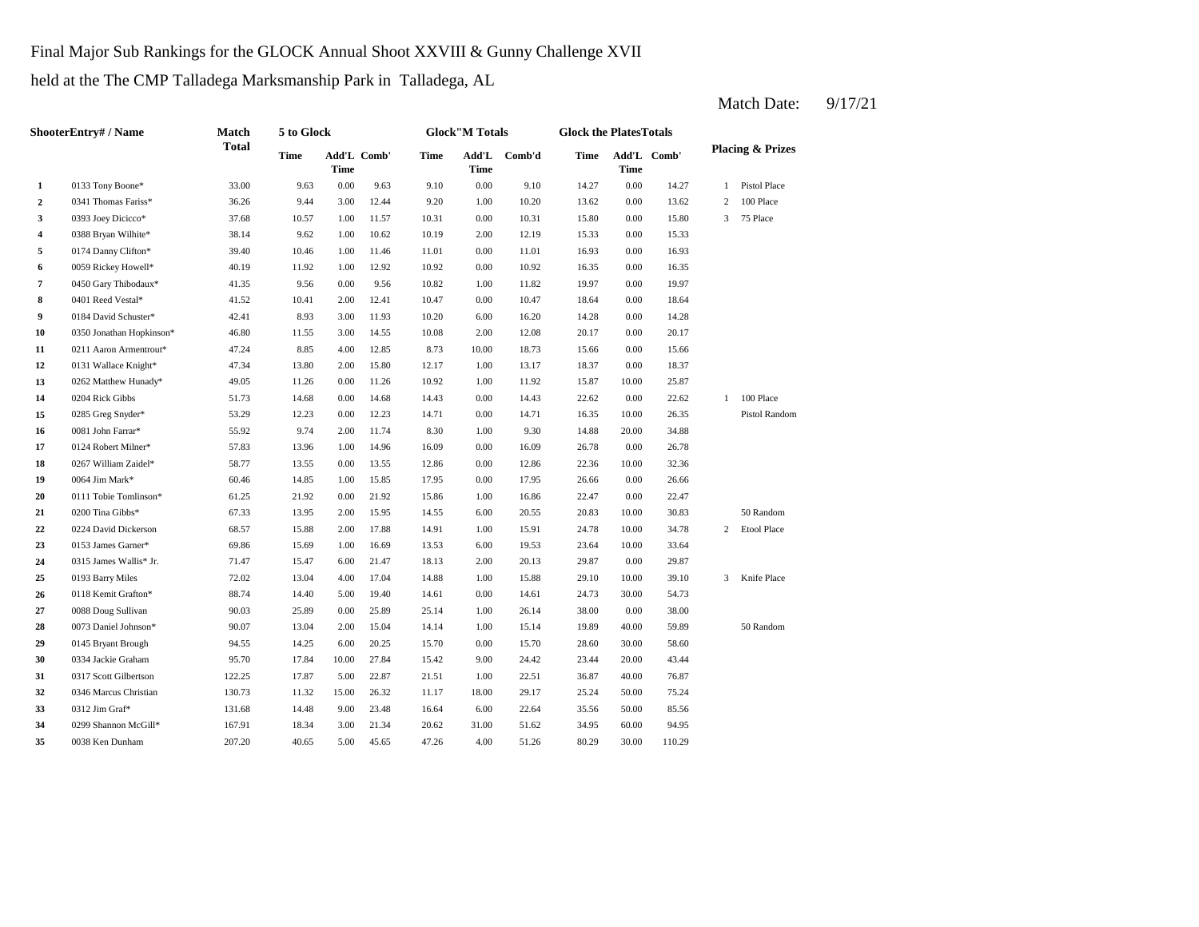Final Major Sub Rankings for the GLOCK Annual Shoot XXVIII & Gunny Challenge XVII

held at the The CMP Talladega Marksmanship Park in Talladega, AL

Match Date: 9/17/21

| | ShooterEntry# / Name | Match Total | 5 to Glock | | | Glock"M Totals | | | Glock the PlatesTotals | | | Placing & Prizes | |
|---|---|---|---|---|---|---|---|---|---|---|---|---|---|
| | | | Time | Add'L Time | Comb' | Time | Add'L Time | Comb'd | Time | Add'L Time | Comb' | | |
| **1** | 0133 Tony Boone* | 33.00 | 9.63 | 0.00 | 9.63 | 9.10 | 0.00 | 9.10 | 14.27 | 0.00 | 14.27 | 1 | Pistol Place |
| **2** | 0341 Thomas Fariss* | 36.26 | 9.44 | 3.00 | 12.44 | 9.20 | 1.00 | 10.20 | 13.62 | 0.00 | 13.62 | 2 | 100 Place |
| **3** | 0393 Joey Dicicco* | 37.68 | 10.57 | 1.00 | 11.57 | 10.31 | 0.00 | 10.31 | 15.80 | 0.00 | 15.80 | 3 | 75 Place |
| **4** | 0388 Bryan Wilhite* | 38.14 | 9.62 | 1.00 | 10.62 | 10.19 | 2.00 | 12.19 | 15.33 | 0.00 | 15.33 | | |
| **5** | 0174 Danny Clifton* | 39.40 | 10.46 | 1.00 | 11.46 | 11.01 | 0.00 | 11.01 | 16.93 | 0.00 | 16.93 | | |
| **6** | 0059 Rickey Howell* | 40.19 | 11.92 | 1.00 | 12.92 | 10.92 | 0.00 | 10.92 | 16.35 | 0.00 | 16.35 | | |
| **7** | 0450 Gary Thibodaux* | 41.35 | 9.56 | 0.00 | 9.56 | 10.82 | 1.00 | 11.82 | 19.97 | 0.00 | 19.97 | | |
| **8** | 0401 Reed Vestal* | 41.52 | 10.41 | 2.00 | 12.41 | 10.47 | 0.00 | 10.47 | 18.64 | 0.00 | 18.64 | | |
| **9** | 0184 David Schuster* | 42.41 | 8.93 | 3.00 | 11.93 | 10.20 | 6.00 | 16.20 | 14.28 | 0.00 | 14.28 | | |
| **10** | 0350 Jonathan Hopkinson* | 46.80 | 11.55 | 3.00 | 14.55 | 10.08 | 2.00 | 12.08 | 20.17 | 0.00 | 20.17 | | |
| **11** | 0211 Aaron Armentrout* | 47.24 | 8.85 | 4.00 | 12.85 | 8.73 | 10.00 | 18.73 | 15.66 | 0.00 | 15.66 | | |
| **12** | 0131 Wallace Knight* | 47.34 | 13.80 | 2.00 | 15.80 | 12.17 | 1.00 | 13.17 | 18.37 | 0.00 | 18.37 | | |
| **13** | 0262 Matthew Hunady* | 49.05 | 11.26 | 0.00 | 11.26 | 10.92 | 1.00 | 11.92 | 15.87 | 10.00 | 25.87 | | |
| **14** | 0204 Rick Gibbs | 51.73 | 14.68 | 0.00 | 14.68 | 14.43 | 0.00 | 14.43 | 22.62 | 0.00 | 22.62 | 1 | 100 Place |
| **15** | 0285 Greg Snyder* | 53.29 | 12.23 | 0.00 | 12.23 | 14.71 | 0.00 | 14.71 | 16.35 | 10.00 | 26.35 | | Pistol Random |
| **16** | 0081 John Farrar* | 55.92 | 9.74 | 2.00 | 11.74 | 8.30 | 1.00 | 9.30 | 14.88 | 20.00 | 34.88 | | |
| **17** | 0124 Robert Milner* | 57.83 | 13.96 | 1.00 | 14.96 | 16.09 | 0.00 | 16.09 | 26.78 | 0.00 | 26.78 | | |
| **18** | 0267 William Zaidel* | 58.77 | 13.55 | 0.00 | 13.55 | 12.86 | 0.00 | 12.86 | 22.36 | 10.00 | 32.36 | | |
| **19** | 0064 Jim Mark* | 60.46 | 14.85 | 1.00 | 15.85 | 17.95 | 0.00 | 17.95 | 26.66 | 0.00 | 26.66 | | |
| **20** | 0111 Tobie Tomlinson* | 61.25 | 21.92 | 0.00 | 21.92 | 15.86 | 1.00 | 16.86 | 22.47 | 0.00 | 22.47 | | |
| **21** | 0200 Tina Gibbs* | 67.33 | 13.95 | 2.00 | 15.95 | 14.55 | 6.00 | 20.55 | 20.83 | 10.00 | 30.83 | | 50 Random |
| **22** | 0224 David Dickerson | 68.57 | 15.88 | 2.00 | 17.88 | 14.91 | 1.00 | 15.91 | 24.78 | 10.00 | 34.78 | 2 | Etool Place |
| **23** | 0153 James Garner* | 69.86 | 15.69 | 1.00 | 16.69 | 13.53 | 6.00 | 19.53 | 23.64 | 10.00 | 33.64 | | |
| **24** | 0315 James Wallis* Jr. | 71.47 | 15.47 | 6.00 | 21.47 | 18.13 | 2.00 | 20.13 | 29.87 | 0.00 | 29.87 | | |
| **25** | 0193 Barry Miles | 72.02 | 13.04 | 4.00 | 17.04 | 14.88 | 1.00 | 15.88 | 29.10 | 10.00 | 39.10 | 3 | Knife Place |
| **26** | 0118 Kemit Grafton* | 88.74 | 14.40 | 5.00 | 19.40 | 14.61 | 0.00 | 14.61 | 24.73 | 30.00 | 54.73 | | |
| **27** | 0088 Doug Sullivan | 90.03 | 25.89 | 0.00 | 25.89 | 25.14 | 1.00 | 26.14 | 38.00 | 0.00 | 38.00 | | |
| **28** | 0073 Daniel Johnson* | 90.07 | 13.04 | 2.00 | 15.04 | 14.14 | 1.00 | 15.14 | 19.89 | 40.00 | 59.89 | | 50 Random |
| **29** | 0145 Bryant Brough | 94.55 | 14.25 | 6.00 | 20.25 | 15.70 | 0.00 | 15.70 | 28.60 | 30.00 | 58.60 | | |
| **30** | 0334 Jackie Graham | 95.70 | 17.84 | 10.00 | 27.84 | 15.42 | 9.00 | 24.42 | 23.44 | 20.00 | 43.44 | | |
| **31** | 0317 Scott Gilbertson | 122.25 | 17.87 | 5.00 | 22.87 | 21.51 | 1.00 | 22.51 | 36.87 | 40.00 | 76.87 | | |
| **32** | 0346 Marcus Christian | 130.73 | 11.32 | 15.00 | 26.32 | 11.17 | 18.00 | 29.17 | 25.24 | 50.00 | 75.24 | | |
| **33** | 0312 Jim Graf* | 131.68 | 14.48 | 9.00 | 23.48 | 16.64 | 6.00 | 22.64 | 35.56 | 50.00 | 85.56 | | |
| **34** | 0299 Shannon McGill* | 167.91 | 18.34 | 3.00 | 21.34 | 20.62 | 31.00 | 51.62 | 34.95 | 60.00 | 94.95 | | |
| **35** | 0038 Ken Dunham | 207.20 | 40.65 | 5.00 | 45.65 | 47.26 | 4.00 | 51.26 | 80.29 | 30.00 | 110.29 | | |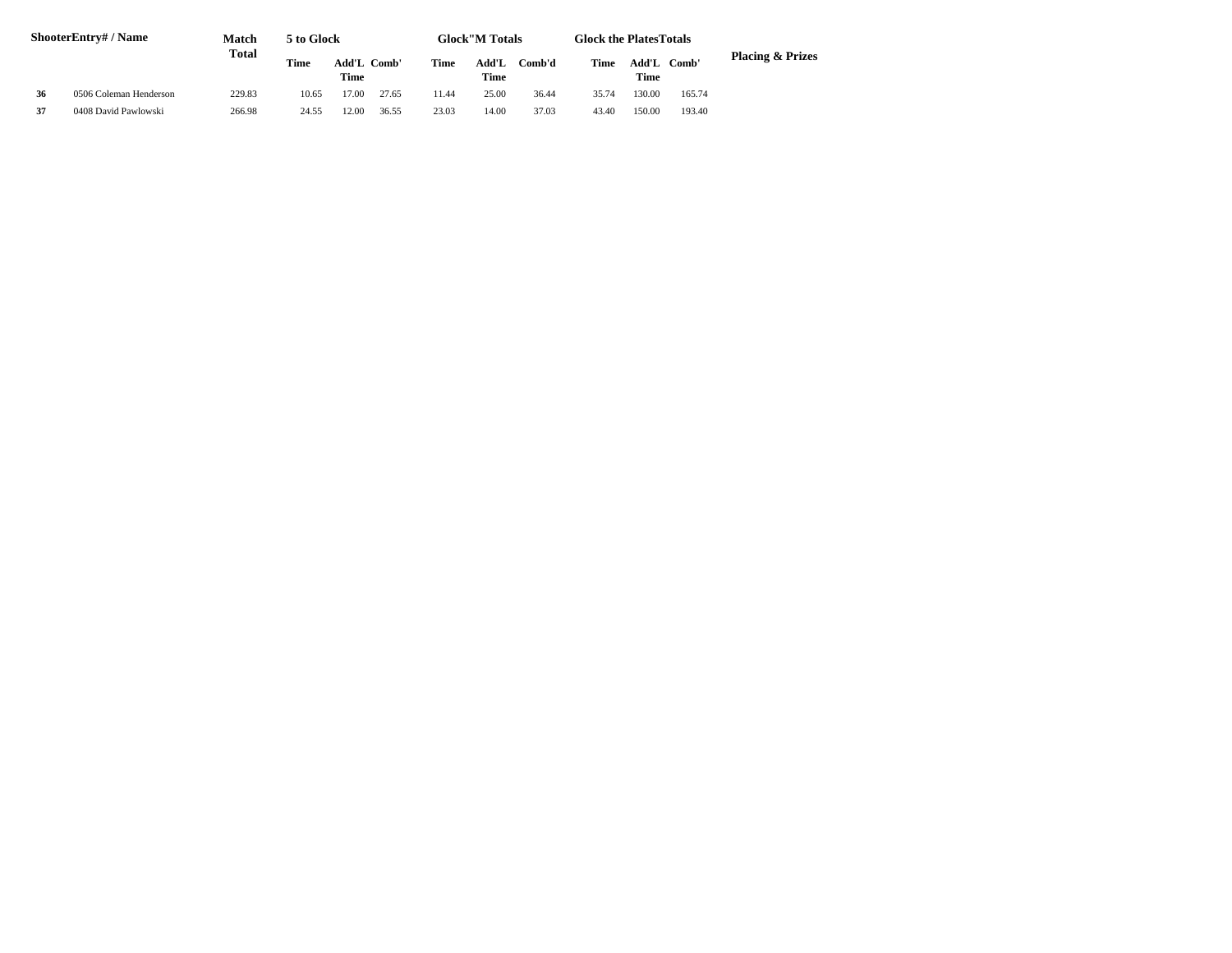| Shooter | Entry# / Name | Match Total | 5 to Glock | | | Glock"M Totals | | | Glock the Plates Totals | | | Placing & Prizes |
|---|---|---|---|---|---|---|---|---|---|---|---|---|
| | | | Time | Add'L Time | Comb' | Time | Add'L Time | Comb'd | Time | Add'L Time | Comb' | |
| **36** | 0506 Coleman Henderson | 229.83 | 10.65 | 17.00 | 27.65 | 11.44 | 25.00 | 36.44 | 35.74 | 130.00 | 165.74 | |
| **37** | 0408 David Pawlowski | 266.98 | 24.55 | 12.00 | 36.55 | 23.03 | 14.00 | 37.03 | 43.40 | 150.00 | 193.40 | |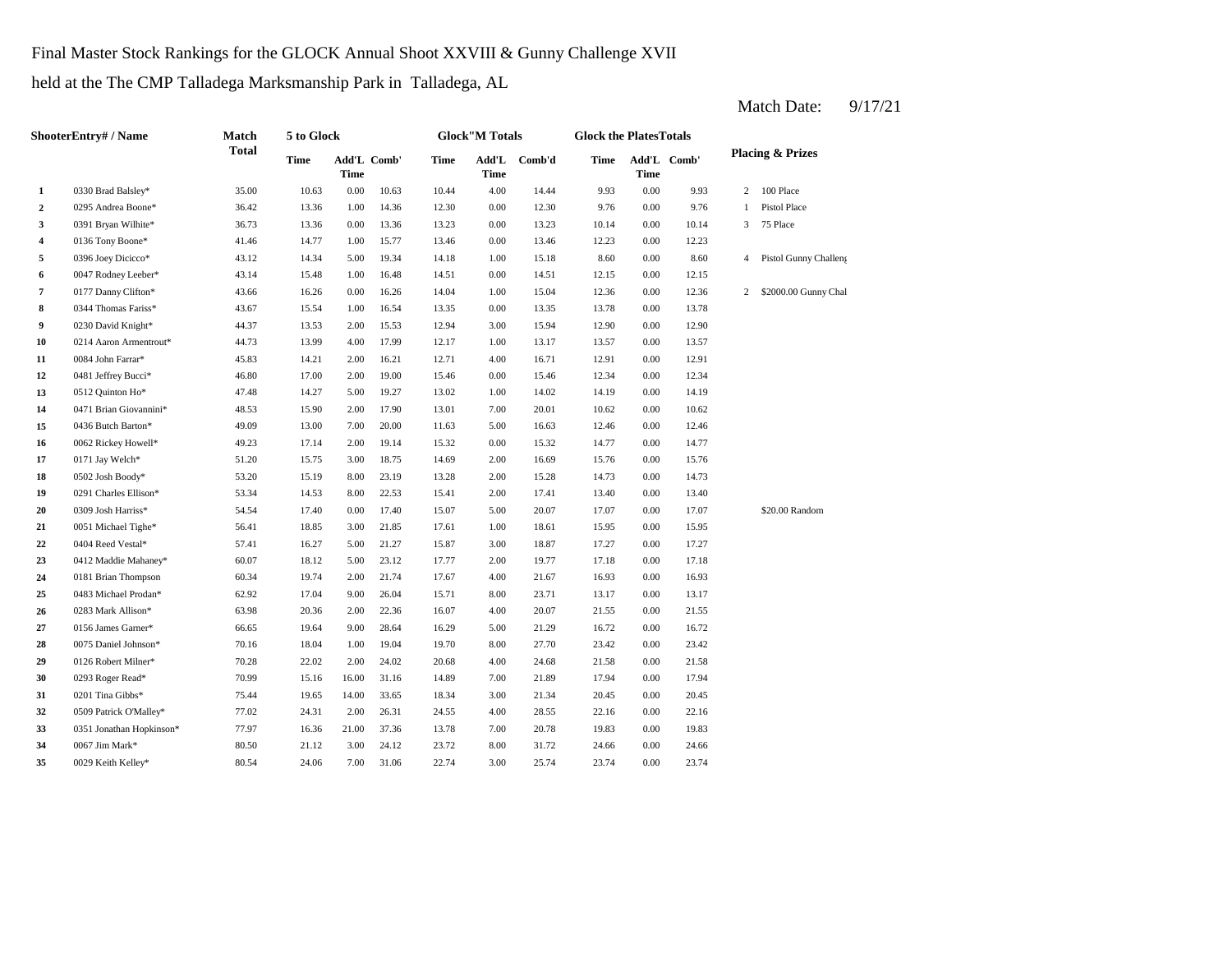Final Master Stock Rankings for the GLOCK Annual Shoot XXVIII & Gunny Challenge XVII

held at the The CMP Talladega Marksmanship Park in Talladega, AL

Match Date: 9/17/21

| ShooterEntry# / Name | | Match Total | 5 to Glock | | | Glock"M Totals | | | Glock the PlatesTotals | | | Placing & Prizes | |
|---|---|---|---|---|---|---|---|---|---|---|---|---|---|
| | | | Time | Add'L Time | Comb' | Time | Add'L Time | Comb'd | Time | Add'L Time | Comb' | | |
| 1 | 0330 Brad Balsley* | 35.00 | 10.63 | 0.00 | 10.63 | 10.44 | 4.00 | 14.44 | 9.93 | 0.00 | 9.93 | 2 | 100 Place |
| 2 | 0295 Andrea Boone* | 36.42 | 13.36 | 1.00 | 14.36 | 12.30 | 0.00 | 12.30 | 9.76 | 0.00 | 9.76 | 1 | Pistol Place |
| 3 | 0391 Bryan Wilhite* | 36.73 | 13.36 | 0.00 | 13.36 | 13.23 | 0.00 | 13.23 | 10.14 | 0.00 | 10.14 | 3 | 75 Place |
| 4 | 0136 Tony Boone* | 41.46 | 14.77 | 1.00 | 15.77 | 13.46 | 0.00 | 13.46 | 12.23 | 0.00 | 12.23 | | |
| 5 | 0396 Joey Dicicco* | 43.12 | 14.34 | 5.00 | 19.34 | 14.18 | 1.00 | 15.18 | 8.60 | 0.00 | 8.60 | 4 | Pistol Gunny Challeng |
| 6 | 0047 Rodney Leeber* | 43.14 | 15.48 | 1.00 | 16.48 | 14.51 | 0.00 | 14.51 | 12.15 | 0.00 | 12.15 | | |
| 7 | 0177 Danny Clifton* | 43.66 | 16.26 | 0.00 | 16.26 | 14.04 | 1.00 | 15.04 | 12.36 | 0.00 | 12.36 | 2 | $2000.00 Gunny Chal |
| 8 | 0344 Thomas Fariss* | 43.67 | 15.54 | 1.00 | 16.54 | 13.35 | 0.00 | 13.35 | 13.78 | 0.00 | 13.78 | | |
| 9 | 0230 David Knight* | 44.37 | 13.53 | 2.00 | 15.53 | 12.94 | 3.00 | 15.94 | 12.90 | 0.00 | 12.90 | | |
| 10 | 0214 Aaron Armentrout* | 44.73 | 13.99 | 4.00 | 17.99 | 12.17 | 1.00 | 13.17 | 13.57 | 0.00 | 13.57 | | |
| 11 | 0084 John Farrar* | 45.83 | 14.21 | 2.00 | 16.21 | 12.71 | 4.00 | 16.71 | 12.91 | 0.00 | 12.91 | | |
| 12 | 0481 Jeffrey Bucci* | 46.80 | 17.00 | 2.00 | 19.00 | 15.46 | 0.00 | 15.46 | 12.34 | 0.00 | 12.34 | | |
| 13 | 0512 Quinton Ho* | 47.48 | 14.27 | 5.00 | 19.27 | 13.02 | 1.00 | 14.02 | 14.19 | 0.00 | 14.19 | | |
| 14 | 0471 Brian Giovannini* | 48.53 | 15.90 | 2.00 | 17.90 | 13.01 | 7.00 | 20.01 | 10.62 | 0.00 | 10.62 | | |
| 15 | 0436 Butch Barton* | 49.09 | 13.00 | 7.00 | 20.00 | 11.63 | 5.00 | 16.63 | 12.46 | 0.00 | 12.46 | | |
| 16 | 0062 Rickey Howell* | 49.23 | 17.14 | 2.00 | 19.14 | 15.32 | 0.00 | 15.32 | 14.77 | 0.00 | 14.77 | | |
| 17 | 0171 Jay Welch* | 51.20 | 15.75 | 3.00 | 18.75 | 14.69 | 2.00 | 16.69 | 15.76 | 0.00 | 15.76 | | |
| 18 | 0502 Josh Boody* | 53.20 | 15.19 | 8.00 | 23.19 | 13.28 | 2.00 | 15.28 | 14.73 | 0.00 | 14.73 | | |
| 19 | 0291 Charles Ellison* | 53.34 | 14.53 | 8.00 | 22.53 | 15.41 | 2.00 | 17.41 | 13.40 | 0.00 | 13.40 | | |
| 20 | 0309 Josh Harriss* | 54.54 | 17.40 | 0.00 | 17.40 | 15.07 | 5.00 | 20.07 | 17.07 | 0.00 | 17.07 | | $20.00 Random |
| 21 | 0051 Michael Tighe* | 56.41 | 18.85 | 3.00 | 21.85 | 17.61 | 1.00 | 18.61 | 15.95 | 0.00 | 15.95 | | |
| 22 | 0404 Reed Vestal* | 57.41 | 16.27 | 5.00 | 21.27 | 15.87 | 3.00 | 18.87 | 17.27 | 0.00 | 17.27 | | |
| 23 | 0412 Maddie Mahaney* | 60.07 | 18.12 | 5.00 | 23.12 | 17.77 | 2.00 | 19.77 | 17.18 | 0.00 | 17.18 | | |
| 24 | 0181 Brian Thompson | 60.34 | 19.74 | 2.00 | 21.74 | 17.67 | 4.00 | 21.67 | 16.93 | 0.00 | 16.93 | | |
| 25 | 0483 Michael Prodan* | 62.92 | 17.04 | 9.00 | 26.04 | 15.71 | 8.00 | 23.71 | 13.17 | 0.00 | 13.17 | | |
| 26 | 0283 Mark Allison* | 63.98 | 20.36 | 2.00 | 22.36 | 16.07 | 4.00 | 20.07 | 21.55 | 0.00 | 21.55 | | |
| 27 | 0156 James Garner* | 66.65 | 19.64 | 9.00 | 28.64 | 16.29 | 5.00 | 21.29 | 16.72 | 0.00 | 16.72 | | |
| 28 | 0075 Daniel Johnson* | 70.16 | 18.04 | 1.00 | 19.04 | 19.70 | 8.00 | 27.70 | 23.42 | 0.00 | 23.42 | | |
| 29 | 0126 Robert Milner* | 70.28 | 22.02 | 2.00 | 24.02 | 20.68 | 4.00 | 24.68 | 21.58 | 0.00 | 21.58 | | |
| 30 | 0293 Roger Read* | 70.99 | 15.16 | 16.00 | 31.16 | 14.89 | 7.00 | 21.89 | 17.94 | 0.00 | 17.94 | | |
| 31 | 0201 Tina Gibbs* | 75.44 | 19.65 | 14.00 | 33.65 | 18.34 | 3.00 | 21.34 | 20.45 | 0.00 | 20.45 | | |
| 32 | 0509 Patrick O'Malley* | 77.02 | 24.31 | 2.00 | 26.31 | 24.55 | 4.00 | 28.55 | 22.16 | 0.00 | 22.16 | | |
| 33 | 0351 Jonathan Hopkinson* | 77.97 | 16.36 | 21.00 | 37.36 | 13.78 | 7.00 | 20.78 | 19.83 | 0.00 | 19.83 | | |
| 34 | 0067 Jim Mark* | 80.50 | 21.12 | 3.00 | 24.12 | 23.72 | 8.00 | 31.72 | 24.66 | 0.00 | 24.66 | | |
| 35 | 0029 Keith Kelley* | 80.54 | 24.06 | 7.00 | 31.06 | 22.74 | 3.00 | 25.74 | 23.74 | 0.00 | 23.74 | | |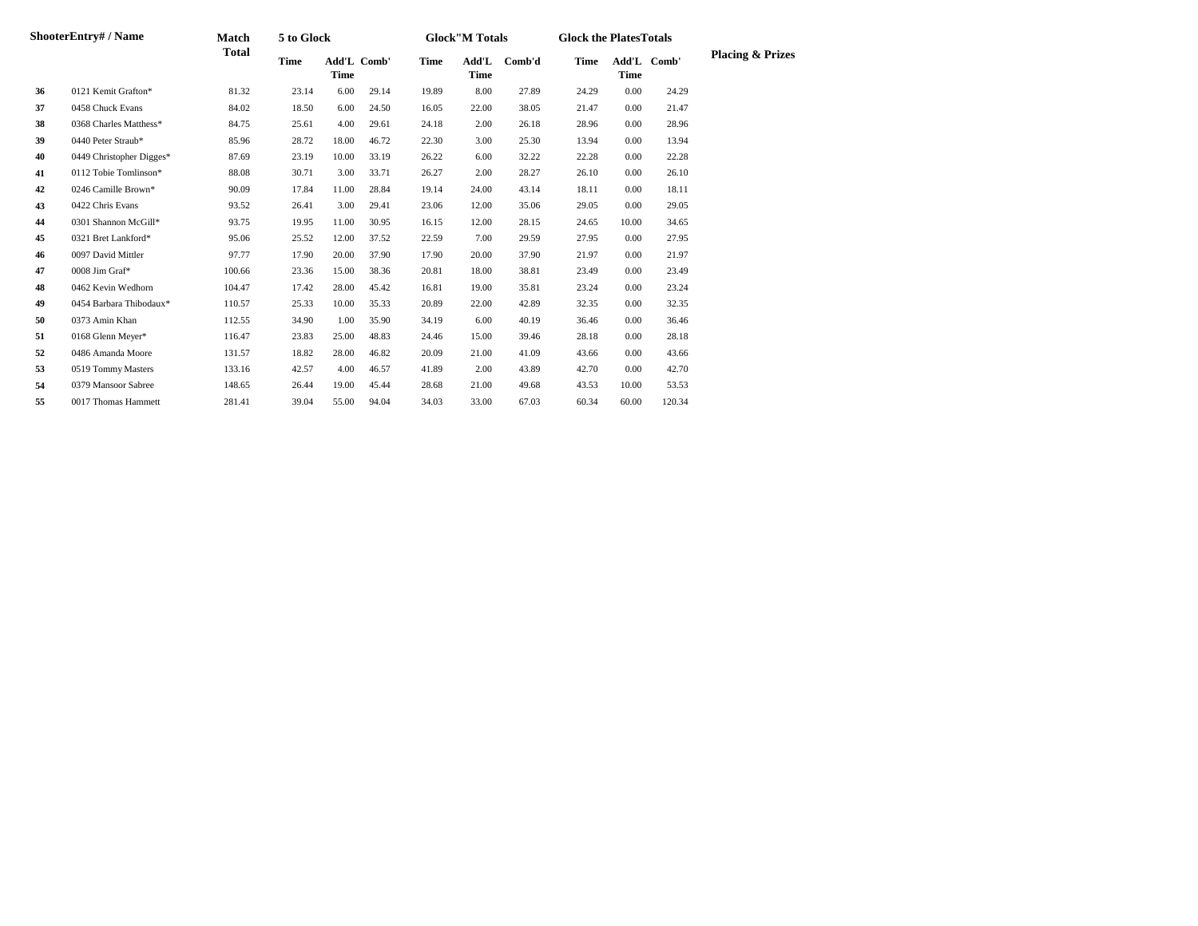| Shooter | Entry# / Name | Match Total | 5 to Glock | | | Glock"M Totals | | | Glock the Plates Totals | | | Placing & Prizes |
|---|---|---|---|---|---|---|---|---|---|---|---|---|
| | | | Time | Add'L Time | Comb' | Time | Add'L Time | Comb'd | Time | Add'L Time | Comb' | |
| 36 | 0121 Kemit Grafton* | 81.32 | 23.14 | 6.00 | 29.14 | 19.89 | 8.00 | 27.89 | 24.29 | 0.00 | 24.29 | |
| 37 | 0458 Chuck Evans | 84.02 | 18.50 | 6.00 | 24.50 | 16.05 | 22.00 | 38.05 | 21.47 | 0.00 | 21.47 | |
| 38 | 0368 Charles Matthess* | 84.75 | 25.61 | 4.00 | 29.61 | 24.18 | 2.00 | 26.18 | 28.96 | 0.00 | 28.96 | |
| 39 | 0440 Peter Straub* | 85.96 | 28.72 | 18.00 | 46.72 | 22.30 | 3.00 | 25.30 | 13.94 | 0.00 | 13.94 | |
| 40 | 0449 Christopher Digges* | 87.69 | 23.19 | 10.00 | 33.19 | 26.22 | 6.00 | 32.22 | 22.28 | 0.00 | 22.28 | |
| 41 | 0112 Tobie Tomlinson* | 88.08 | 30.71 | 3.00 | 33.71 | 26.27 | 2.00 | 28.27 | 26.10 | 0.00 | 26.10 | |
| 42 | 0246 Camille Brown* | 90.09 | 17.84 | 11.00 | 28.84 | 19.14 | 24.00 | 43.14 | 18.11 | 0.00 | 18.11 | |
| 43 | 0422 Chris Evans | 93.52 | 26.41 | 3.00 | 29.41 | 23.06 | 12.00 | 35.06 | 29.05 | 0.00 | 29.05 | |
| 44 | 0301 Shannon McGill* | 93.75 | 19.95 | 11.00 | 30.95 | 16.15 | 12.00 | 28.15 | 24.65 | 10.00 | 34.65 | |
| 45 | 0321 Bret Lankford* | 95.06 | 25.52 | 12.00 | 37.52 | 22.59 | 7.00 | 29.59 | 27.95 | 0.00 | 27.95 | |
| 46 | 0097 David Mittler | 97.77 | 17.90 | 20.00 | 37.90 | 17.90 | 20.00 | 37.90 | 21.97 | 0.00 | 21.97 | |
| 47 | 0008 Jim Graf* | 100.66 | 23.36 | 15.00 | 38.36 | 20.81 | 18.00 | 38.81 | 23.49 | 0.00 | 23.49 | |
| 48 | 0462 Kevin Wedhorn | 104.47 | 17.42 | 28.00 | 45.42 | 16.81 | 19.00 | 35.81 | 23.24 | 0.00 | 23.24 | |
| 49 | 0454 Barbara Thibodaux* | 110.57 | 25.33 | 10.00 | 35.33 | 20.89 | 22.00 | 42.89 | 32.35 | 0.00 | 32.35 | |
| 50 | 0373 Amin Khan | 112.55 | 34.90 | 1.00 | 35.90 | 34.19 | 6.00 | 40.19 | 36.46 | 0.00 | 36.46 | |
| 51 | 0168 Glenn Meyer* | 116.47 | 23.83 | 25.00 | 48.83 | 24.46 | 15.00 | 39.46 | 28.18 | 0.00 | 28.18 | |
| 52 | 0486 Amanda Moore | 131.57 | 18.82 | 28.00 | 46.82 | 20.09 | 21.00 | 41.09 | 43.66 | 0.00 | 43.66 | |
| 53 | 0519 Tommy Masters | 133.16 | 42.57 | 4.00 | 46.57 | 41.89 | 2.00 | 43.89 | 42.70 | 0.00 | 42.70 | |
| 54 | 0379 Mansoor Sabree | 148.65 | 26.44 | 19.00 | 45.44 | 28.68 | 21.00 | 49.68 | 43.53 | 10.00 | 53.53 | |
| 55 | 0017 Thomas Hammett | 281.41 | 39.04 | 55.00 | 94.04 | 34.03 | 33.00 | 67.03 | 60.34 | 60.00 | 120.34 | |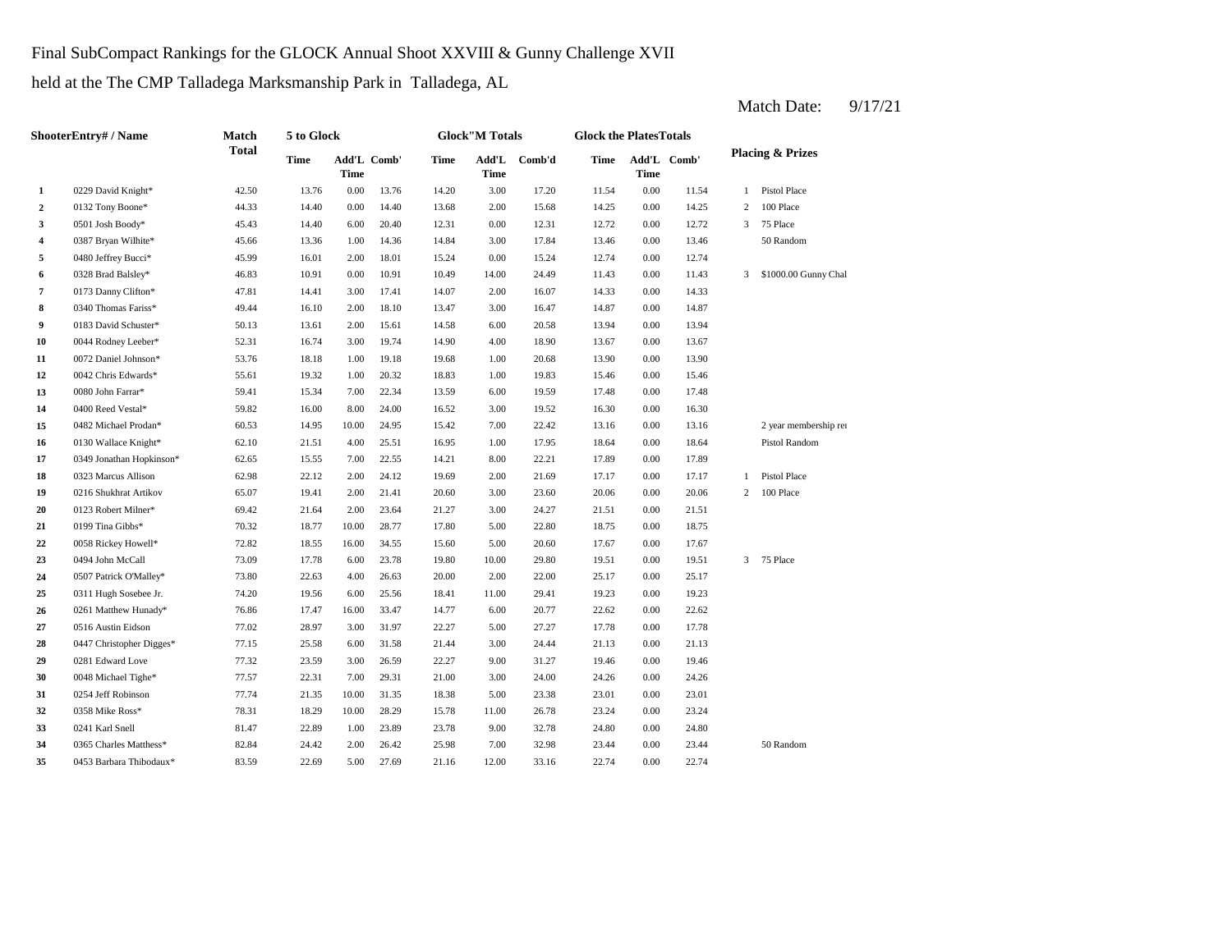Final SubCompact Rankings for the GLOCK Annual Shoot XXVIII & Gunny Challenge XVII

held at the The CMP Talladega Marksmanship Park in Talladega, AL

Match Date: 9/17/21

| | ShooterEntry# / Name | Match Total | 5 to Glock | | | Glock"M Totals | | | Glock the PlatesTotals | | | Placing & Prizes | |
|---|---|---|---|---|---|---|---|---|---|---|---|---|---|
| | | | Time | Add'L Time | Comb' | Time | Add'L Time | Comb'd | Time | Add'L Time | Comb' | | |
| 1 | 0229 David Knight* | 42.50 | 13.76 | 0.00 | 13.76 | 14.20 | 3.00 | 17.20 | 11.54 | 0.00 | 11.54 | 1 | Pistol Place |
| 2 | 0132 Tony Boone* | 44.33 | 14.40 | 0.00 | 14.40 | 13.68 | 2.00 | 15.68 | 14.25 | 0.00 | 14.25 | 2 | 100 Place |
| 3 | 0501 Josh Boody* | 45.43 | 14.40 | 6.00 | 20.40 | 12.31 | 0.00 | 12.31 | 12.72 | 0.00 | 12.72 | 3 | 75 Place |
| 4 | 0387 Bryan Wilhite* | 45.66 | 13.36 | 1.00 | 14.36 | 14.84 | 3.00 | 17.84 | 13.46 | 0.00 | 13.46 | | 50 Random |
| 5 | 0480 Jeffrey Bucci* | 45.99 | 16.01 | 2.00 | 18.01 | 15.24 | 0.00 | 15.24 | 12.74 | 0.00 | 12.74 | | |
| 6 | 0328 Brad Balsley* | 46.83 | 10.91 | 0.00 | 10.91 | 10.49 | 14.00 | 24.49 | 11.43 | 0.00 | 11.43 | 3 | $1000.00 Gunny Chal |
| 7 | 0173 Danny Clifton* | 47.81 | 14.41 | 3.00 | 17.41 | 14.07 | 2.00 | 16.07 | 14.33 | 0.00 | 14.33 | | |
| 8 | 0340 Thomas Fariss* | 49.44 | 16.10 | 2.00 | 18.10 | 13.47 | 3.00 | 16.47 | 14.87 | 0.00 | 14.87 | | |
| 9 | 0183 David Schuster* | 50.13 | 13.61 | 2.00 | 15.61 | 14.58 | 6.00 | 20.58 | 13.94 | 0.00 | 13.94 | | |
| 10 | 0044 Rodney Leeber* | 52.31 | 16.74 | 3.00 | 19.74 | 14.90 | 4.00 | 18.90 | 13.67 | 0.00 | 13.67 | | |
| 11 | 0072 Daniel Johnson* | 53.76 | 18.18 | 1.00 | 19.18 | 19.68 | 1.00 | 20.68 | 13.90 | 0.00 | 13.90 | | |
| 12 | 0042 Chris Edwards* | 55.61 | 19.32 | 1.00 | 20.32 | 18.83 | 1.00 | 19.83 | 15.46 | 0.00 | 15.46 | | |
| 13 | 0080 John Farrar* | 59.41 | 15.34 | 7.00 | 22.34 | 13.59 | 6.00 | 19.59 | 17.48 | 0.00 | 17.48 | | |
| 14 | 0400 Reed Vestal* | 59.82 | 16.00 | 8.00 | 24.00 | 16.52 | 3.00 | 19.52 | 16.30 | 0.00 | 16.30 | | |
| 15 | 0482 Michael Prodan* | 60.53 | 14.95 | 10.00 | 24.95 | 15.42 | 7.00 | 22.42 | 13.16 | 0.00 | 13.16 | | 2 year membership rei |
| 16 | 0130 Wallace Knight* | 62.10 | 21.51 | 4.00 | 25.51 | 16.95 | 1.00 | 17.95 | 18.64 | 0.00 | 18.64 | | Pistol Random |
| 17 | 0349 Jonathan Hopkinson* | 62.65 | 15.55 | 7.00 | 22.55 | 14.21 | 8.00 | 22.21 | 17.89 | 0.00 | 17.89 | | |
| 18 | 0323 Marcus Allison | 62.98 | 22.12 | 2.00 | 24.12 | 19.69 | 2.00 | 21.69 | 17.17 | 0.00 | 17.17 | 1 | Pistol Place |
| 19 | 0216 Shukhrat Artikov | 65.07 | 19.41 | 2.00 | 21.41 | 20.60 | 3.00 | 23.60 | 20.06 | 0.00 | 20.06 | 2 | 100 Place |
| 20 | 0123 Robert Milner* | 69.42 | 21.64 | 2.00 | 23.64 | 21.27 | 3.00 | 24.27 | 21.51 | 0.00 | 21.51 | | |
| 21 | 0199 Tina Gibbs* | 70.32 | 18.77 | 10.00 | 28.77 | 17.80 | 5.00 | 22.80 | 18.75 | 0.00 | 18.75 | | |
| 22 | 0058 Rickey Howell* | 72.82 | 18.55 | 16.00 | 34.55 | 15.60 | 5.00 | 20.60 | 17.67 | 0.00 | 17.67 | | |
| 23 | 0494 John McCall | 73.09 | 17.78 | 6.00 | 23.78 | 19.80 | 10.00 | 29.80 | 19.51 | 0.00 | 19.51 | 3 | 75 Place |
| 24 | 0507 Patrick O'Malley* | 73.80 | 22.63 | 4.00 | 26.63 | 20.00 | 2.00 | 22.00 | 25.17 | 0.00 | 25.17 | | |
| 25 | 0311 Hugh Sosebee Jr. | 74.20 | 19.56 | 6.00 | 25.56 | 18.41 | 11.00 | 29.41 | 19.23 | 0.00 | 19.23 | | |
| 26 | 0261 Matthew Hunady* | 76.86 | 17.47 | 16.00 | 33.47 | 14.77 | 6.00 | 20.77 | 22.62 | 0.00 | 22.62 | | |
| 27 | 0516 Austin Eidson | 77.02 | 28.97 | 3.00 | 31.97 | 22.27 | 5.00 | 27.27 | 17.78 | 0.00 | 17.78 | | |
| 28 | 0447 Christopher Digges* | 77.15 | 25.58 | 6.00 | 31.58 | 21.44 | 3.00 | 24.44 | 21.13 | 0.00 | 21.13 | | |
| 29 | 0281 Edward Love | 77.32 | 23.59 | 3.00 | 26.59 | 22.27 | 9.00 | 31.27 | 19.46 | 0.00 | 19.46 | | |
| 30 | 0048 Michael Tighe* | 77.57 | 22.31 | 7.00 | 29.31 | 21.00 | 3.00 | 24.00 | 24.26 | 0.00 | 24.26 | | |
| 31 | 0254 Jeff Robinson | 77.74 | 21.35 | 10.00 | 31.35 | 18.38 | 5.00 | 23.38 | 23.01 | 0.00 | 23.01 | | |
| 32 | 0358 Mike Ross* | 78.31 | 18.29 | 10.00 | 28.29 | 15.78 | 11.00 | 26.78 | 23.24 | 0.00 | 23.24 | | |
| 33 | 0241 Karl Snell | 81.47 | 22.89 | 1.00 | 23.89 | 23.78 | 9.00 | 32.78 | 24.80 | 0.00 | 24.80 | | |
| 34 | 0365 Charles Matthess* | 82.84 | 24.42 | 2.00 | 26.42 | 25.98 | 7.00 | 32.98 | 23.44 | 0.00 | 23.44 | | 50 Random |
| 35 | 0453 Barbara Thibodaux* | 83.59 | 22.69 | 5.00 | 27.69 | 21.16 | 12.00 | 33.16 | 22.74 | 0.00 | 22.74 | | |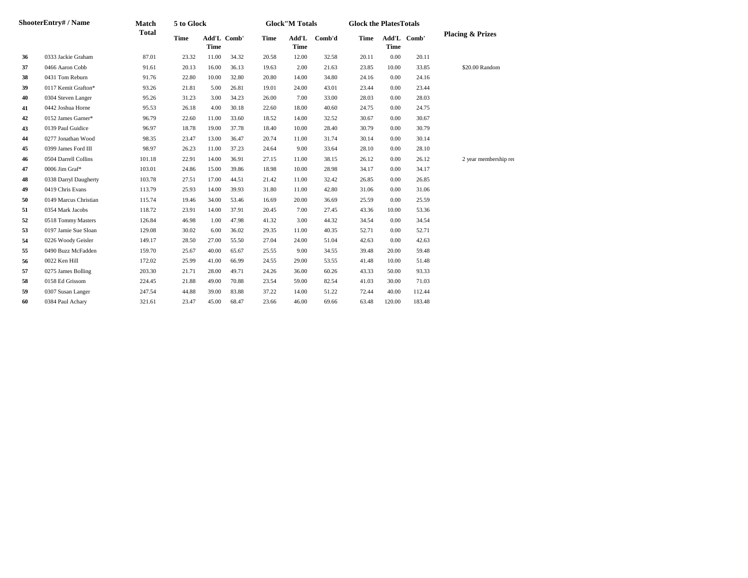| ShooterEntry# / Name | | Match Total | 5 to Glock | | | Glock"M Totals | | | Glock the PlatesTotals | | | Placing & Prizes |
|---|---|---|---|---|---|---|---|---|---|---|---|---|
| | | | Time | Add'L Time | Comb' | Time | Add'L Time | Comb'd | Time | Add'L Time | Comb' | |
| 36 | 0333 Jackie Graham | 87.01 | 23.32 | 11.00 | 34.32 | 20.58 | 12.00 | 32.58 | 20.11 | 0.00 | 20.11 | |
| 37 | 0466 Aaron Cobb | 91.61 | 20.13 | 16.00 | 36.13 | 19.63 | 2.00 | 21.63 | 23.85 | 10.00 | 33.85 | $20.00 Random |
| 38 | 0431 Tom Reburn | 91.76 | 22.80 | 10.00 | 32.80 | 20.80 | 14.00 | 34.80 | 24.16 | 0.00 | 24.16 | |
| 39 | 0117 Kemit Grafton* | 93.26 | 21.81 | 5.00 | 26.81 | 19.01 | 24.00 | 43.01 | 23.44 | 0.00 | 23.44 | |
| 40 | 0304 Steven Langer | 95.26 | 31.23 | 3.00 | 34.23 | 26.00 | 7.00 | 33.00 | 28.03 | 0.00 | 28.03 | |
| 41 | 0442 Joshua Horne | 95.53 | 26.18 | 4.00 | 30.18 | 22.60 | 18.00 | 40.60 | 24.75 | 0.00 | 24.75 | |
| 42 | 0152 James Garner* | 96.79 | 22.60 | 11.00 | 33.60 | 18.52 | 14.00 | 32.52 | 30.67 | 0.00 | 30.67 | |
| 43 | 0139 Paul Guidice | 96.97 | 18.78 | 19.00 | 37.78 | 18.40 | 10.00 | 28.40 | 30.79 | 0.00 | 30.79 | |
| 44 | 0277 Jonathan Wood | 98.35 | 23.47 | 13.00 | 36.47 | 20.74 | 11.00 | 31.74 | 30.14 | 0.00 | 30.14 | |
| 45 | 0399 James Ford III | 98.97 | 26.23 | 11.00 | 37.23 | 24.64 | 9.00 | 33.64 | 28.10 | 0.00 | 28.10 | |
| 46 | 0504 Darrell Collins | 101.18 | 22.91 | 14.00 | 36.91 | 27.15 | 11.00 | 38.15 | 26.12 | 0.00 | 26.12 | 2 year membership re |
| 47 | 0006 Jim Graf* | 103.01 | 24.86 | 15.00 | 39.86 | 18.98 | 10.00 | 28.98 | 34.17 | 0.00 | 34.17 | |
| 48 | 0338 Darryl Daugherty | 103.78 | 27.51 | 17.00 | 44.51 | 21.42 | 11.00 | 32.42 | 26.85 | 0.00 | 26.85 | |
| 49 | 0419 Chris Evans | 113.79 | 25.93 | 14.00 | 39.93 | 31.80 | 11.00 | 42.80 | 31.06 | 0.00 | 31.06 | |
| 50 | 0149 Marcus Christian | 115.74 | 19.46 | 34.00 | 53.46 | 16.69 | 20.00 | 36.69 | 25.59 | 0.00 | 25.59 | |
| 51 | 0354 Mark Jacobs | 118.72 | 23.91 | 14.00 | 37.91 | 20.45 | 7.00 | 27.45 | 43.36 | 10.00 | 53.36 | |
| 52 | 0518 Tommy Masters | 126.84 | 46.98 | 1.00 | 47.98 | 41.32 | 3.00 | 44.32 | 34.54 | 0.00 | 34.54 | |
| 53 | 0197 Jamie Sue Sloan | 129.08 | 30.02 | 6.00 | 36.02 | 29.35 | 11.00 | 40.35 | 52.71 | 0.00 | 52.71 | |
| 54 | 0226 Woody Geisler | 149.17 | 28.50 | 27.00 | 55.50 | 27.04 | 24.00 | 51.04 | 42.63 | 0.00 | 42.63 | |
| 55 | 0490 Buzz McFadden | 159.70 | 25.67 | 40.00 | 65.67 | 25.55 | 9.00 | 34.55 | 39.48 | 20.00 | 59.48 | |
| 56 | 0022 Ken Hill | 172.02 | 25.99 | 41.00 | 66.99 | 24.55 | 29.00 | 53.55 | 41.48 | 10.00 | 51.48 | |
| 57 | 0275 James Bolling | 203.30 | 21.71 | 28.00 | 49.71 | 24.26 | 36.00 | 60.26 | 43.33 | 50.00 | 93.33 | |
| 58 | 0158 Ed Grissom | 224.45 | 21.88 | 49.00 | 70.88 | 23.54 | 59.00 | 82.54 | 41.03 | 30.00 | 71.03 | |
| 59 | 0307 Susan Langer | 247.54 | 44.88 | 39.00 | 83.88 | 37.22 | 14.00 | 51.22 | 72.44 | 40.00 | 112.44 | |
| 60 | 0384 Paul Achary | 321.61 | 23.47 | 45.00 | 68.47 | 23.66 | 46.00 | 69.66 | 63.48 | 120.00 | 183.48 | |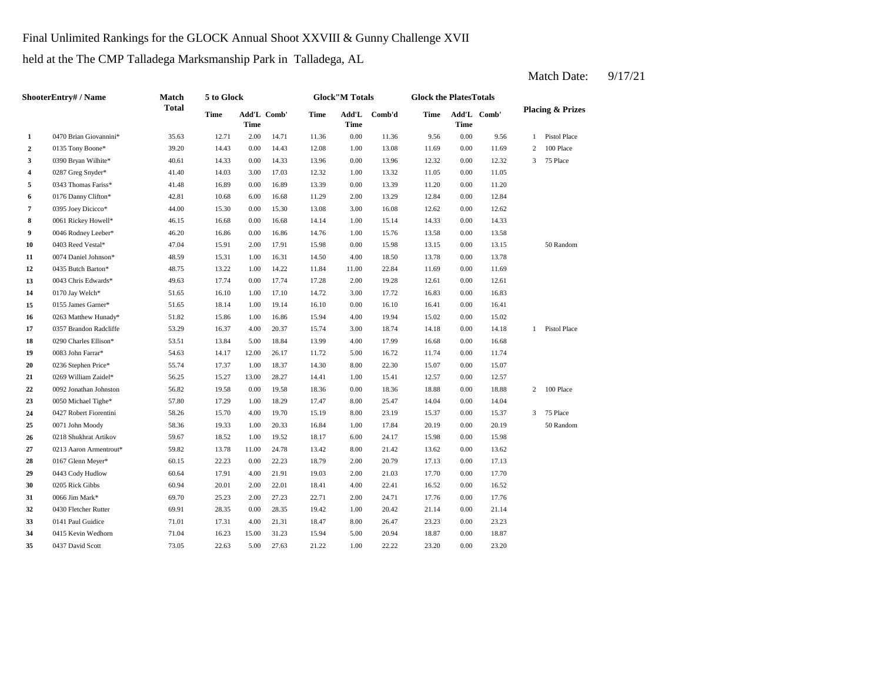Final Unlimited Rankings for the GLOCK Annual Shoot XXVIII & Gunny Challenge XVII

held at the The CMP Talladega Marksmanship Park in Talladega, AL

Match Date: 9/17/21

| | ShooterEntry# / Name | Match Total | 5 to Glock | | | Glock"M Totals | | | Glock the PlatesTotals | | | Placing & Prizes | |
|---|---|---|---|---|---|---|---|---|---|---|---|---|---|
| | | | Time | Add'L Time | Comb' | Time | Add'L Time | Comb'd | Time | Add'L Time | Comb' | | |
| 1 | 0470 Brian Giovannini* | 35.63 | 12.71 | 2.00 | 14.71 | 11.36 | 0.00 | 11.36 | 9.56 | 0.00 | 9.56 | 1 | Pistol Place |
| 2 | 0135 Tony Boone* | 39.20 | 14.43 | 0.00 | 14.43 | 12.08 | 1.00 | 13.08 | 11.69 | 0.00 | 11.69 | 2 | 100 Place |
| 3 | 0390 Bryan Wilhite* | 40.61 | 14.33 | 0.00 | 14.33 | 13.96 | 0.00 | 13.96 | 12.32 | 0.00 | 12.32 | 3 | 75 Place |
| 4 | 0287 Greg Snyder* | 41.40 | 14.03 | 3.00 | 17.03 | 12.32 | 1.00 | 13.32 | 11.05 | 0.00 | 11.05 | | |
| 5 | 0343 Thomas Fariss* | 41.48 | 16.89 | 0.00 | 16.89 | 13.39 | 0.00 | 13.39 | 11.20 | 0.00 | 11.20 | | |
| 6 | 0176 Danny Clifton* | 42.81 | 10.68 | 6.00 | 16.68 | 11.29 | 2.00 | 13.29 | 12.84 | 0.00 | 12.84 | | |
| 7 | 0395 Joey Dicicco* | 44.00 | 15.30 | 0.00 | 15.30 | 13.08 | 3.00 | 16.08 | 12.62 | 0.00 | 12.62 | | |
| 8 | 0061 Rickey Howell* | 46.15 | 16.68 | 0.00 | 16.68 | 14.14 | 1.00 | 15.14 | 14.33 | 0.00 | 14.33 | | |
| 9 | 0046 Rodney Leeber* | 46.20 | 16.86 | 0.00 | 16.86 | 14.76 | 1.00 | 15.76 | 13.58 | 0.00 | 13.58 | | |
| 10 | 0403 Reed Vestal* | 47.04 | 15.91 | 2.00 | 17.91 | 15.98 | 0.00 | 15.98 | 13.15 | 0.00 | 13.15 | | 50 Random |
| 11 | 0074 Daniel Johnson* | 48.59 | 15.31 | 1.00 | 16.31 | 14.50 | 4.00 | 18.50 | 13.78 | 0.00 | 13.78 | | |
| 12 | 0435 Butch Barton* | 48.75 | 13.22 | 1.00 | 14.22 | 11.84 | 11.00 | 22.84 | 11.69 | 0.00 | 11.69 | | |
| 13 | 0043 Chris Edwards* | 49.63 | 17.74 | 0.00 | 17.74 | 17.28 | 2.00 | 19.28 | 12.61 | 0.00 | 12.61 | | |
| 14 | 0170 Jay Welch* | 51.65 | 16.10 | 1.00 | 17.10 | 14.72 | 3.00 | 17.72 | 16.83 | 0.00 | 16.83 | | |
| 15 | 0155 James Garner* | 51.65 | 18.14 | 1.00 | 19.14 | 16.10 | 0.00 | 16.10 | 16.41 | 0.00 | 16.41 | | |
| 16 | 0263 Matthew Hunady* | 51.82 | 15.86 | 1.00 | 16.86 | 15.94 | 4.00 | 19.94 | 15.02 | 0.00 | 15.02 | | |
| 17 | 0357 Brandon Radcliffe | 53.29 | 16.37 | 4.00 | 20.37 | 15.74 | 3.00 | 18.74 | 14.18 | 0.00 | 14.18 | 1 | Pistol Place |
| 18 | 0290 Charles Ellison* | 53.51 | 13.84 | 5.00 | 18.84 | 13.99 | 4.00 | 17.99 | 16.68 | 0.00 | 16.68 | | |
| 19 | 0083 John Farrar* | 54.63 | 14.17 | 12.00 | 26.17 | 11.72 | 5.00 | 16.72 | 11.74 | 0.00 | 11.74 | | |
| 20 | 0236 Stephen Price* | 55.74 | 17.37 | 1.00 | 18.37 | 14.30 | 8.00 | 22.30 | 15.07 | 0.00 | 15.07 | | |
| 21 | 0269 William Zaidel* | 56.25 | 15.27 | 13.00 | 28.27 | 14.41 | 1.00 | 15.41 | 12.57 | 0.00 | 12.57 | | |
| 22 | 0092 Jonathan Johnston | 56.82 | 19.58 | 0.00 | 19.58 | 18.36 | 0.00 | 18.36 | 18.88 | 0.00 | 18.88 | 2 | 100 Place |
| 23 | 0050 Michael Tighe* | 57.80 | 17.29 | 1.00 | 18.29 | 17.47 | 8.00 | 25.47 | 14.04 | 0.00 | 14.04 | | |
| 24 | 0427 Robert Fiorentini | 58.26 | 15.70 | 4.00 | 19.70 | 15.19 | 8.00 | 23.19 | 15.37 | 0.00 | 15.37 | 3 | 75 Place |
| 25 | 0071 John Moody | 58.36 | 19.33 | 1.00 | 20.33 | 16.84 | 1.00 | 17.84 | 20.19 | 0.00 | 20.19 | | 50 Random |
| 26 | 0218 Shukhrat Artikov | 59.67 | 18.52 | 1.00 | 19.52 | 18.17 | 6.00 | 24.17 | 15.98 | 0.00 | 15.98 | | |
| 27 | 0213 Aaron Armentrout* | 59.82 | 13.78 | 11.00 | 24.78 | 13.42 | 8.00 | 21.42 | 13.62 | 0.00 | 13.62 | | |
| 28 | 0167 Glenn Meyer* | 60.15 | 22.23 | 0.00 | 22.23 | 18.79 | 2.00 | 20.79 | 17.13 | 0.00 | 17.13 | | |
| 29 | 0443 Cody Hudlow | 60.64 | 17.91 | 4.00 | 21.91 | 19.03 | 2.00 | 21.03 | 17.70 | 0.00 | 17.70 | | |
| 30 | 0205 Rick Gibbs | 60.94 | 20.01 | 2.00 | 22.01 | 18.41 | 4.00 | 22.41 | 16.52 | 0.00 | 16.52 | | |
| 31 | 0066 Jim Mark* | 69.70 | 25.23 | 2.00 | 27.23 | 22.71 | 2.00 | 24.71 | 17.76 | 0.00 | 17.76 | | |
| 32 | 0430 Fletcher Rutter | 69.91 | 28.35 | 0.00 | 28.35 | 19.42 | 1.00 | 20.42 | 21.14 | 0.00 | 21.14 | | |
| 33 | 0141 Paul Guidice | 71.01 | 17.31 | 4.00 | 21.31 | 18.47 | 8.00 | 26.47 | 23.23 | 0.00 | 23.23 | | |
| 34 | 0415 Kevin Wedhorn | 71.04 | 16.23 | 15.00 | 31.23 | 15.94 | 5.00 | 20.94 | 18.87 | 0.00 | 18.87 | | |
| 35 | 0437 David Scott | 73.05 | 22.63 | 5.00 | 27.63 | 21.22 | 1.00 | 22.22 | 23.20 | 0.00 | 23.20 | | |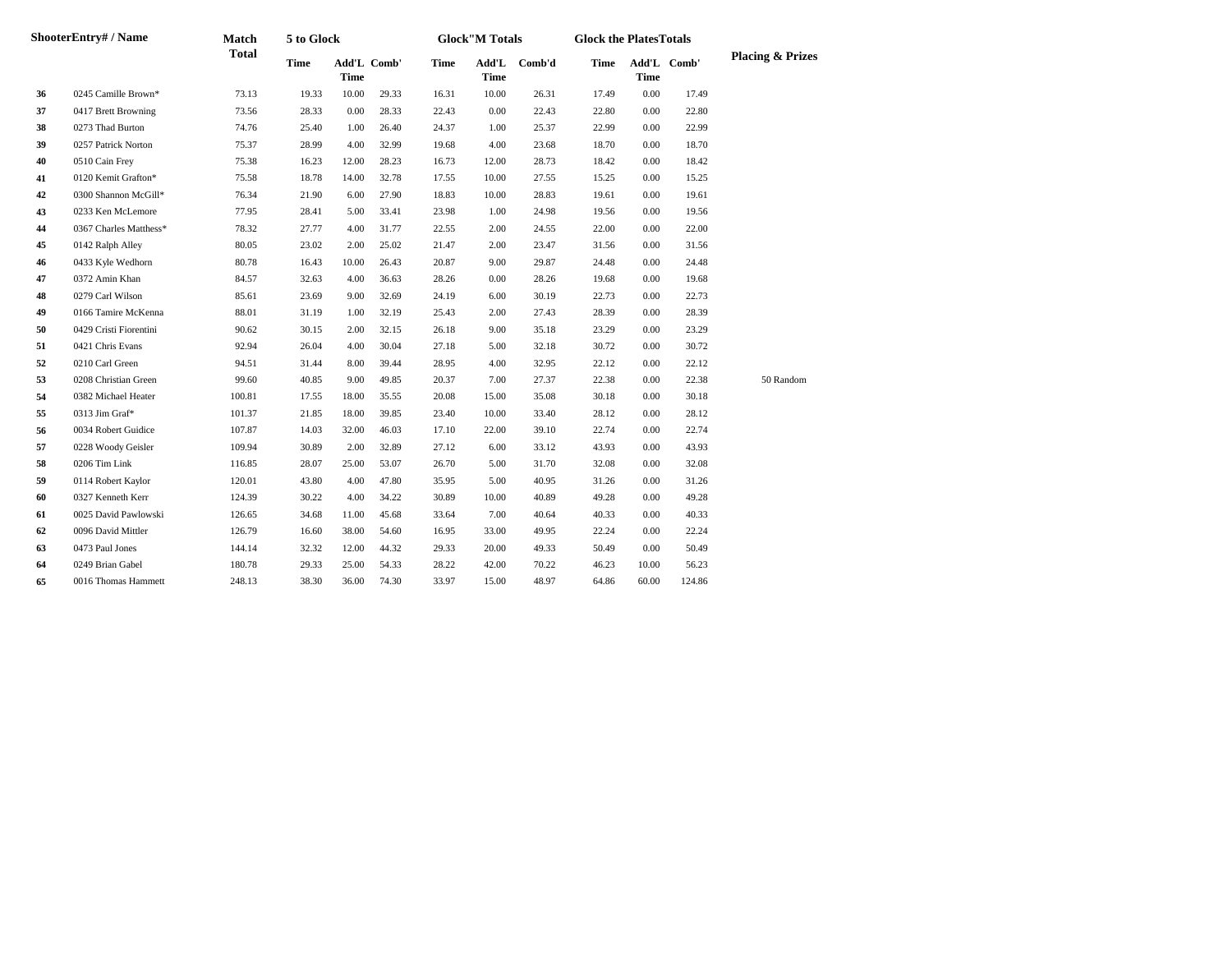| Shooter | Entry# / Name | Match Total | 5 to Glock | | | Glock"M Totals | | | Glock the Plates Totals | | | Placing & Prizes |
|---|---|---|---|---|---|---|---|---|---|---|---|---|
| | | | Time | Add'L Time | Comb' | Time | Add'L Time | Comb'd | Time | Add'L Time | Comb' | |
| 36 | 0245 Camille Brown* | 73.13 | 19.33 | 10.00 | 29.33 | 16.31 | 10.00 | 26.31 | 17.49 | 0.00 | 17.49 | |
| 37 | 0417 Brett Browning | 73.56 | 28.33 | 0.00 | 28.33 | 22.43 | 0.00 | 22.43 | 22.80 | 0.00 | 22.80 | |
| 38 | 0273 Thad Burton | 74.76 | 25.40 | 1.00 | 26.40 | 24.37 | 1.00 | 25.37 | 22.99 | 0.00 | 22.99 | |
| 39 | 0257 Patrick Norton | 75.37 | 28.99 | 4.00 | 32.99 | 19.68 | 4.00 | 23.68 | 18.70 | 0.00 | 18.70 | |
| 40 | 0510 Cain Frey | 75.38 | 16.23 | 12.00 | 28.23 | 16.73 | 12.00 | 28.73 | 18.42 | 0.00 | 18.42 | |
| 41 | 0120 Kemit Grafton* | 75.58 | 18.78 | 14.00 | 32.78 | 17.55 | 10.00 | 27.55 | 15.25 | 0.00 | 15.25 | |
| 42 | 0300 Shannon McGill* | 76.34 | 21.90 | 6.00 | 27.90 | 18.83 | 10.00 | 28.83 | 19.61 | 0.00 | 19.61 | |
| 43 | 0233 Ken McLemore | 77.95 | 28.41 | 5.00 | 33.41 | 23.98 | 1.00 | 24.98 | 19.56 | 0.00 | 19.56 | |
| 44 | 0367 Charles Matthess* | 78.32 | 27.77 | 4.00 | 31.77 | 22.55 | 2.00 | 24.55 | 22.00 | 0.00 | 22.00 | |
| 45 | 0142 Ralph Alley | 80.05 | 23.02 | 2.00 | 25.02 | 21.47 | 2.00 | 23.47 | 31.56 | 0.00 | 31.56 | |
| 46 | 0433 Kyle Wedhorn | 80.78 | 16.43 | 10.00 | 26.43 | 20.87 | 9.00 | 29.87 | 24.48 | 0.00 | 24.48 | |
| 47 | 0372 Amin Khan | 84.57 | 32.63 | 4.00 | 36.63 | 28.26 | 0.00 | 28.26 | 19.68 | 0.00 | 19.68 | |
| 48 | 0279 Carl Wilson | 85.61 | 23.69 | 9.00 | 32.69 | 24.19 | 6.00 | 30.19 | 22.73 | 0.00 | 22.73 | |
| 49 | 0166 Tamire McKenna | 88.01 | 31.19 | 1.00 | 32.19 | 25.43 | 2.00 | 27.43 | 28.39 | 0.00 | 28.39 | |
| 50 | 0429 Cristi Fiorentini | 90.62 | 30.15 | 2.00 | 32.15 | 26.18 | 9.00 | 35.18 | 23.29 | 0.00 | 23.29 | |
| 51 | 0421 Chris Evans | 92.94 | 26.04 | 4.00 | 30.04 | 27.18 | 5.00 | 32.18 | 30.72 | 0.00 | 30.72 | |
| 52 | 0210 Carl Green | 94.51 | 31.44 | 8.00 | 39.44 | 28.95 | 4.00 | 32.95 | 22.12 | 0.00 | 22.12 | |
| 53 | 0208 Christian Green | 99.60 | 40.85 | 9.00 | 49.85 | 20.37 | 7.00 | 27.37 | 22.38 | 0.00 | 22.38 | 50 Random |
| 54 | 0382 Michael Heater | 100.81 | 17.55 | 18.00 | 35.55 | 20.08 | 15.00 | 35.08 | 30.18 | 0.00 | 30.18 | |
| 55 | 0313 Jim Graf* | 101.37 | 21.85 | 18.00 | 39.85 | 23.40 | 10.00 | 33.40 | 28.12 | 0.00 | 28.12 | |
| 56 | 0034 Robert Guidice | 107.87 | 14.03 | 32.00 | 46.03 | 17.10 | 22.00 | 39.10 | 22.74 | 0.00 | 22.74 | |
| 57 | 0228 Woody Geisler | 109.94 | 30.89 | 2.00 | 32.89 | 27.12 | 6.00 | 33.12 | 43.93 | 0.00 | 43.93 | |
| 58 | 0206 Tim Link | 116.85 | 28.07 | 25.00 | 53.07 | 26.70 | 5.00 | 31.70 | 32.08 | 0.00 | 32.08 | |
| 59 | 0114 Robert Kaylor | 120.01 | 43.80 | 4.00 | 47.80 | 35.95 | 5.00 | 40.95 | 31.26 | 0.00 | 31.26 | |
| 60 | 0327 Kenneth Kerr | 124.39 | 30.22 | 4.00 | 34.22 | 30.89 | 10.00 | 40.89 | 49.28 | 0.00 | 49.28 | |
| 61 | 0025 David Pawlowski | 126.65 | 34.68 | 11.00 | 45.68 | 33.64 | 7.00 | 40.64 | 40.33 | 0.00 | 40.33 | |
| 62 | 0096 David Mittler | 126.79 | 16.60 | 38.00 | 54.60 | 16.95 | 33.00 | 49.95 | 22.24 | 0.00 | 22.24 | |
| 63 | 0473 Paul Jones | 144.14 | 32.32 | 12.00 | 44.32 | 29.33 | 20.00 | 49.33 | 50.49 | 0.00 | 50.49 | |
| 64 | 0249 Brian Gabel | 180.78 | 29.33 | 25.00 | 54.33 | 28.22 | 42.00 | 70.22 | 46.23 | 10.00 | 56.23 | |
| 65 | 0016 Thomas Hammett | 248.13 | 38.30 | 36.00 | 74.30 | 33.97 | 15.00 | 48.97 | 64.86 | 60.00 | 124.86 | |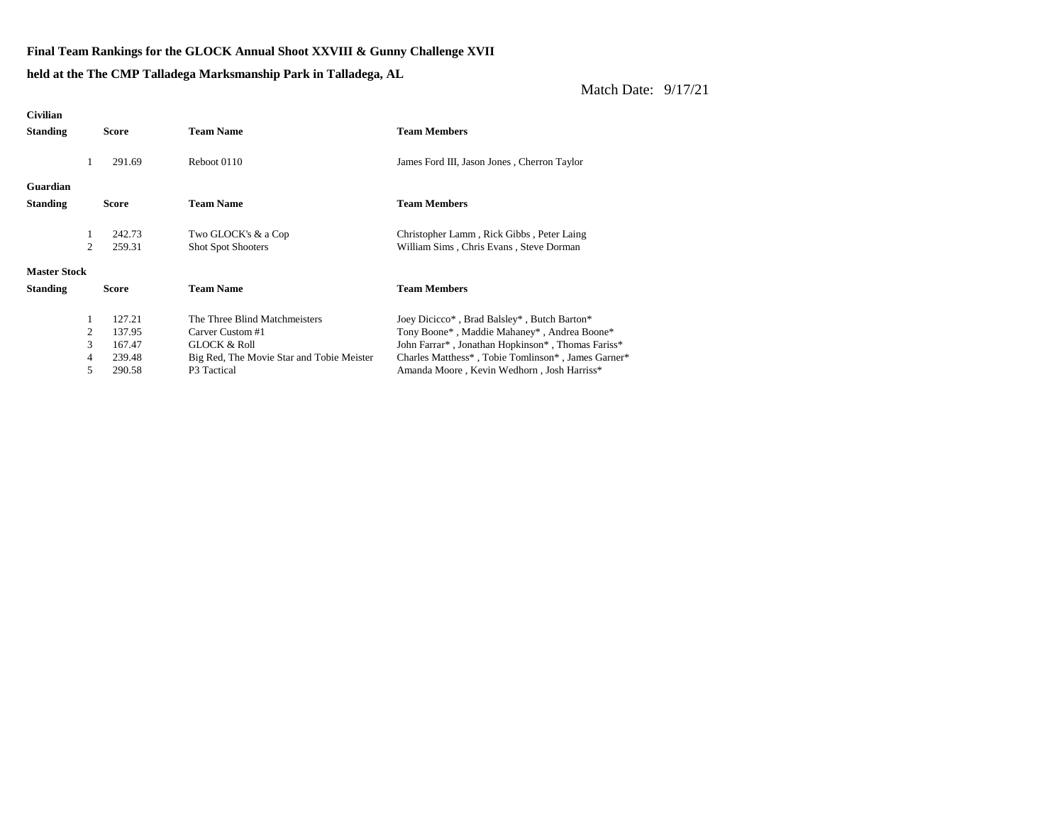**Final Team Rankings for the GLOCK Annual Shoot XXVIII & Gunny Challenge XVII**

**held at the The CMP Talladega Marksmanship Park in Talladega, AL**

Match Date: 9/17/21

**Civilian**

| Standing | Score | Team Name | Team Members |
|---|---|---|---|
| 1 | 291.69 | Reboot 0110 | James Ford III, Jason Jones , Cherron Taylor |

**Guardian**

| Standing | Score | Team Name | Team Members |
|---|---|---|---|
| 1 | 242.73 | Two GLOCK's & a Cop | Christopher Lamm , Rick Gibbs , Peter Laing |
| 2 | 259.31 | Shot Spot Shooters | William Sims , Chris Evans , Steve Dorman |

**Master Stock**

| Standing | Score | Team Name | Team Members |
|---|---|---|---|
| 1 | 127.21 | The Three Blind Matchmeisters | Joey Dicicco* , Brad Balsley* , Butch Barton* |
| 2 | 137.95 | Carver Custom #1 | Tony Boone* , Maddie Mahaney* , Andrea Boone* |
| 3 | 167.47 | GLOCK & Roll | John Farrar* , Jonathan Hopkinson* , Thomas Fariss* |
| 4 | 239.48 | Big Red, The Movie Star and Tobie Meister | Charles Matthess* , Tobie Tomlinson* , James Garner* |
| 5 | 290.58 | P3 Tactical | Amanda Moore , Kevin Wedhorn , Josh Harriss* |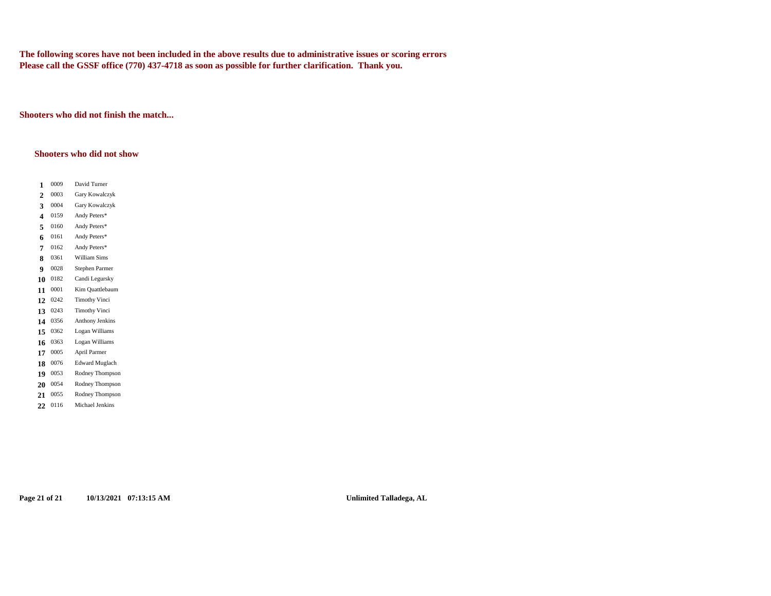**The following scores have not been included in the above results due to administrative issues or scoring errors**
**Please call the GSSF office (770) 437-4718 as soon as possible for further clarification.  Thank you.**

**Shooters who did not finish the match...**

**Shooters who did not show**

| | | |
|---|---|---|
| **1** | 0009 | David Turner |
| **2** | 0003 | Gary Kowalczyk |
| **3** | 0004 | Gary Kowalczyk |
| **4** | 0159 | Andy Peters* |
| **5** | 0160 | Andy Peters* |
| **6** | 0161 | Andy Peters* |
| **7** | 0162 | Andy Peters* |
| **8** | 0361 | William Sims |
| **9** | 0028 | Stephen Parmer |
| **10** | 0182 | Candi Legursky |
| **11** | 0001 | Kim Quattlebaum |
| **12** | 0242 | Timothy Vinci |
| **13** | 0243 | Timothy Vinci |
| **14** | 0356 | Anthony Jenkins |
| **15** | 0362 | Logan Williams |
| **16** | 0363 | Logan Williams |
| **17** | 0005 | April Parmer |
| **18** | 0076 | Edward Muglach |
| **19** | 0053 | Rodney Thompson |
| **20** | 0054 | Rodney Thompson |
| **21** | 0055 | Rodney Thompson |
| **22** | 0116 | Michael Jenkins |